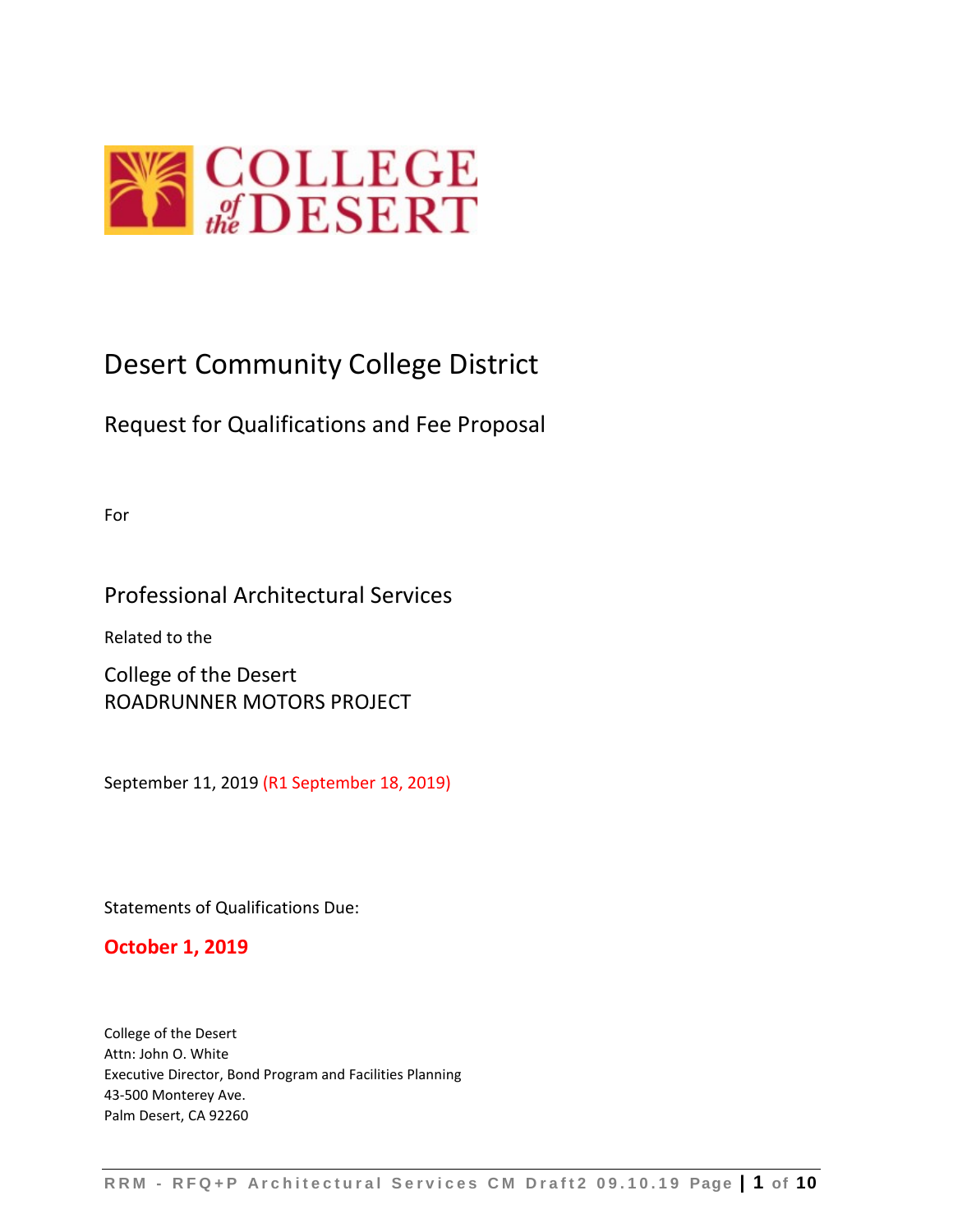# Desert Community College District

## Request for Qualifications and Fee Proposal

For

## Professional Architectural Services

Related to the

## College of the Desert
## ROADRUNNER MOTORS PROJECT

September 11, 2019 (R1 September 18, 2019)

Statements of Qualifications Due:

**October 1, 2019**

College of the Desert
Attn: John O. White
Executive Director, Bond Program and Facilities Planning
43-500 Monterey Ave.
Palm Desert, CA 92260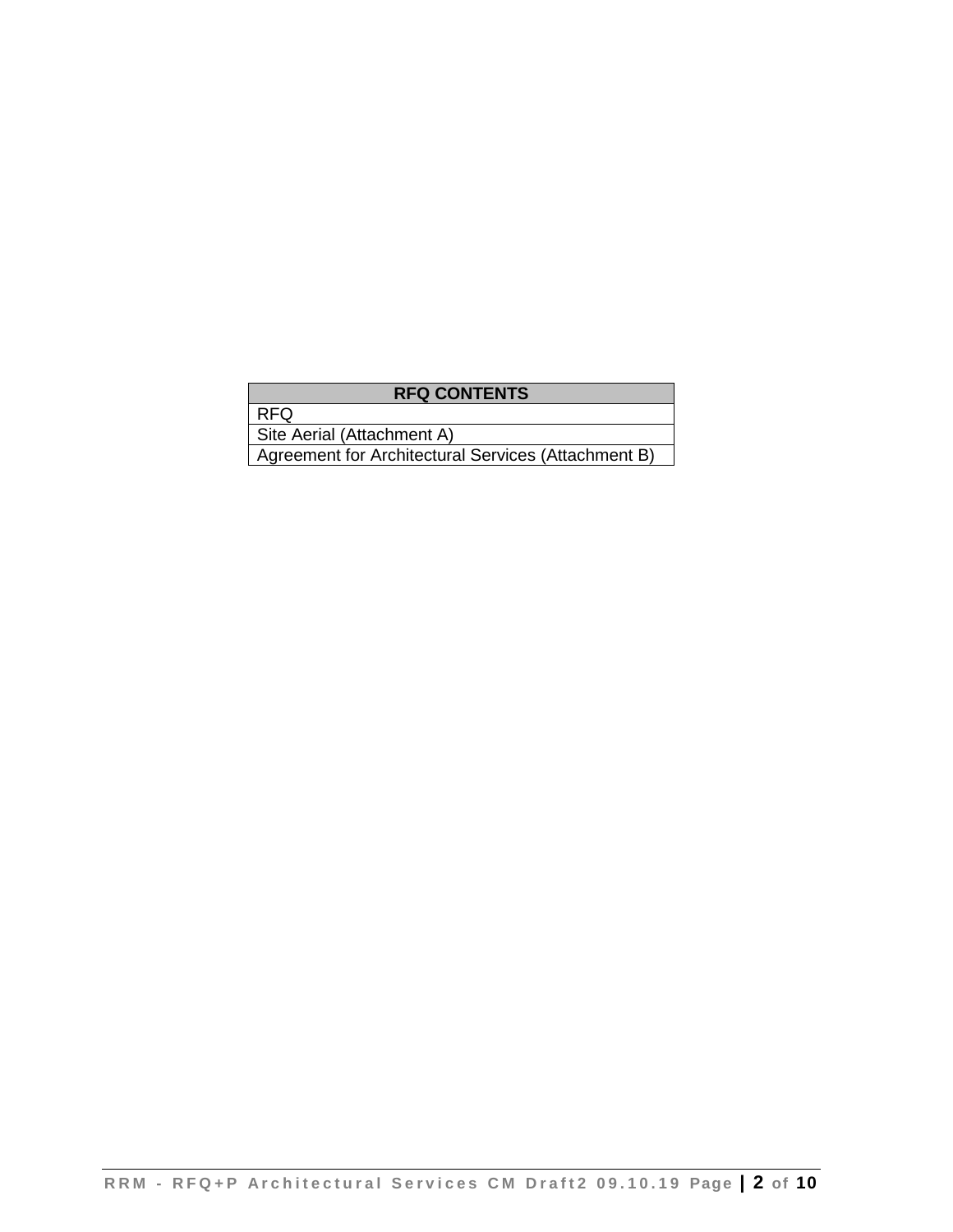| RFQ CONTENTS |
| --- |
| RFQ |
| Site Aerial (Attachment A) |
| Agreement for Architectural Services (Attachment B) |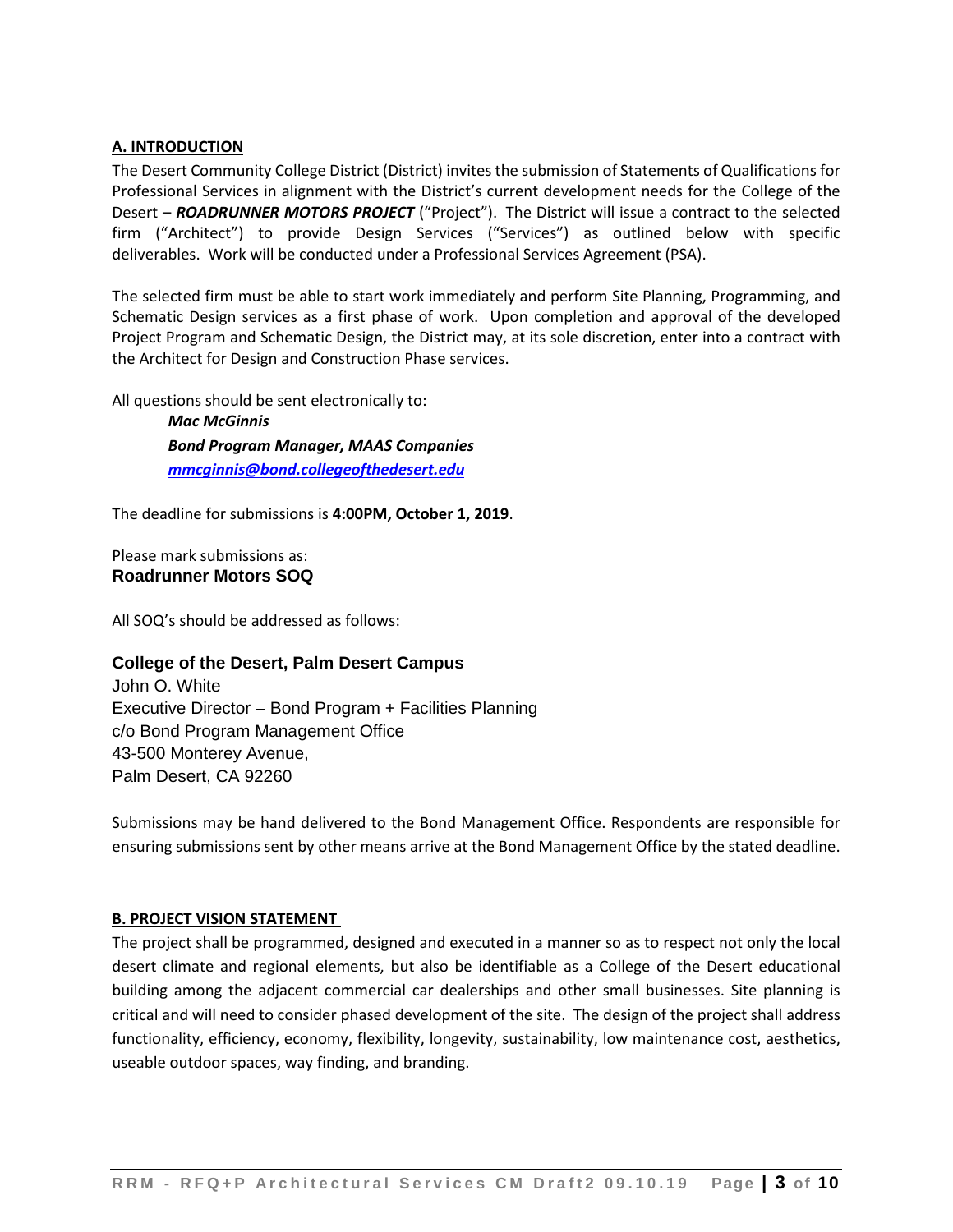## A. INTRODUCTION

The Desert Community College District (District) invites the submission of Statements of Qualifications for Professional Services in alignment with the District's current development needs for the College of the Desert – ***ROADRUNNER MOTORS PROJECT*** ("Project"). The District will issue a contract to the selected firm ("Architect") to provide Design Services ("Services") as outlined below with specific deliverables. Work will be conducted under a Professional Services Agreement (PSA).

The selected firm must be able to start work immediately and perform Site Planning, Programming, and Schematic Design services as a first phase of work. Upon completion and approval of the developed Project Program and Schematic Design, the District may, at its sole discretion, enter into a contract with the Architect for Design and Construction Phase services.

All questions should be sent electronically to:

> ***Mac McGinnis***
> ***Bond Program Manager, MAAS Companies***
> ***mmcginnis@bond.collegeofthedesert.edu***

The deadline for submissions is **4:00PM, October 1, 2019**.

Please mark submissions as:
**Roadrunner Motors SOQ**

All SOQ's should be addressed as follows:

**College of the Desert, Palm Desert Campus**
John O. White
Executive Director – Bond Program + Facilities Planning
c/o Bond Program Management Office
43-500 Monterey Avenue,
Palm Desert, CA 92260

Submissions may be hand delivered to the Bond Management Office. Respondents are responsible for ensuring submissions sent by other means arrive at the Bond Management Office by the stated deadline.

## B. PROJECT VISION STATEMENT

The project shall be programmed, designed and executed in a manner so as to respect not only the local desert climate and regional elements, but also be identifiable as a College of the Desert educational building among the adjacent commercial car dealerships and other small businesses. Site planning is critical and will need to consider phased development of the site. The design of the project shall address functionality, efficiency, economy, flexibility, longevity, sustainability, low maintenance cost, aesthetics, useable outdoor spaces, way finding, and branding.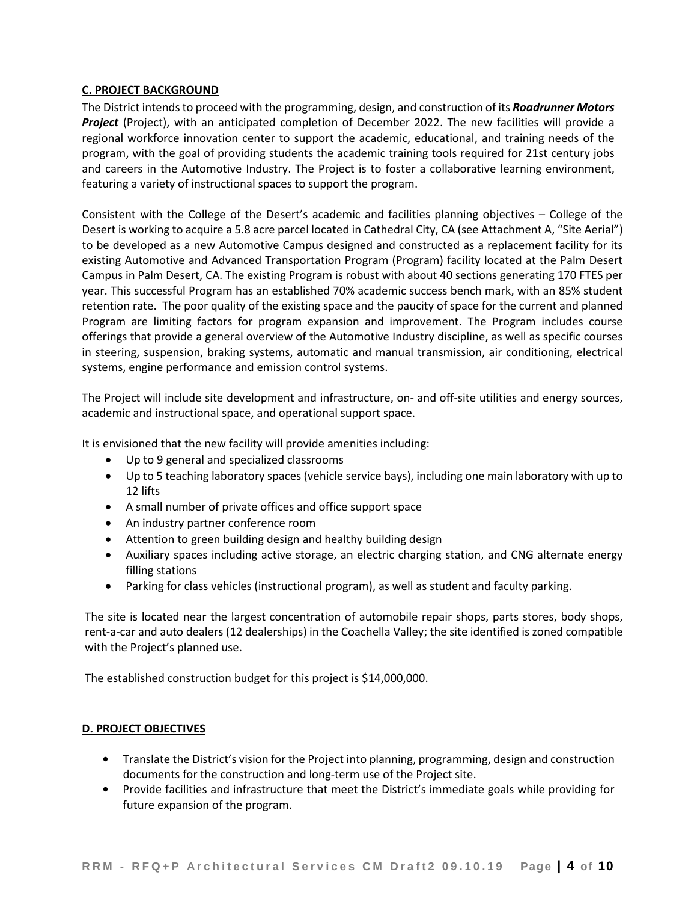## C. PROJECT BACKGROUND

The District intends to proceed with the programming, design, and construction of its ***Roadrunner Motors Project*** (Project), with an anticipated completion of December 2022. The new facilities will provide a regional workforce innovation center to support the academic, educational, and training needs of the program, with the goal of providing students the academic training tools required for 21st century jobs and careers in the Automotive Industry. The Project is to foster a collaborative learning environment, featuring a variety of instructional spaces to support the program.

Consistent with the College of the Desert's academic and facilities planning objectives – College of the Desert is working to acquire a 5.8 acre parcel located in Cathedral City, CA (see Attachment A, "Site Aerial") to be developed as a new Automotive Campus designed and constructed as a replacement facility for its existing Automotive and Advanced Transportation Program (Program) facility located at the Palm Desert Campus in Palm Desert, CA. The existing Program is robust with about 40 sections generating 170 FTES per year. This successful Program has an established 70% academic success bench mark, with an 85% student retention rate. The poor quality of the existing space and the paucity of space for the current and planned Program are limiting factors for program expansion and improvement. The Program includes course offerings that provide a general overview of the Automotive Industry discipline, as well as specific courses in steering, suspension, braking systems, automatic and manual transmission, air conditioning, electrical systems, engine performance and emission control systems.

The Project will include site development and infrastructure, on- and off-site utilities and energy sources, academic and instructional space, and operational support space.

It is envisioned that the new facility will provide amenities including:

- Up to 9 general and specialized classrooms
- Up to 5 teaching laboratory spaces (vehicle service bays), including one main laboratory with up to 12 lifts
- A small number of private offices and office support space
- An industry partner conference room
- Attention to green building design and healthy building design
- Auxiliary spaces including active storage, an electric charging station, and CNG alternate energy filling stations
- Parking for class vehicles (instructional program), as well as student and faculty parking.

The site is located near the largest concentration of automobile repair shops, parts stores, body shops, rent-a-car and auto dealers (12 dealerships) in the Coachella Valley; the site identified is zoned compatible with the Project's planned use.

The established construction budget for this project is $14,000,000.

## D. PROJECT OBJECTIVES

- Translate the District's vision for the Project into planning, programming, design and construction documents for the construction and long-term use of the Project site.
- Provide facilities and infrastructure that meet the District's immediate goals while providing for future expansion of the program.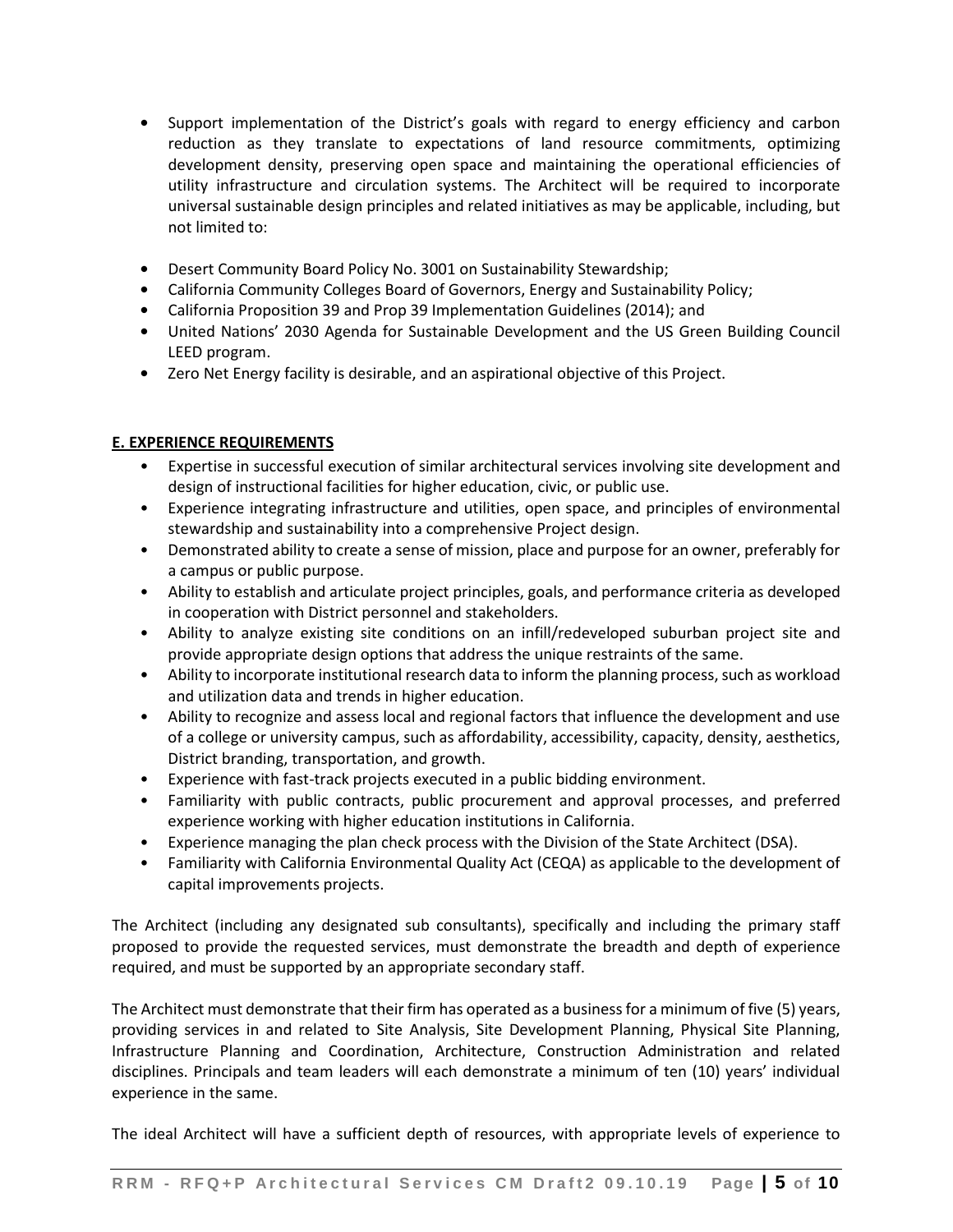- Support implementation of the District's goals with regard to energy efficiency and carbon reduction as they translate to expectations of land resource commitments, optimizing development density, preserving open space and maintaining the operational efficiencies of utility infrastructure and circulation systems. The Architect will be required to incorporate universal sustainable design principles and related initiatives as may be applicable, including, but not limited to:

- Desert Community Board Policy No. 3001 on Sustainability Stewardship;
- California Community Colleges Board of Governors, Energy and Sustainability Policy;
- California Proposition 39 and Prop 39 Implementation Guidelines (2014); and
- United Nations' 2030 Agenda for Sustainable Development and the US Green Building Council LEED program.
- Zero Net Energy facility is desirable, and an aspirational objective of this Project.

**E. EXPERIENCE REQUIREMENTS**

- Expertise in successful execution of similar architectural services involving site development and design of instructional facilities for higher education, civic, or public use.
- Experience integrating infrastructure and utilities, open space, and principles of environmental stewardship and sustainability into a comprehensive Project design.
- Demonstrated ability to create a sense of mission, place and purpose for an owner, preferably for a campus or public purpose.
- Ability to establish and articulate project principles, goals, and performance criteria as developed in cooperation with District personnel and stakeholders.
- Ability to analyze existing site conditions on an infill/redeveloped suburban project site and provide appropriate design options that address the unique restraints of the same.
- Ability to incorporate institutional research data to inform the planning process, such as workload and utilization data and trends in higher education.
- Ability to recognize and assess local and regional factors that influence the development and use of a college or university campus, such as affordability, accessibility, capacity, density, aesthetics, District branding, transportation, and growth.
- Experience with fast-track projects executed in a public bidding environment.
- Familiarity with public contracts, public procurement and approval processes, and preferred experience working with higher education institutions in California.
- Experience managing the plan check process with the Division of the State Architect (DSA).
- Familiarity with California Environmental Quality Act (CEQA) as applicable to the development of capital improvements projects.

The Architect (including any designated sub consultants), specifically and including the primary staff proposed to provide the requested services, must demonstrate the breadth and depth of experience required, and must be supported by an appropriate secondary staff.

The Architect must demonstrate that their firm has operated as a business for a minimum of five (5) years, providing services in and related to Site Analysis, Site Development Planning, Physical Site Planning, Infrastructure Planning and Coordination, Architecture, Construction Administration and related disciplines. Principals and team leaders will each demonstrate a minimum of ten (10) years' individual experience in the same.

The ideal Architect will have a sufficient depth of resources, with appropriate levels of experience to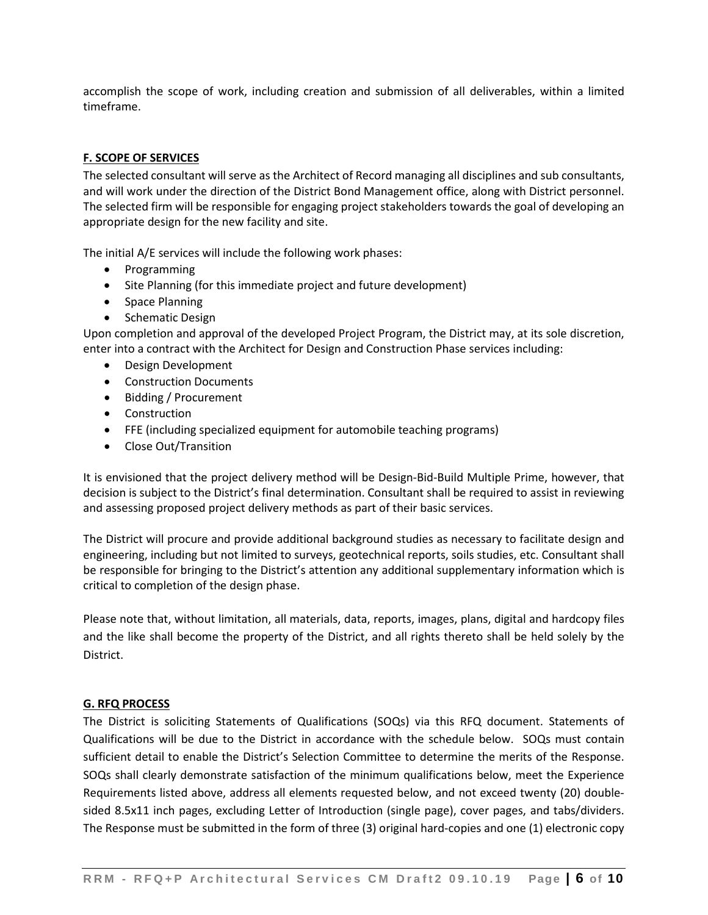accomplish the scope of work, including creation and submission of all deliverables, within a limited timeframe.

## F. SCOPE OF SERVICES

The selected consultant will serve as the Architect of Record managing all disciplines and sub consultants, and will work under the direction of the District Bond Management office, along with District personnel. The selected firm will be responsible for engaging project stakeholders towards the goal of developing an appropriate design for the new facility and site.

The initial A/E services will include the following work phases:

- Programming
- Site Planning (for this immediate project and future development)
- Space Planning
- Schematic Design

Upon completion and approval of the developed Project Program, the District may, at its sole discretion, enter into a contract with the Architect for Design and Construction Phase services including:

- Design Development
- Construction Documents
- Bidding / Procurement
- Construction
- FFE (including specialized equipment for automobile teaching programs)
- Close Out/Transition

It is envisioned that the project delivery method will be Design-Bid-Build Multiple Prime, however, that decision is subject to the District's final determination. Consultant shall be required to assist in reviewing and assessing proposed project delivery methods as part of their basic services.

The District will procure and provide additional background studies as necessary to facilitate design and engineering, including but not limited to surveys, geotechnical reports, soils studies, etc. Consultant shall be responsible for bringing to the District's attention any additional supplementary information which is critical to completion of the design phase.

Please note that, without limitation, all materials, data, reports, images, plans, digital and hardcopy files and the like shall become the property of the District, and all rights thereto shall be held solely by the District.

## G. RFQ PROCESS

The District is soliciting Statements of Qualifications (SOQs) via this RFQ document. Statements of Qualifications will be due to the District in accordance with the schedule below. SOQs must contain sufficient detail to enable the District's Selection Committee to determine the merits of the Response. SOQs shall clearly demonstrate satisfaction of the minimum qualifications below, meet the Experience Requirements listed above, address all elements requested below, and not exceed twenty (20) double-sided 8.5x11 inch pages, excluding Letter of Introduction (single page), cover pages, and tabs/dividers. The Response must be submitted in the form of three (3) original hard-copies and one (1) electronic copy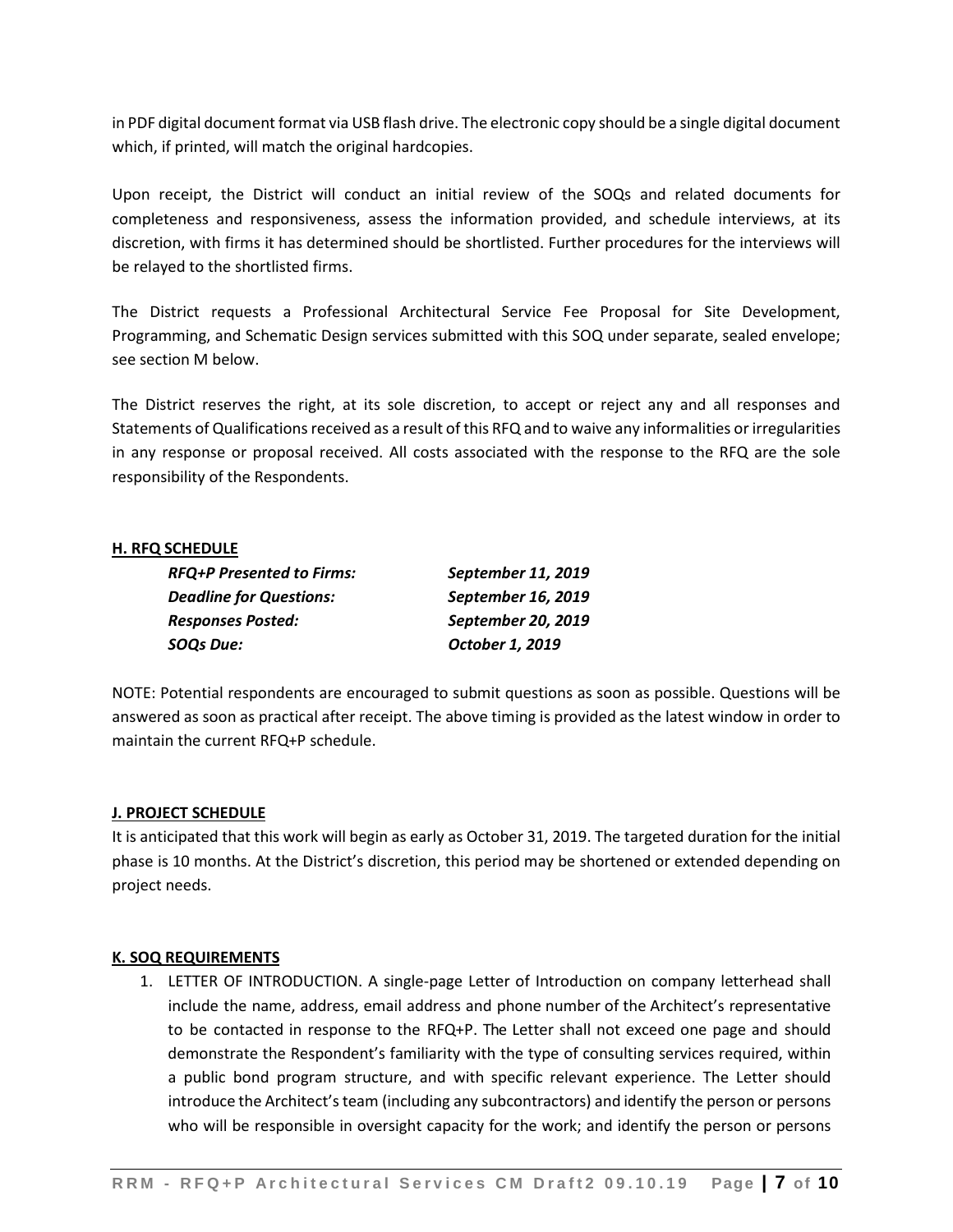in PDF digital document format via USB flash drive. The electronic copy should be a single digital document which, if printed, will match the original hardcopies.

Upon receipt, the District will conduct an initial review of the SOQs and related documents for completeness and responsiveness, assess the information provided, and schedule interviews, at its discretion, with firms it has determined should be shortlisted. Further procedures for the interviews will be relayed to the shortlisted firms.

The District requests a Professional Architectural Service Fee Proposal for Site Development, Programming, and Schematic Design services submitted with this SOQ under separate, sealed envelope; see section M below.

The District reserves the right, at its sole discretion, to accept or reject any and all responses and Statements of Qualifications received as a result of this RFQ and to waive any informalities or irregularities in any response or proposal received. All costs associated with the response to the RFQ are the sole responsibility of the Respondents.

**H. RFQ SCHEDULE**

| | |
|---|---|
| ***RFQ+P Presented to Firms:*** | ***September 11, 2019*** |
| ***Deadline for Questions:*** | ***September 16, 2019*** |
| ***Responses Posted:*** | ***September 20, 2019*** |
| ***SOQs Due:*** | ***October 1, 2019*** |

NOTE: Potential respondents are encouraged to submit questions as soon as possible. Questions will be answered as soon as practical after receipt. The above timing is provided as the latest window in order to maintain the current RFQ+P schedule.

**J. PROJECT SCHEDULE**

It is anticipated that this work will begin as early as October 31, 2019. The targeted duration for the initial phase is 10 months. At the District's discretion, this period may be shortened or extended depending on project needs.

**K. SOQ REQUIREMENTS**

1. LETTER OF INTRODUCTION. A single-page Letter of Introduction on company letterhead shall include the name, address, email address and phone number of the Architect's representative to be contacted in response to the RFQ+P. The Letter shall not exceed one page and should demonstrate the Respondent's familiarity with the type of consulting services required, within a public bond program structure, and with specific relevant experience. The Letter should introduce the Architect's team (including any subcontractors) and identify the person or persons who will be responsible in oversight capacity for the work; and identify the person or persons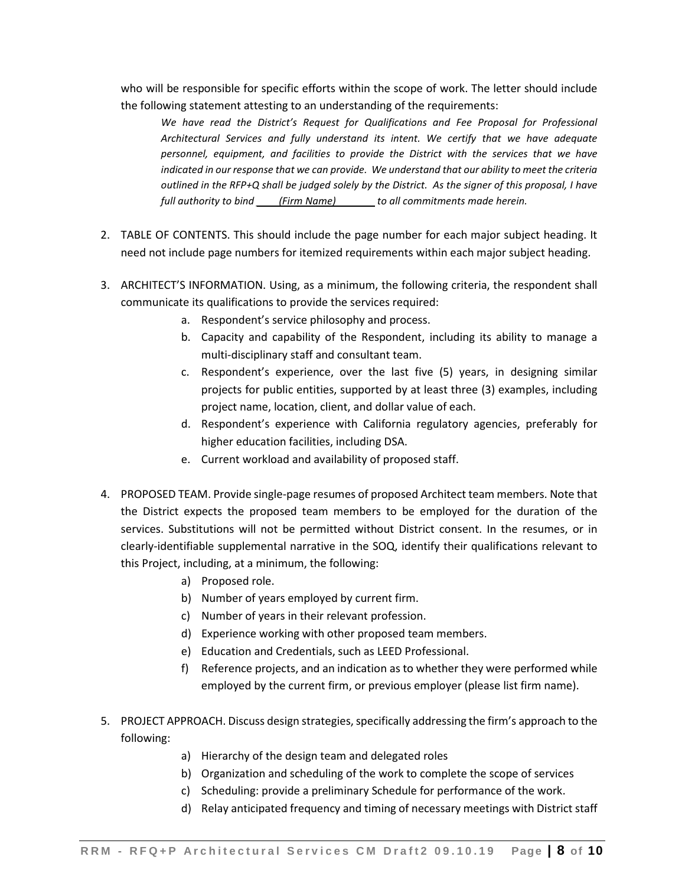who will be responsible for specific efforts within the scope of work. The letter should include the following statement attesting to an understanding of the requirements:

> *We have read the District's Request for Qualifications and Fee Proposal for Professional Architectural Services and fully understand its intent. We certify that we have adequate personnel, equipment, and facilities to provide the District with the services that we have indicated in our response that we can provide. We understand that our ability to meet the criteria outlined in the RFP+Q shall be judged solely by the District. As the signer of this proposal, I have full authority to bind ____(Firm Name)_______ to all commitments made herein.*

2. TABLE OF CONTENTS. This should include the page number for each major subject heading. It need not include page numbers for itemized requirements within each major subject heading.

3. ARCHITECT'S INFORMATION. Using, as a minimum, the following criteria, the respondent shall communicate its qualifications to provide the services required:
   a. Respondent's service philosophy and process.
   b. Capacity and capability of the Respondent, including its ability to manage a multi-disciplinary staff and consultant team.
   c. Respondent's experience, over the last five (5) years, in designing similar projects for public entities, supported by at least three (3) examples, including project name, location, client, and dollar value of each.
   d. Respondent's experience with California regulatory agencies, preferably for higher education facilities, including DSA.
   e. Current workload and availability of proposed staff.

4. PROPOSED TEAM. Provide single-page resumes of proposed Architect team members. Note that the District expects the proposed team members to be employed for the duration of the services. Substitutions will not be permitted without District consent. In the resumes, or in clearly-identifiable supplemental narrative in the SOQ, identify their qualifications relevant to this Project, including, at a minimum, the following:
   a) Proposed role.
   b) Number of years employed by current firm.
   c) Number of years in their relevant profession.
   d) Experience working with other proposed team members.
   e) Education and Credentials, such as LEED Professional.
   f) Reference projects, and an indication as to whether they were performed while employed by the current firm, or previous employer (please list firm name).

5. PROJECT APPROACH. Discuss design strategies, specifically addressing the firm's approach to the following:
   a) Hierarchy of the design team and delegated roles
   b) Organization and scheduling of the work to complete the scope of services
   c) Scheduling: provide a preliminary Schedule for performance of the work.
   d) Relay anticipated frequency and timing of necessary meetings with District staff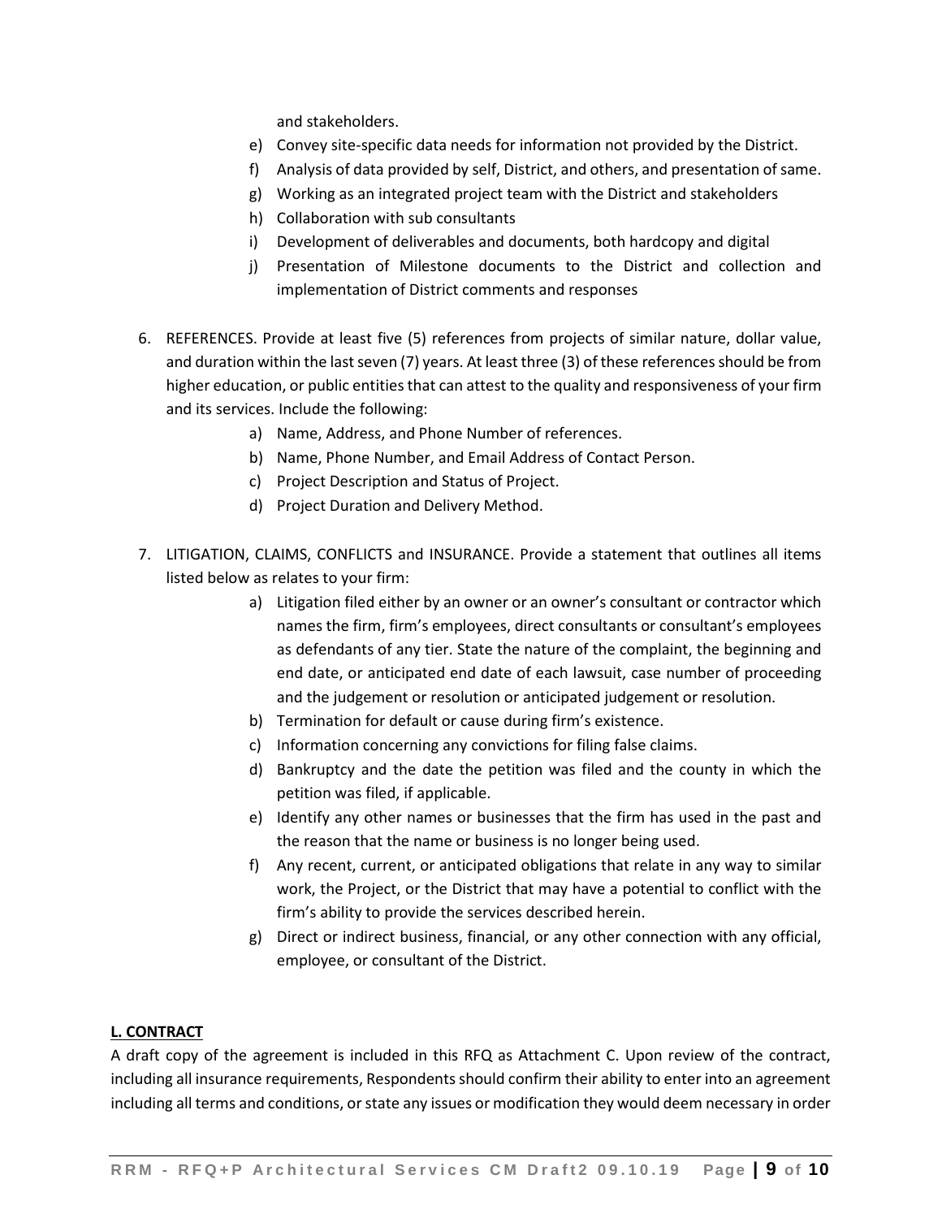and stakeholders.

e) Convey site-specific data needs for information not provided by the District.
f) Analysis of data provided by self, District, and others, and presentation of same.
g) Working as an integrated project team with the District and stakeholders
h) Collaboration with sub consultants
i) Development of deliverables and documents, both hardcopy and digital
j) Presentation of Milestone documents to the District and collection and implementation of District comments and responses

6. REFERENCES. Provide at least five (5) references from projects of similar nature, dollar value, and duration within the last seven (7) years. At least three (3) of these references should be from higher education, or public entities that can attest to the quality and responsiveness of your firm and its services. Include the following:
   a) Name, Address, and Phone Number of references.
   b) Name, Phone Number, and Email Address of Contact Person.
   c) Project Description and Status of Project.
   d) Project Duration and Delivery Method.

7. LITIGATION, CLAIMS, CONFLICTS and INSURANCE. Provide a statement that outlines all items listed below as relates to your firm:
   a) Litigation filed either by an owner or an owner's consultant or contractor which names the firm, firm's employees, direct consultants or consultant's employees as defendants of any tier. State the nature of the complaint, the beginning and end date, or anticipated end date of each lawsuit, case number of proceeding and the judgement or resolution or anticipated judgement or resolution.
   b) Termination for default or cause during firm's existence.
   c) Information concerning any convictions for filing false claims.
   d) Bankruptcy and the date the petition was filed and the county in which the petition was filed, if applicable.
   e) Identify any other names or businesses that the firm has used in the past and the reason that the name or business is no longer being used.
   f) Any recent, current, or anticipated obligations that relate in any way to similar work, the Project, or the District that may have a potential to conflict with the firm's ability to provide the services described herein.
   g) Direct or indirect business, financial, or any other connection with any official, employee, or consultant of the District.

**L. CONTRACT**

A draft copy of the agreement is included in this RFQ as Attachment C. Upon review of the contract, including all insurance requirements, Respondents should confirm their ability to enter into an agreement including all terms and conditions, or state any issues or modification they would deem necessary in order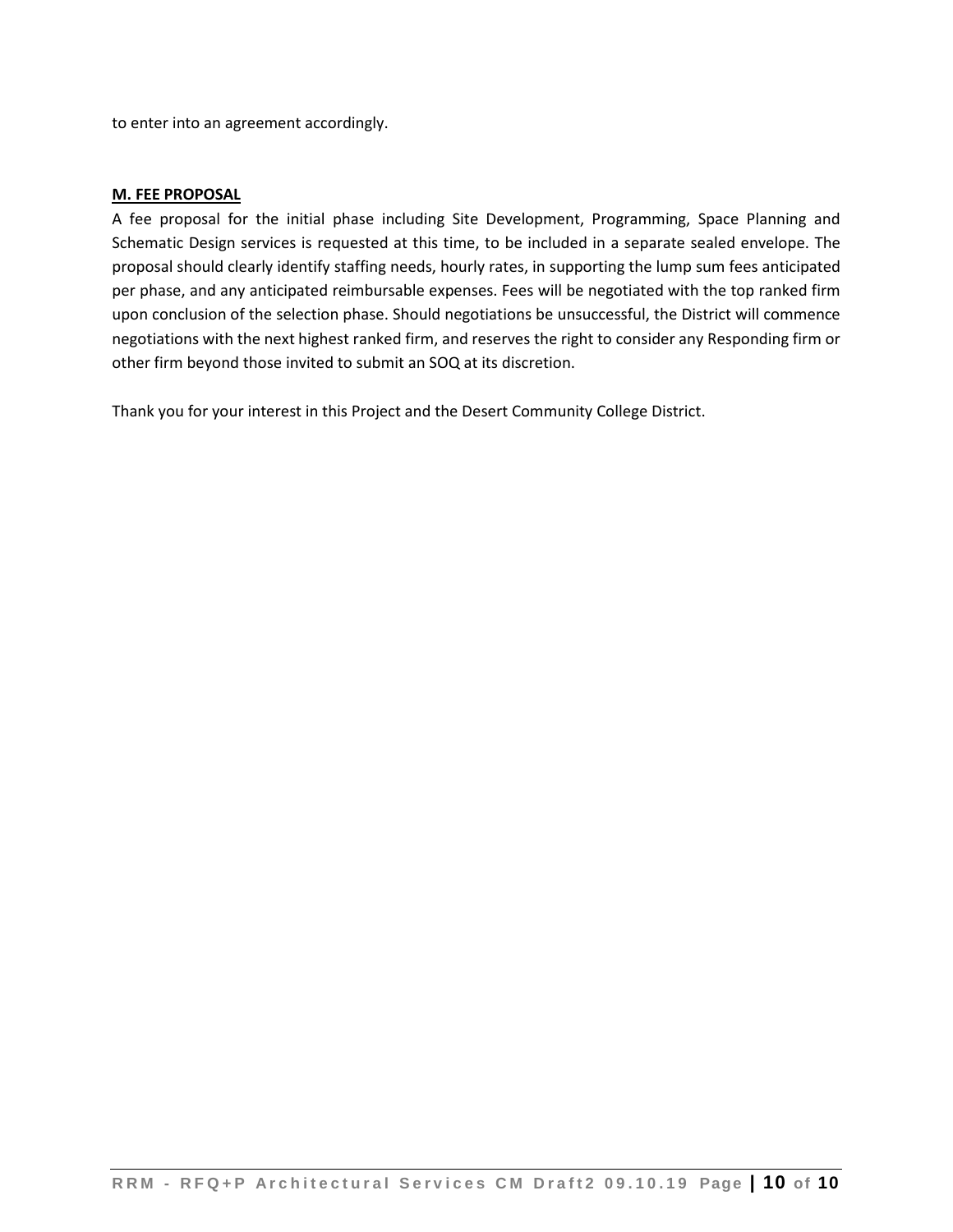to enter into an agreement accordingly.

**M. FEE PROPOSAL**

A fee proposal for the initial phase including Site Development, Programming, Space Planning and Schematic Design services is requested at this time, to be included in a separate sealed envelope. The proposal should clearly identify staffing needs, hourly rates, in supporting the lump sum fees anticipated per phase, and any anticipated reimbursable expenses. Fees will be negotiated with the top ranked firm upon conclusion of the selection phase. Should negotiations be unsuccessful, the District will commence negotiations with the next highest ranked firm, and reserves the right to consider any Responding firm or other firm beyond those invited to submit an SOQ at its discretion.

Thank you for your interest in this Project and the Desert Community College District.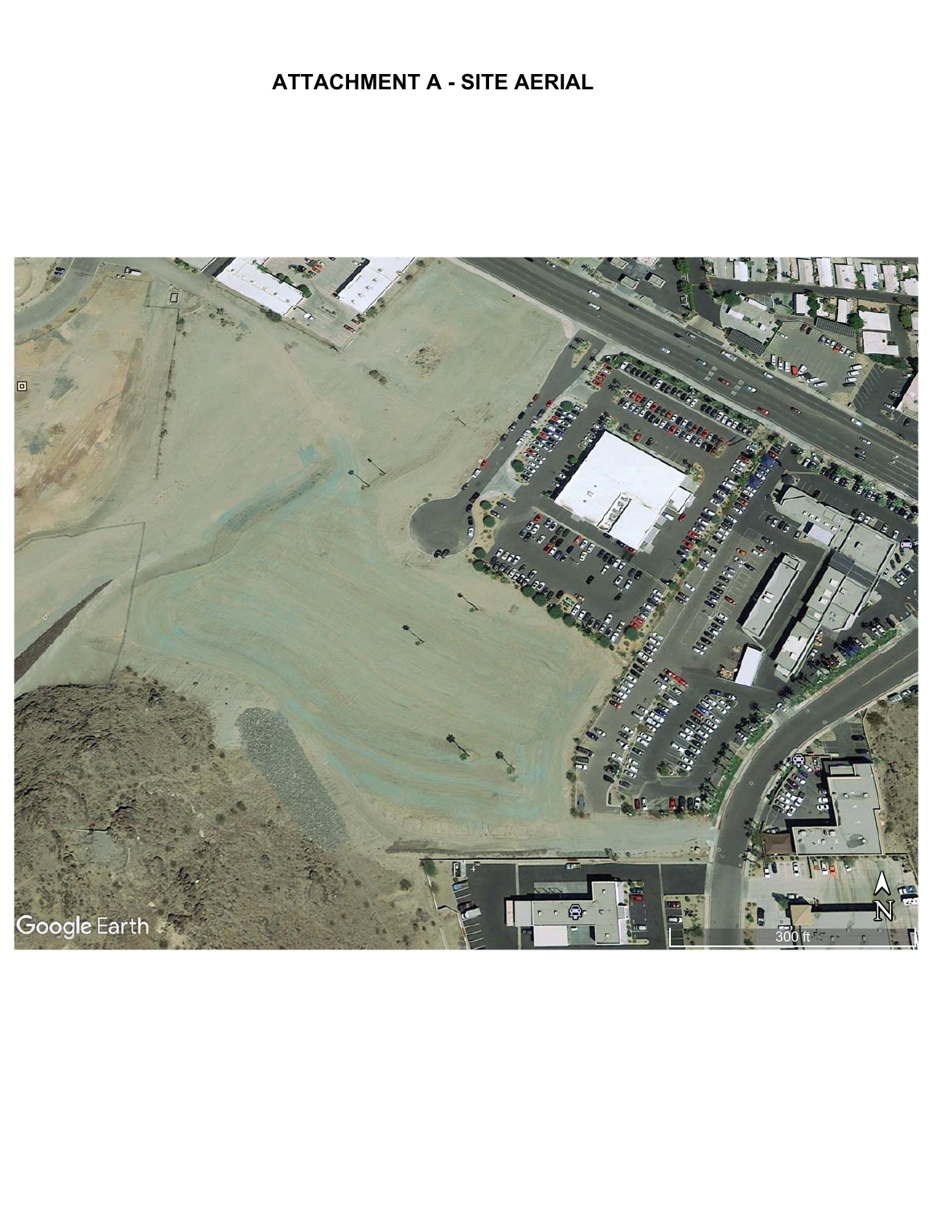# ATTACHMENT A - SITE AERIAL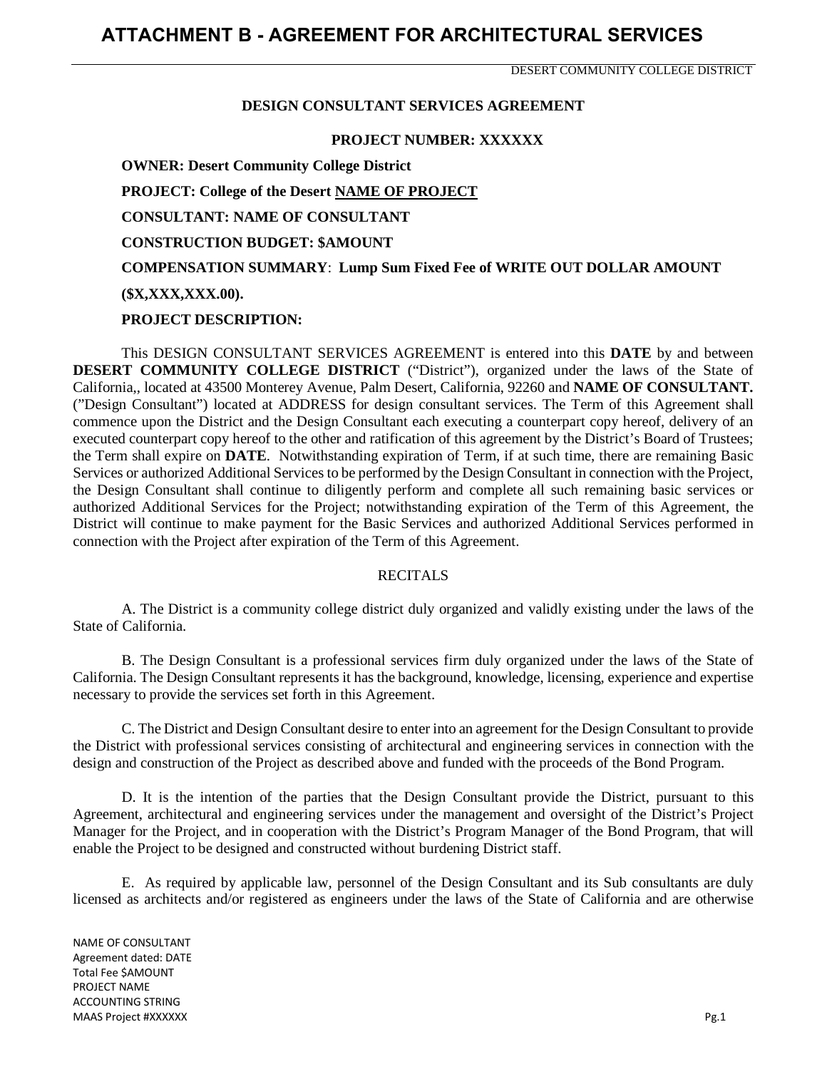# ATTACHMENT B - AGREEMENT FOR ARCHITECTURAL SERVICES

DESERT COMMUNITY COLLEGE DISTRICT

**DESIGN CONSULTANT SERVICES AGREEMENT**

**PROJECT NUMBER: XXXXXX**

**OWNER: Desert Community College District**

**PROJECT: College of the Desert NAME OF PROJECT**

**CONSULTANT: NAME OF CONSULTANT**

**CONSTRUCTION BUDGET: $AMOUNT**

**COMPENSATION SUMMARY**: **Lump Sum Fixed Fee of WRITE OUT DOLLAR AMOUNT ($X,XXX,XXX.00).**

**PROJECT DESCRIPTION:**

This DESIGN CONSULTANT SERVICES AGREEMENT is entered into this **DATE** by and between **DESERT COMMUNITY COLLEGE DISTRICT** ("District"), organized under the laws of the State of California,, located at 43500 Monterey Avenue, Palm Desert, California, 92260 and **NAME OF CONSULTANT.** ("Design Consultant") located at ADDRESS for design consultant services. The Term of this Agreement shall commence upon the District and the Design Consultant each executing a counterpart copy hereof, delivery of an executed counterpart copy hereof to the other and ratification of this agreement by the District's Board of Trustees; the Term shall expire on **DATE**. Notwithstanding expiration of Term, if at such time, there are remaining Basic Services or authorized Additional Services to be performed by the Design Consultant in connection with the Project, the Design Consultant shall continue to diligently perform and complete all such remaining basic services or authorized Additional Services for the Project; notwithstanding expiration of the Term of this Agreement, the District will continue to make payment for the Basic Services and authorized Additional Services performed in connection with the Project after expiration of the Term of this Agreement.

RECITALS

A. The District is a community college district duly organized and validly existing under the laws of the State of California.

B. The Design Consultant is a professional services firm duly organized under the laws of the State of California. The Design Consultant represents it has the background, knowledge, licensing, experience and expertise necessary to provide the services set forth in this Agreement.

C. The District and Design Consultant desire to enter into an agreement for the Design Consultant to provide the District with professional services consisting of architectural and engineering services in connection with the design and construction of the Project as described above and funded with the proceeds of the Bond Program.

D. It is the intention of the parties that the Design Consultant provide the District, pursuant to this Agreement, architectural and engineering services under the management and oversight of the District's Project Manager for the Project, and in cooperation with the District's Program Manager of the Bond Program, that will enable the Project to be designed and constructed without burdening District staff.

E. As required by applicable law, personnel of the Design Consultant and its Sub consultants are duly licensed as architects and/or registered as engineers under the laws of the State of California and are otherwise

NAME OF CONSULTANT
Agreement dated: DATE
Total Fee $AMOUNT
PROJECT NAME
ACCOUNTING STRING
MAAS Project #XXXXXX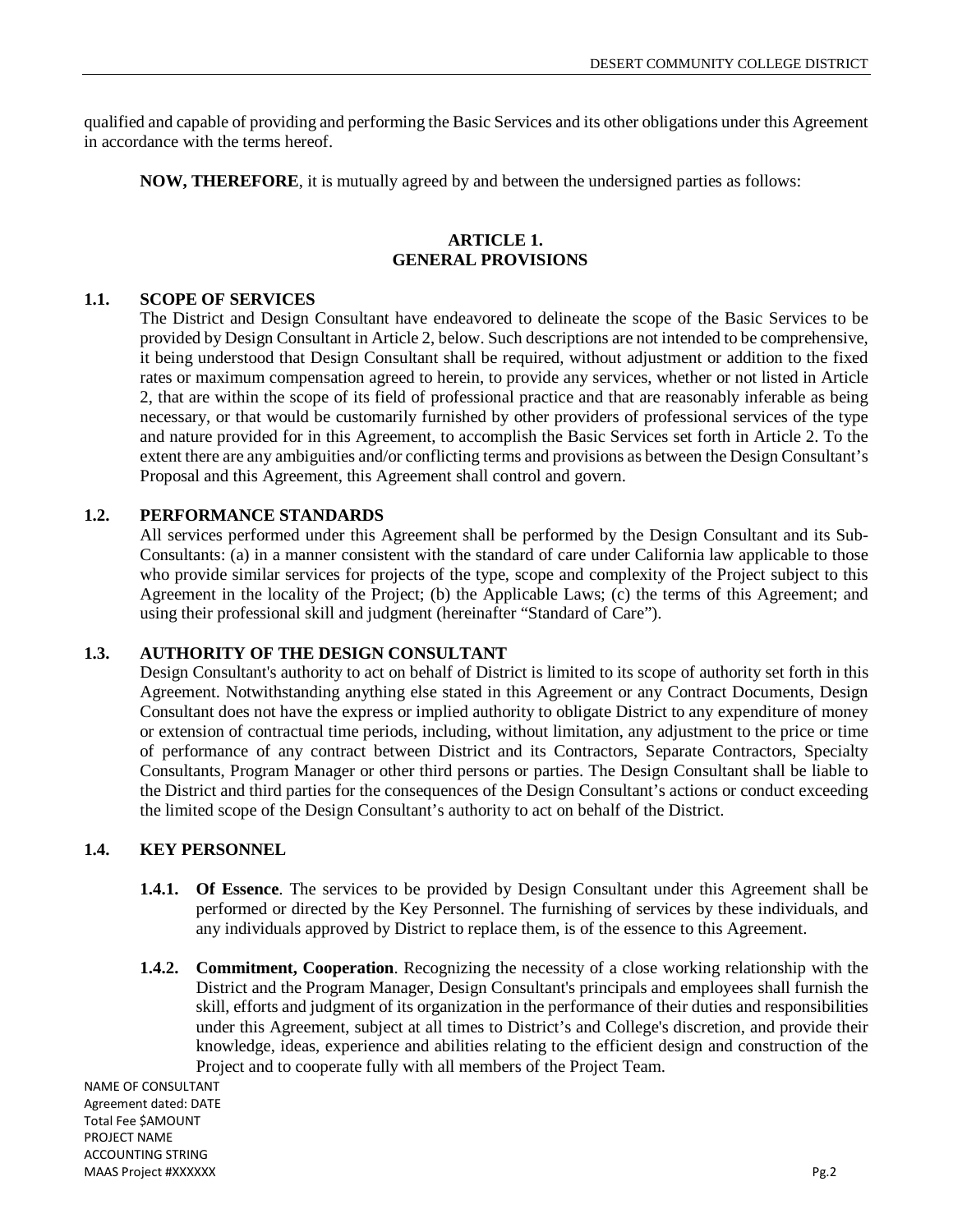qualified and capable of providing and performing the Basic Services and its other obligations under this Agreement in accordance with the terms hereof.

**NOW, THEREFORE**, it is mutually agreed by and between the undersigned parties as follows:

## ARTICLE 1.
## GENERAL PROVISIONS

### 1.1. SCOPE OF SERVICES

The District and Design Consultant have endeavored to delineate the scope of the Basic Services to be provided by Design Consultant in Article 2, below. Such descriptions are not intended to be comprehensive, it being understood that Design Consultant shall be required, without adjustment or addition to the fixed rates or maximum compensation agreed to herein, to provide any services, whether or not listed in Article 2, that are within the scope of its field of professional practice and that are reasonably inferable as being necessary, or that would be customarily furnished by other providers of professional services of the type and nature provided for in this Agreement, to accomplish the Basic Services set forth in Article 2. To the extent there are any ambiguities and/or conflicting terms and provisions as between the Design Consultant's Proposal and this Agreement, this Agreement shall control and govern.

### 1.2. PERFORMANCE STANDARDS

All services performed under this Agreement shall be performed by the Design Consultant and its Sub-Consultants: (a) in a manner consistent with the standard of care under California law applicable to those who provide similar services for projects of the type, scope and complexity of the Project subject to this Agreement in the locality of the Project; (b) the Applicable Laws; (c) the terms of this Agreement; and using their professional skill and judgment (hereinafter "Standard of Care").

### 1.3. AUTHORITY OF THE DESIGN CONSULTANT

Design Consultant's authority to act on behalf of District is limited to its scope of authority set forth in this Agreement. Notwithstanding anything else stated in this Agreement or any Contract Documents, Design Consultant does not have the express or implied authority to obligate District to any expenditure of money or extension of contractual time periods, including, without limitation, any adjustment to the price or time of performance of any contract between District and its Contractors, Separate Contractors, Specialty Consultants, Program Manager or other third persons or parties. The Design Consultant shall be liable to the District and third parties for the consequences of the Design Consultant's actions or conduct exceeding the limited scope of the Design Consultant's authority to act on behalf of the District.

### 1.4. KEY PERSONNEL

**1.4.1. Of Essence**. The services to be provided by Design Consultant under this Agreement shall be performed or directed by the Key Personnel. The furnishing of services by these individuals, and any individuals approved by District to replace them, is of the essence to this Agreement.

**1.4.2. Commitment, Cooperation**. Recognizing the necessity of a close working relationship with the District and the Program Manager, Design Consultant's principals and employees shall furnish the skill, efforts and judgment of its organization in the performance of their duties and responsibilities under this Agreement, subject at all times to District's and College's discretion, and provide their knowledge, ideas, experience and abilities relating to the efficient design and construction of the Project and to cooperate fully with all members of the Project Team.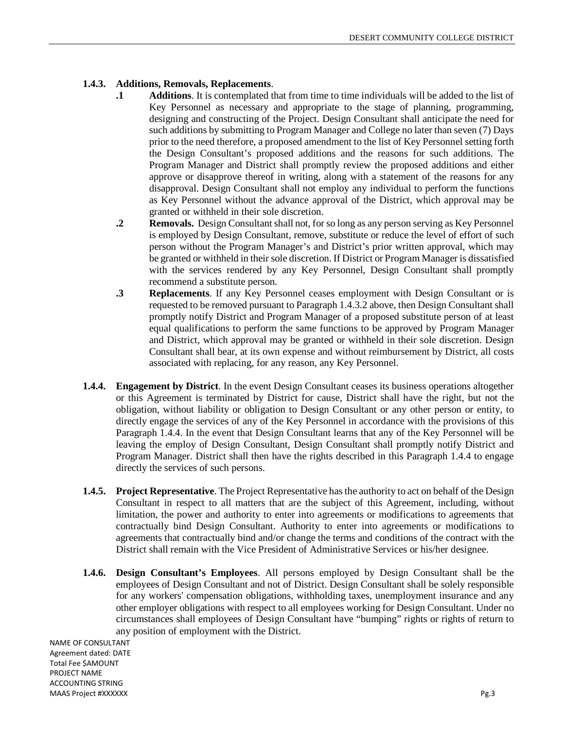**1.4.3. Additions, Removals, Replacements**.

**.1 Additions**. It is contemplated that from time to time individuals will be added to the list of Key Personnel as necessary and appropriate to the stage of planning, programming, designing and constructing of the Project. Design Consultant shall anticipate the need for such additions by submitting to Program Manager and College no later than seven (7) Days prior to the need therefore, a proposed amendment to the list of Key Personnel setting forth the Design Consultant's proposed additions and the reasons for such additions. The Program Manager and District shall promptly review the proposed additions and either approve or disapprove thereof in writing, along with a statement of the reasons for any disapproval. Design Consultant shall not employ any individual to perform the functions as Key Personnel without the advance approval of the District, which approval may be granted or withheld in their sole discretion.

**.2 Removals.** Design Consultant shall not, for so long as any person serving as Key Personnel is employed by Design Consultant, remove, substitute or reduce the level of effort of such person without the Program Manager's and District's prior written approval, which may be granted or withheld in their sole discretion. If District or Program Manager is dissatisfied with the services rendered by any Key Personnel, Design Consultant shall promptly recommend a substitute person.

**.3 Replacements**. If any Key Personnel ceases employment with Design Consultant or is requested to be removed pursuant to Paragraph 1.4.3.2 above, then Design Consultant shall promptly notify District and Program Manager of a proposed substitute person of at least equal qualifications to perform the same functions to be approved by Program Manager and District, which approval may be granted or withheld in their sole discretion. Design Consultant shall bear, at its own expense and without reimbursement by District, all costs associated with replacing, for any reason, any Key Personnel.

**1.4.4. Engagement by District**. In the event Design Consultant ceases its business operations altogether or this Agreement is terminated by District for cause, District shall have the right, but not the obligation, without liability or obligation to Design Consultant or any other person or entity, to directly engage the services of any of the Key Personnel in accordance with the provisions of this Paragraph 1.4.4. In the event that Design Consultant learns that any of the Key Personnel will be leaving the employ of Design Consultant, Design Consultant shall promptly notify District and Program Manager. District shall then have the rights described in this Paragraph 1.4.4 to engage directly the services of such persons.

**1.4.5. Project Representative**. The Project Representative has the authority to act on behalf of the Design Consultant in respect to all matters that are the subject of this Agreement, including, without limitation, the power and authority to enter into agreements or modifications to agreements that contractually bind Design Consultant. Authority to enter into agreements or modifications to agreements that contractually bind and/or change the terms and conditions of the contract with the District shall remain with the Vice President of Administrative Services or his/her designee.

**1.4.6. Design Consultant's Employees**. All persons employed by Design Consultant shall be the employees of Design Consultant and not of District. Design Consultant shall be solely responsible for any workers' compensation obligations, withholding taxes, unemployment insurance and any other employer obligations with respect to all employees working for Design Consultant. Under no circumstances shall employees of Design Consultant have "bumping" rights or rights of return to any position of employment with the District.

NAME OF CONSULTANT
Agreement dated: DATE
Total Fee $AMOUNT
PROJECT NAME
ACCOUNTING STRING
MAAS Project #XXXXXX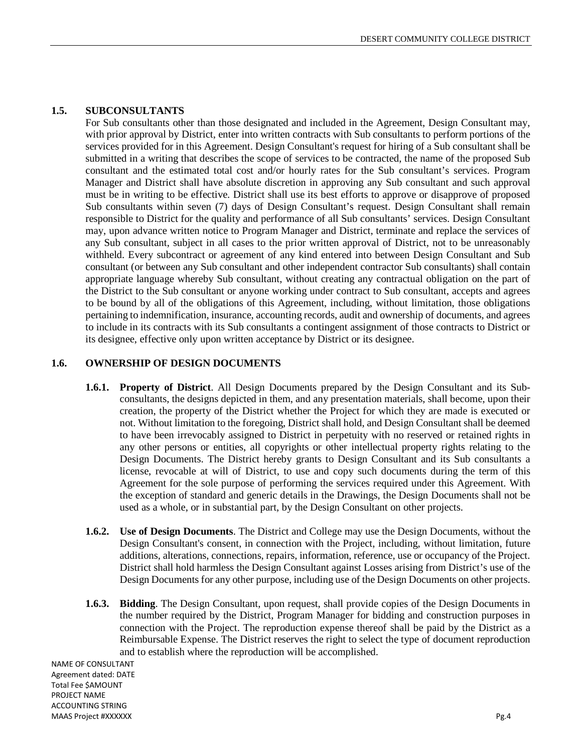## 1.5. SUBCONSULTANTS

For Sub consultants other than those designated and included in the Agreement, Design Consultant may, with prior approval by District, enter into written contracts with Sub consultants to perform portions of the services provided for in this Agreement. Design Consultant's request for hiring of a Sub consultant shall be submitted in a writing that describes the scope of services to be contracted, the name of the proposed Sub consultant and the estimated total cost and/or hourly rates for the Sub consultant's services. Program Manager and District shall have absolute discretion in approving any Sub consultant and such approval must be in writing to be effective. District shall use its best efforts to approve or disapprove of proposed Sub consultants within seven (7) days of Design Consultant's request. Design Consultant shall remain responsible to District for the quality and performance of all Sub consultants' services. Design Consultant may, upon advance written notice to Program Manager and District, terminate and replace the services of any Sub consultant, subject in all cases to the prior written approval of District, not to be unreasonably withheld. Every subcontract or agreement of any kind entered into between Design Consultant and Sub consultant (or between any Sub consultant and other independent contractor Sub consultants) shall contain appropriate language whereby Sub consultant, without creating any contractual obligation on the part of the District to the Sub consultant or anyone working under contract to Sub consultant, accepts and agrees to be bound by all of the obligations of this Agreement, including, without limitation, those obligations pertaining to indemnification, insurance, accounting records, audit and ownership of documents, and agrees to include in its contracts with its Sub consultants a contingent assignment of those contracts to District or its designee, effective only upon written acceptance by District or its designee.

## 1.6. OWNERSHIP OF DESIGN DOCUMENTS

**1.6.1. Property of District**. All Design Documents prepared by the Design Consultant and its Sub-consultants, the designs depicted in them, and any presentation materials, shall become, upon their creation, the property of the District whether the Project for which they are made is executed or not. Without limitation to the foregoing, District shall hold, and Design Consultant shall be deemed to have been irrevocably assigned to District in perpetuity with no reserved or retained rights in any other persons or entities, all copyrights or other intellectual property rights relating to the Design Documents. The District hereby grants to Design Consultant and its Sub consultants a license, revocable at will of District, to use and copy such documents during the term of this Agreement for the sole purpose of performing the services required under this Agreement. With the exception of standard and generic details in the Drawings, the Design Documents shall not be used as a whole, or in substantial part, by the Design Consultant on other projects.

**1.6.2. Use of Design Documents**. The District and College may use the Design Documents, without the Design Consultant's consent, in connection with the Project, including, without limitation, future additions, alterations, connections, repairs, information, reference, use or occupancy of the Project. District shall hold harmless the Design Consultant against Losses arising from District's use of the Design Documents for any other purpose, including use of the Design Documents on other projects.

**1.6.3. Bidding**. The Design Consultant, upon request, shall provide copies of the Design Documents in the number required by the District, Program Manager for bidding and construction purposes in connection with the Project. The reproduction expense thereof shall be paid by the District as a Reimbursable Expense. The District reserves the right to select the type of document reproduction and to establish where the reproduction will be accomplished.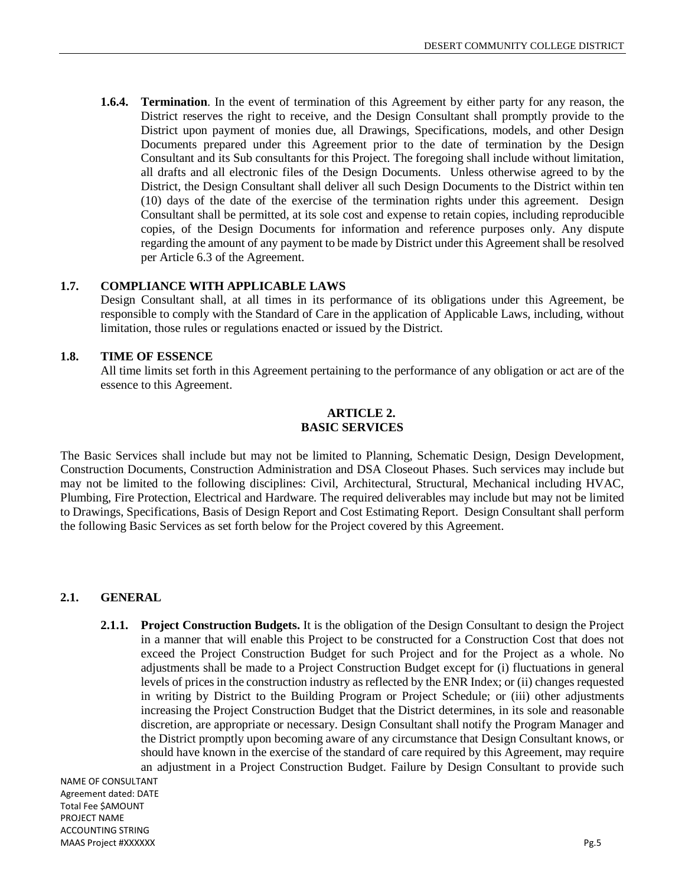**1.6.4. Termination**. In the event of termination of this Agreement by either party for any reason, the District reserves the right to receive, and the Design Consultant shall promptly provide to the District upon payment of monies due, all Drawings, Specifications, models, and other Design Documents prepared under this Agreement prior to the date of termination by the Design Consultant and its Sub consultants for this Project. The foregoing shall include without limitation, all drafts and all electronic files of the Design Documents. Unless otherwise agreed to by the District, the Design Consultant shall deliver all such Design Documents to the District within ten (10) days of the date of the exercise of the termination rights under this agreement. Design Consultant shall be permitted, at its sole cost and expense to retain copies, including reproducible copies, of the Design Documents for information and reference purposes only. Any dispute regarding the amount of any payment to be made by District under this Agreement shall be resolved per Article 6.3 of the Agreement.

### 1.7. COMPLIANCE WITH APPLICABLE LAWS

Design Consultant shall, at all times in its performance of its obligations under this Agreement, be responsible to comply with the Standard of Care in the application of Applicable Laws, including, without limitation, those rules or regulations enacted or issued by the District.

### 1.8. TIME OF ESSENCE

All time limits set forth in this Agreement pertaining to the performance of any obligation or act are of the essence to this Agreement.

## ARTICLE 2.
## BASIC SERVICES

The Basic Services shall include but may not be limited to Planning, Schematic Design, Design Development, Construction Documents, Construction Administration and DSA Closeout Phases. Such services may include but may not be limited to the following disciplines: Civil, Architectural, Structural, Mechanical including HVAC, Plumbing, Fire Protection, Electrical and Hardware. The required deliverables may include but may not be limited to Drawings, Specifications, Basis of Design Report and Cost Estimating Report. Design Consultant shall perform the following Basic Services as set forth below for the Project covered by this Agreement.

### 2.1. GENERAL

**2.1.1. Project Construction Budgets.** It is the obligation of the Design Consultant to design the Project in a manner that will enable this Project to be constructed for a Construction Cost that does not exceed the Project Construction Budget for such Project and for the Project as a whole. No adjustments shall be made to a Project Construction Budget except for (i) fluctuations in general levels of prices in the construction industry as reflected by the ENR Index; or (ii) changes requested in writing by District to the Building Program or Project Schedule; or (iii) other adjustments increasing the Project Construction Budget that the District determines, in its sole and reasonable discretion, are appropriate or necessary. Design Consultant shall notify the Program Manager and the District promptly upon becoming aware of any circumstance that Design Consultant knows, or should have known in the exercise of the standard of care required by this Agreement, may require an adjustment in a Project Construction Budget. Failure by Design Consultant to provide such

NAME OF CONSULTANT
Agreement dated: DATE
Total Fee $AMOUNT
PROJECT NAME
ACCOUNTING STRING
MAAS Project #XXXXXX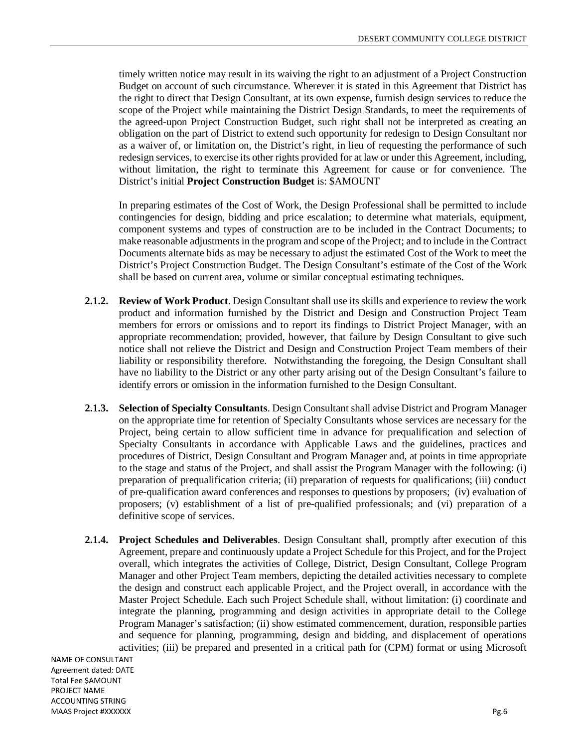timely written notice may result in its waiving the right to an adjustment of a Project Construction Budget on account of such circumstance. Wherever it is stated in this Agreement that District has the right to direct that Design Consultant, at its own expense, furnish design services to reduce the scope of the Project while maintaining the District Design Standards, to meet the requirements of the agreed-upon Project Construction Budget, such right shall not be interpreted as creating an obligation on the part of District to extend such opportunity for redesign to Design Consultant nor as a waiver of, or limitation on, the District's right, in lieu of requesting the performance of such redesign services, to exercise its other rights provided for at law or under this Agreement, including, without limitation, the right to terminate this Agreement for cause or for convenience. The District's initial **Project Construction Budget** is: $AMOUNT

In preparing estimates of the Cost of Work, the Design Professional shall be permitted to include contingencies for design, bidding and price escalation; to determine what materials, equipment, component systems and types of construction are to be included in the Contract Documents; to make reasonable adjustments in the program and scope of the Project; and to include in the Contract Documents alternate bids as may be necessary to adjust the estimated Cost of the Work to meet the District's Project Construction Budget. The Design Consultant's estimate of the Cost of the Work shall be based on current area, volume or similar conceptual estimating techniques.

**2.1.2. Review of Work Product**. Design Consultant shall use its skills and experience to review the work product and information furnished by the District and Design and Construction Project Team members for errors or omissions and to report its findings to District Project Manager, with an appropriate recommendation; provided, however, that failure by Design Consultant to give such notice shall not relieve the District and Design and Construction Project Team members of their liability or responsibility therefore. Notwithstanding the foregoing, the Design Consultant shall have no liability to the District or any other party arising out of the Design Consultant's failure to identify errors or omission in the information furnished to the Design Consultant.

**2.1.3. Selection of Specialty Consultants**. Design Consultant shall advise District and Program Manager on the appropriate time for retention of Specialty Consultants whose services are necessary for the Project, being certain to allow sufficient time in advance for prequalification and selection of Specialty Consultants in accordance with Applicable Laws and the guidelines, practices and procedures of District, Design Consultant and Program Manager and, at points in time appropriate to the stage and status of the Project, and shall assist the Program Manager with the following: (i) preparation of prequalification criteria; (ii) preparation of requests for qualifications; (iii) conduct of pre-qualification award conferences and responses to questions by proposers; (iv) evaluation of proposers; (v) establishment of a list of pre-qualified professionals; and (vi) preparation of a definitive scope of services.

**2.1.4. Project Schedules and Deliverables**. Design Consultant shall, promptly after execution of this Agreement, prepare and continuously update a Project Schedule for this Project, and for the Project overall, which integrates the activities of College, District, Design Consultant, College Program Manager and other Project Team members, depicting the detailed activities necessary to complete the design and construct each applicable Project, and the Project overall, in accordance with the Master Project Schedule. Each such Project Schedule shall, without limitation: (i) coordinate and integrate the planning, programming and design activities in appropriate detail to the College Program Manager's satisfaction; (ii) show estimated commencement, duration, responsible parties and sequence for planning, programming, design and bidding, and displacement of operations activities; (iii) be prepared and presented in a critical path for (CPM) format or using Microsoft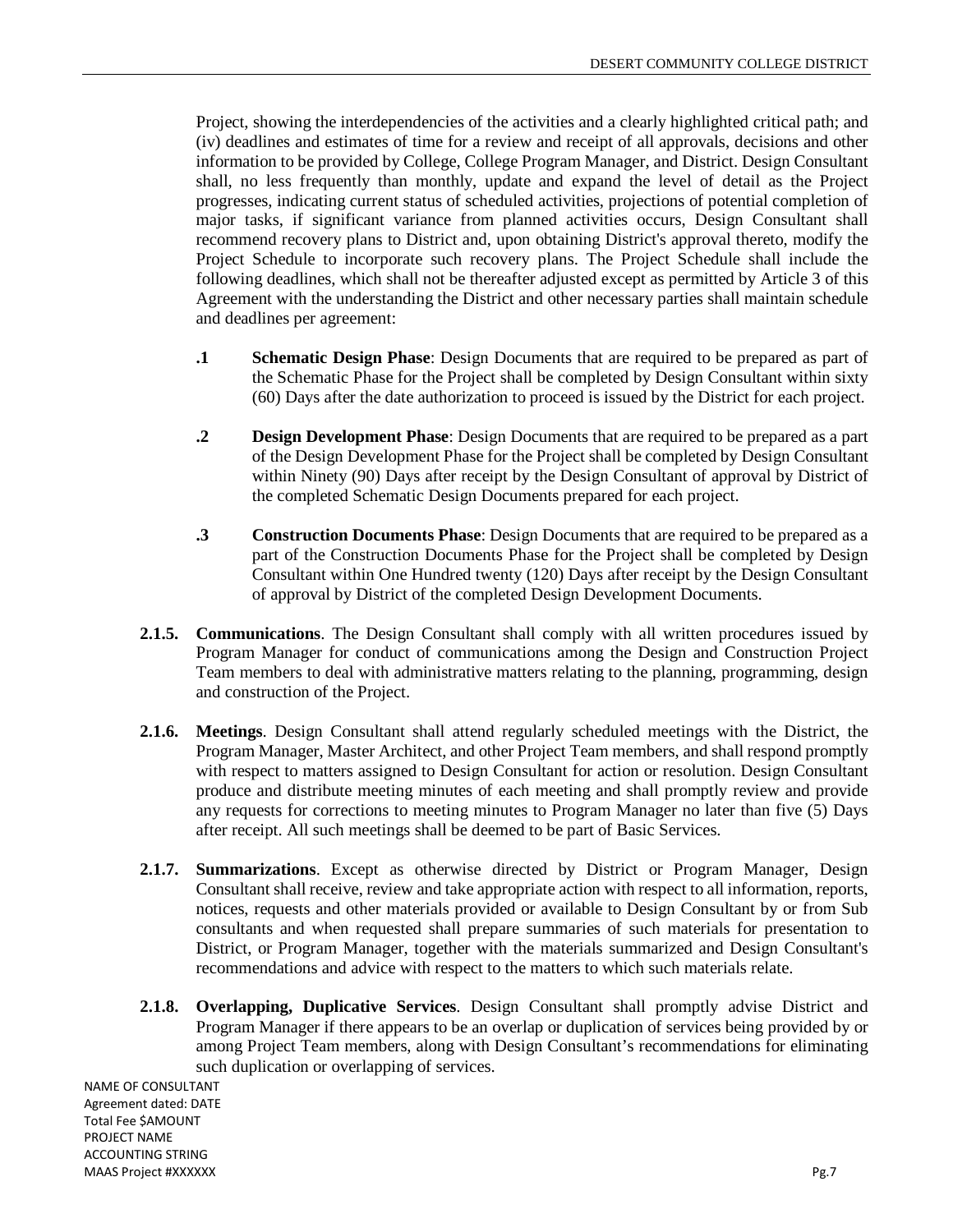Project, showing the interdependencies of the activities and a clearly highlighted critical path; and (iv) deadlines and estimates of time for a review and receipt of all approvals, decisions and other information to be provided by College, College Program Manager, and District. Design Consultant shall, no less frequently than monthly, update and expand the level of detail as the Project progresses, indicating current status of scheduled activities, projections of potential completion of major tasks, if significant variance from planned activities occurs, Design Consultant shall recommend recovery plans to District and, upon obtaining District's approval thereto, modify the Project Schedule to incorporate such recovery plans. The Project Schedule shall include the following deadlines, which shall not be thereafter adjusted except as permitted by Article 3 of this Agreement with the understanding the District and other necessary parties shall maintain schedule and deadlines per agreement:

**.1** **Schematic Design Phase**: Design Documents that are required to be prepared as part of the Schematic Phase for the Project shall be completed by Design Consultant within sixty (60) Days after the date authorization to proceed is issued by the District for each project.

**.2** **Design Development Phase**: Design Documents that are required to be prepared as a part of the Design Development Phase for the Project shall be completed by Design Consultant within Ninety (90) Days after receipt by the Design Consultant of approval by District of the completed Schematic Design Documents prepared for each project.

**.3** **Construction Documents Phase**: Design Documents that are required to be prepared as a part of the Construction Documents Phase for the Project shall be completed by Design Consultant within One Hundred twenty (120) Days after receipt by the Design Consultant of approval by District of the completed Design Development Documents.

**2.1.5. Communications**. The Design Consultant shall comply with all written procedures issued by Program Manager for conduct of communications among the Design and Construction Project Team members to deal with administrative matters relating to the planning, programming, design and construction of the Project.

**2.1.6. Meetings**. Design Consultant shall attend regularly scheduled meetings with the District, the Program Manager, Master Architect, and other Project Team members, and shall respond promptly with respect to matters assigned to Design Consultant for action or resolution. Design Consultant produce and distribute meeting minutes of each meeting and shall promptly review and provide any requests for corrections to meeting minutes to Program Manager no later than five (5) Days after receipt. All such meetings shall be deemed to be part of Basic Services.

**2.1.7. Summarizations**. Except as otherwise directed by District or Program Manager, Design Consultant shall receive, review and take appropriate action with respect to all information, reports, notices, requests and other materials provided or available to Design Consultant by or from Sub consultants and when requested shall prepare summaries of such materials for presentation to District, or Program Manager, together with the materials summarized and Design Consultant's recommendations and advice with respect to the matters to which such materials relate.

**2.1.8. Overlapping, Duplicative Services**. Design Consultant shall promptly advise District and Program Manager if there appears to be an overlap or duplication of services being provided by or among Project Team members, along with Design Consultant's recommendations for eliminating such duplication or overlapping of services.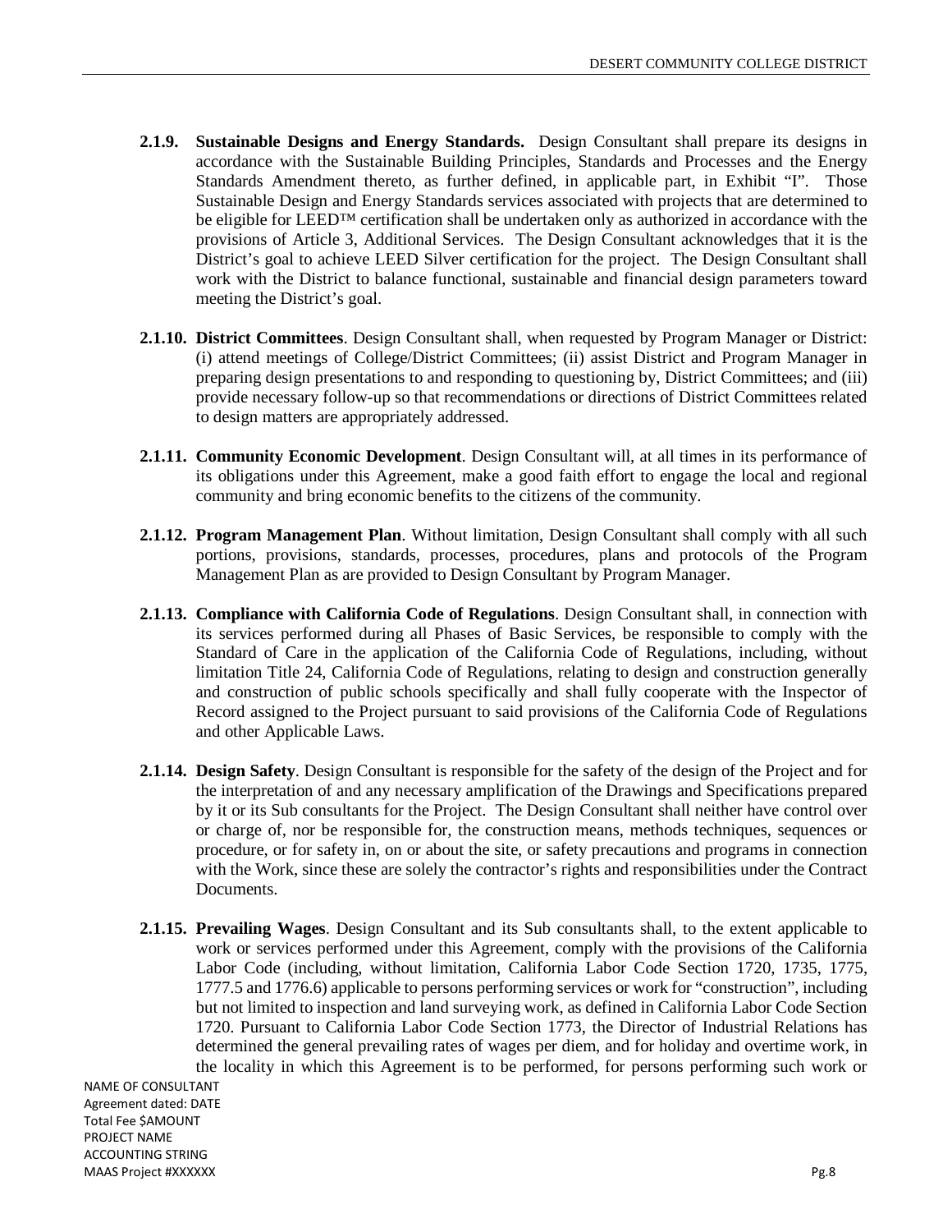**2.1.9. Sustainable Designs and Energy Standards.** Design Consultant shall prepare its designs in accordance with the Sustainable Building Principles, Standards and Processes and the Energy Standards Amendment thereto, as further defined, in applicable part, in Exhibit "I". Those Sustainable Design and Energy Standards services associated with projects that are determined to be eligible for LEED™ certification shall be undertaken only as authorized in accordance with the provisions of Article 3, Additional Services. The Design Consultant acknowledges that it is the District's goal to achieve LEED Silver certification for the project. The Design Consultant shall work with the District to balance functional, sustainable and financial design parameters toward meeting the District's goal.

**2.1.10. District Committees**. Design Consultant shall, when requested by Program Manager or District: (i) attend meetings of College/District Committees; (ii) assist District and Program Manager in preparing design presentations to and responding to questioning by, District Committees; and (iii) provide necessary follow-up so that recommendations or directions of District Committees related to design matters are appropriately addressed.

**2.1.11. Community Economic Development**. Design Consultant will, at all times in its performance of its obligations under this Agreement, make a good faith effort to engage the local and regional community and bring economic benefits to the citizens of the community.

**2.1.12. Program Management Plan**. Without limitation, Design Consultant shall comply with all such portions, provisions, standards, processes, procedures, plans and protocols of the Program Management Plan as are provided to Design Consultant by Program Manager.

**2.1.13. Compliance with California Code of Regulations**. Design Consultant shall, in connection with its services performed during all Phases of Basic Services, be responsible to comply with the Standard of Care in the application of the California Code of Regulations, including, without limitation Title 24, California Code of Regulations, relating to design and construction generally and construction of public schools specifically and shall fully cooperate with the Inspector of Record assigned to the Project pursuant to said provisions of the California Code of Regulations and other Applicable Laws.

**2.1.14. Design Safety**. Design Consultant is responsible for the safety of the design of the Project and for the interpretation of and any necessary amplification of the Drawings and Specifications prepared by it or its Sub consultants for the Project. The Design Consultant shall neither have control over or charge of, nor be responsible for, the construction means, methods techniques, sequences or procedure, or for safety in, on or about the site, or safety precautions and programs in connection with the Work, since these are solely the contractor's rights and responsibilities under the Contract Documents.

**2.1.15. Prevailing Wages**. Design Consultant and its Sub consultants shall, to the extent applicable to work or services performed under this Agreement, comply with the provisions of the California Labor Code (including, without limitation, California Labor Code Section 1720, 1735, 1775, 1777.5 and 1776.6) applicable to persons performing services or work for "construction", including but not limited to inspection and land surveying work, as defined in California Labor Code Section 1720. Pursuant to California Labor Code Section 1773, the Director of Industrial Relations has determined the general prevailing rates of wages per diem, and for holiday and overtime work, in the locality in which this Agreement is to be performed, for persons performing such work or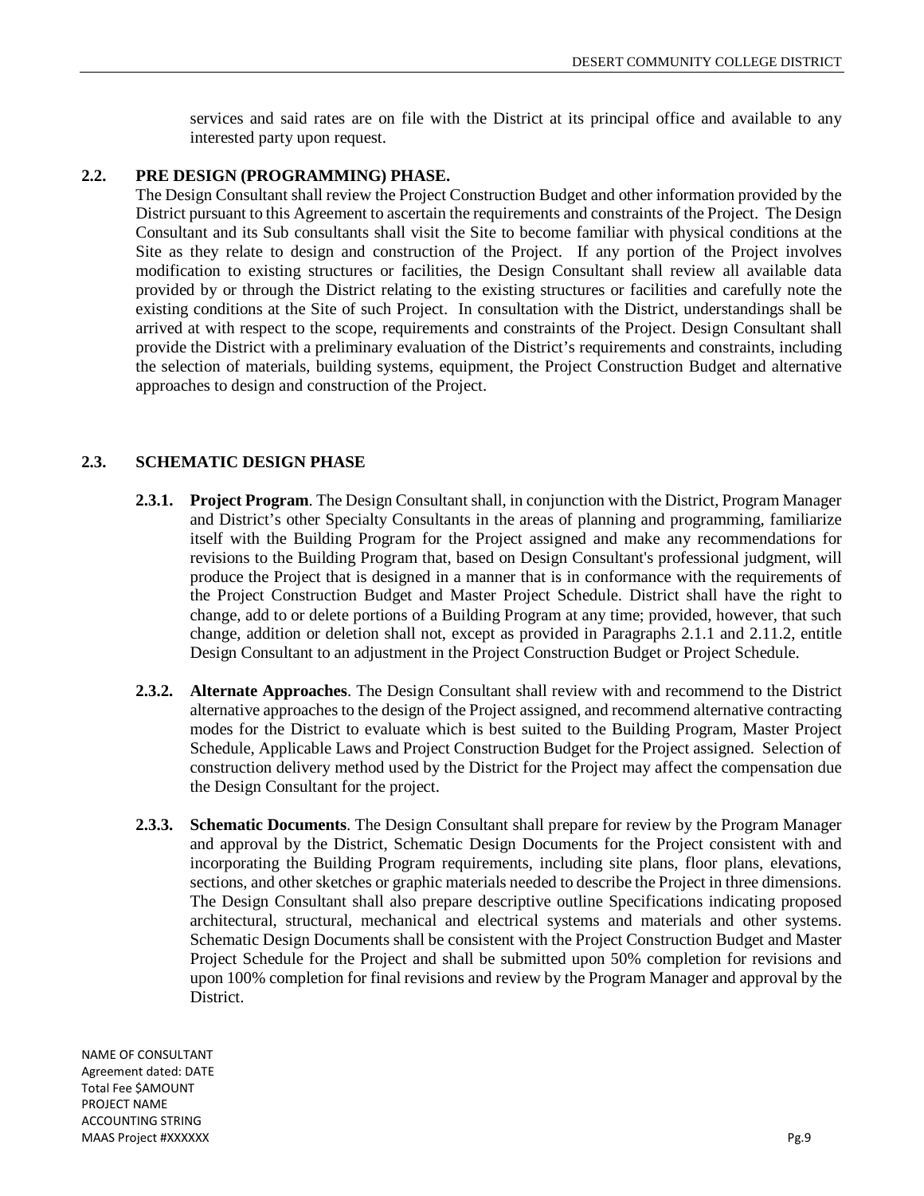services and said rates are on file with the District at its principal office and available to any interested party upon request.

**2.2. PRE DESIGN (PROGRAMMING) PHASE.**

The Design Consultant shall review the Project Construction Budget and other information provided by the District pursuant to this Agreement to ascertain the requirements and constraints of the Project. The Design Consultant and its Sub consultants shall visit the Site to become familiar with physical conditions at the Site as they relate to design and construction of the Project. If any portion of the Project involves modification to existing structures or facilities, the Design Consultant shall review all available data provided by or through the District relating to the existing structures or facilities and carefully note the existing conditions at the Site of such Project. In consultation with the District, understandings shall be arrived at with respect to the scope, requirements and constraints of the Project. Design Consultant shall provide the District with a preliminary evaluation of the District's requirements and constraints, including the selection of materials, building systems, equipment, the Project Construction Budget and alternative approaches to design and construction of the Project.

**2.3. SCHEMATIC DESIGN PHASE**

**2.3.1. Project Program**. The Design Consultant shall, in conjunction with the District, Program Manager and District's other Specialty Consultants in the areas of planning and programming, familiarize itself with the Building Program for the Project assigned and make any recommendations for revisions to the Building Program that, based on Design Consultant's professional judgment, will produce the Project that is designed in a manner that is in conformance with the requirements of the Project Construction Budget and Master Project Schedule. District shall have the right to change, add to or delete portions of a Building Program at any time; provided, however, that such change, addition or deletion shall not, except as provided in Paragraphs 2.1.1 and 2.11.2, entitle Design Consultant to an adjustment in the Project Construction Budget or Project Schedule.

**2.3.2. Alternate Approaches**. The Design Consultant shall review with and recommend to the District alternative approaches to the design of the Project assigned, and recommend alternative contracting modes for the District to evaluate which is best suited to the Building Program, Master Project Schedule, Applicable Laws and Project Construction Budget for the Project assigned. Selection of construction delivery method used by the District for the Project may affect the compensation due the Design Consultant for the project.

**2.3.3. Schematic Documents**. The Design Consultant shall prepare for review by the Program Manager and approval by the District, Schematic Design Documents for the Project consistent with and incorporating the Building Program requirements, including site plans, floor plans, elevations, sections, and other sketches or graphic materials needed to describe the Project in three dimensions. The Design Consultant shall also prepare descriptive outline Specifications indicating proposed architectural, structural, mechanical and electrical systems and materials and other systems. Schematic Design Documents shall be consistent with the Project Construction Budget and Master Project Schedule for the Project and shall be submitted upon 50% completion for revisions and upon 100% completion for final revisions and review by the Program Manager and approval by the District.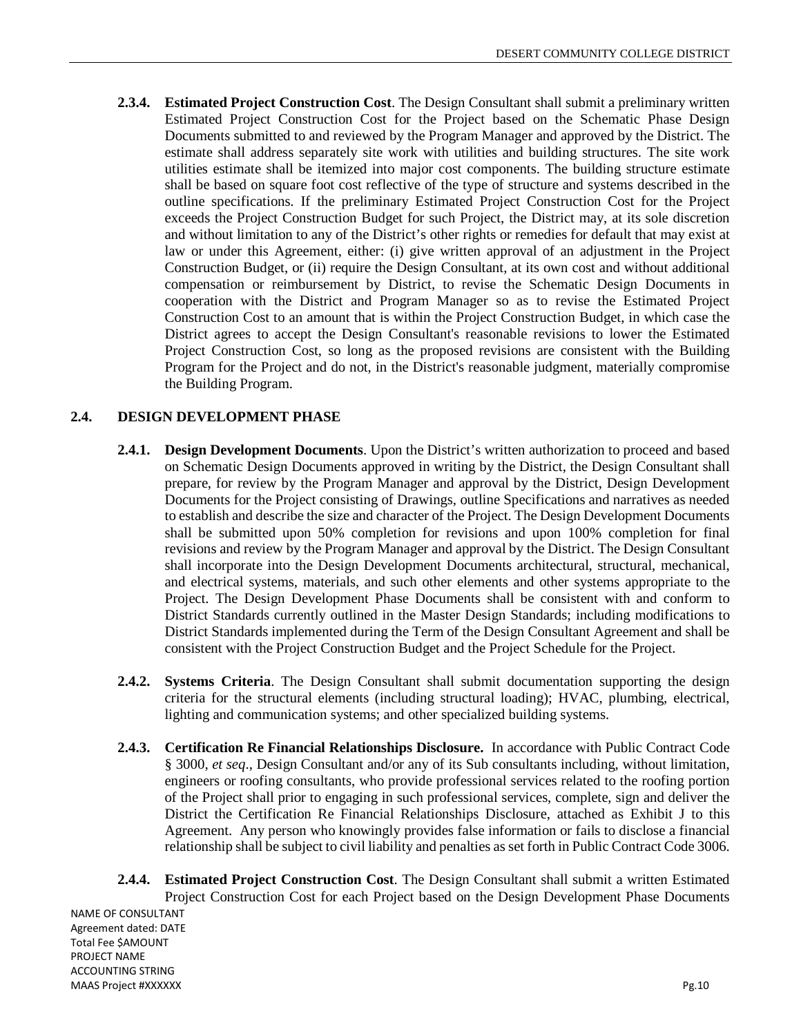**2.3.4. Estimated Project Construction Cost**. The Design Consultant shall submit a preliminary written Estimated Project Construction Cost for the Project based on the Schematic Phase Design Documents submitted to and reviewed by the Program Manager and approved by the District. The estimate shall address separately site work with utilities and building structures. The site work utilities estimate shall be itemized into major cost components. The building structure estimate shall be based on square foot cost reflective of the type of structure and systems described in the outline specifications. If the preliminary Estimated Project Construction Cost for the Project exceeds the Project Construction Budget for such Project, the District may, at its sole discretion and without limitation to any of the District's other rights or remedies for default that may exist at law or under this Agreement, either: (i) give written approval of an adjustment in the Project Construction Budget, or (ii) require the Design Consultant, at its own cost and without additional compensation or reimbursement by District, to revise the Schematic Design Documents in cooperation with the District and Program Manager so as to revise the Estimated Project Construction Cost to an amount that is within the Project Construction Budget, in which case the District agrees to accept the Design Consultant's reasonable revisions to lower the Estimated Project Construction Cost, so long as the proposed revisions are consistent with the Building Program for the Project and do not, in the District's reasonable judgment, materially compromise the Building Program.

## 2.4. DESIGN DEVELOPMENT PHASE

**2.4.1. Design Development Documents**. Upon the District's written authorization to proceed and based on Schematic Design Documents approved in writing by the District, the Design Consultant shall prepare, for review by the Program Manager and approval by the District, Design Development Documents for the Project consisting of Drawings, outline Specifications and narratives as needed to establish and describe the size and character of the Project. The Design Development Documents shall be submitted upon 50% completion for revisions and upon 100% completion for final revisions and review by the Program Manager and approval by the District. The Design Consultant shall incorporate into the Design Development Documents architectural, structural, mechanical, and electrical systems, materials, and such other elements and other systems appropriate to the Project. The Design Development Phase Documents shall be consistent with and conform to District Standards currently outlined in the Master Design Standards; including modifications to District Standards implemented during the Term of the Design Consultant Agreement and shall be consistent with the Project Construction Budget and the Project Schedule for the Project.

**2.4.2. Systems Criteria**. The Design Consultant shall submit documentation supporting the design criteria for the structural elements (including structural loading); HVAC, plumbing, electrical, lighting and communication systems; and other specialized building systems.

**2.4.3. Certification Re Financial Relationships Disclosure.** In accordance with Public Contract Code § 3000, *et seq*., Design Consultant and/or any of its Sub consultants including, without limitation, engineers or roofing consultants, who provide professional services related to the roofing portion of the Project shall prior to engaging in such professional services, complete, sign and deliver the District the Certification Re Financial Relationships Disclosure, attached as Exhibit J to this Agreement. Any person who knowingly provides false information or fails to disclose a financial relationship shall be subject to civil liability and penalties as set forth in Public Contract Code 3006.

**2.4.4. Estimated Project Construction Cost**. The Design Consultant shall submit a written Estimated Project Construction Cost for each Project based on the Design Development Phase Documents

NAME OF CONSULTANT
Agreement dated: DATE
Total Fee $AMOUNT
PROJECT NAME
ACCOUNTING STRING
MAAS Project #XXXXXX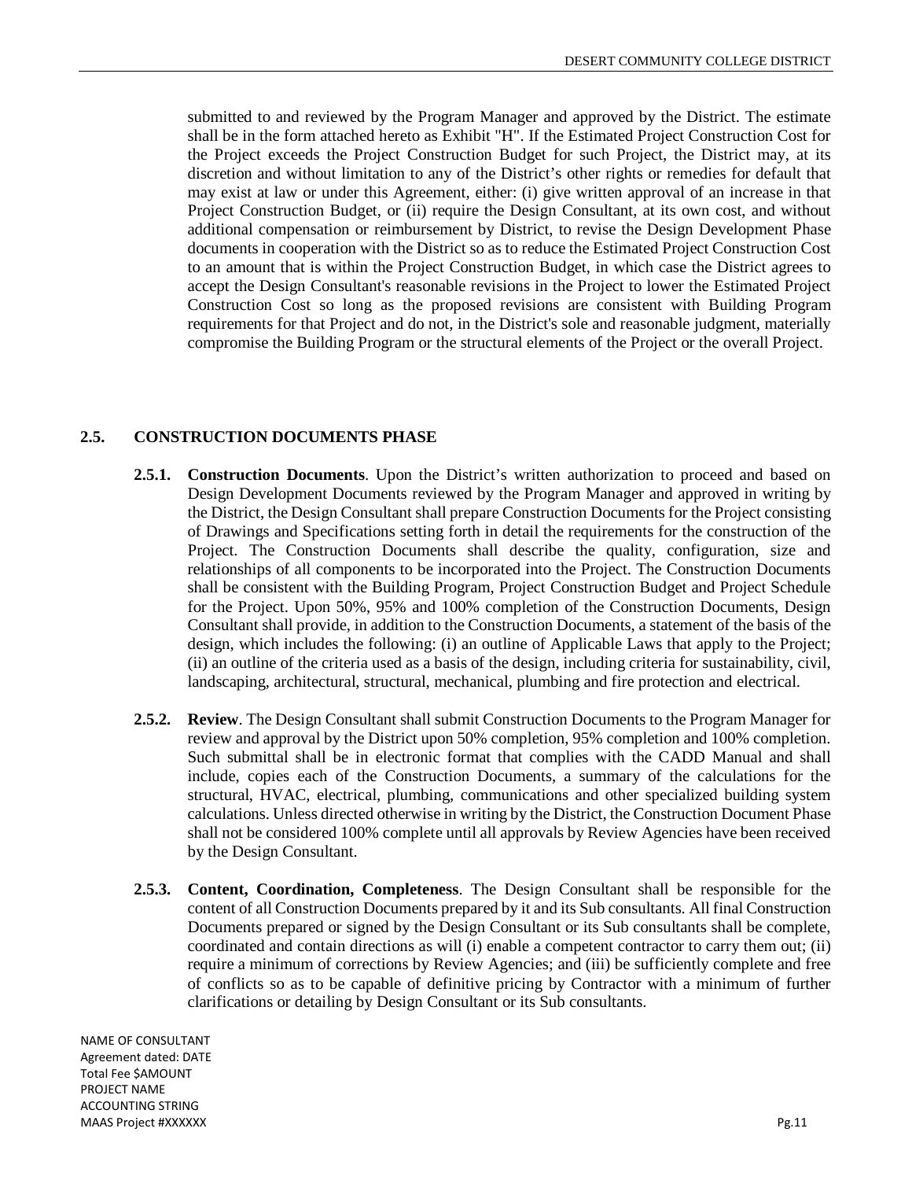submitted to and reviewed by the Program Manager and approved by the District. The estimate shall be in the form attached hereto as Exhibit "H". If the Estimated Project Construction Cost for the Project exceeds the Project Construction Budget for such Project, the District may, at its discretion and without limitation to any of the District's other rights or remedies for default that may exist at law or under this Agreement, either: (i) give written approval of an increase in that Project Construction Budget, or (ii) require the Design Consultant, at its own cost, and without additional compensation or reimbursement by District, to revise the Design Development Phase documents in cooperation with the District so as to reduce the Estimated Project Construction Cost to an amount that is within the Project Construction Budget, in which case the District agrees to accept the Design Consultant's reasonable revisions in the Project to lower the Estimated Project Construction Cost so long as the proposed revisions are consistent with Building Program requirements for that Project and do not, in the District's sole and reasonable judgment, materially compromise the Building Program or the structural elements of the Project or the overall Project.

## 2.5. CONSTRUCTION DOCUMENTS PHASE

**2.5.1. Construction Documents**. Upon the District's written authorization to proceed and based on Design Development Documents reviewed by the Program Manager and approved in writing by the District, the Design Consultant shall prepare Construction Documents for the Project consisting of Drawings and Specifications setting forth in detail the requirements for the construction of the Project. The Construction Documents shall describe the quality, configuration, size and relationships of all components to be incorporated into the Project. The Construction Documents shall be consistent with the Building Program, Project Construction Budget and Project Schedule for the Project. Upon 50%, 95% and 100% completion of the Construction Documents, Design Consultant shall provide, in addition to the Construction Documents, a statement of the basis of the design, which includes the following: (i) an outline of Applicable Laws that apply to the Project; (ii) an outline of the criteria used as a basis of the design, including criteria for sustainability, civil, landscaping, architectural, structural, mechanical, plumbing and fire protection and electrical.

**2.5.2. Review**. The Design Consultant shall submit Construction Documents to the Program Manager for review and approval by the District upon 50% completion, 95% completion and 100% completion. Such submittal shall be in electronic format that complies with the CADD Manual and shall include, copies each of the Construction Documents, a summary of the calculations for the structural, HVAC, electrical, plumbing, communications and other specialized building system calculations. Unless directed otherwise in writing by the District, the Construction Document Phase shall not be considered 100% complete until all approvals by Review Agencies have been received by the Design Consultant.

**2.5.3. Content, Coordination, Completeness**. The Design Consultant shall be responsible for the content of all Construction Documents prepared by it and its Sub consultants. All final Construction Documents prepared or signed by the Design Consultant or its Sub consultants shall be complete, coordinated and contain directions as will (i) enable a competent contractor to carry them out; (ii) require a minimum of corrections by Review Agencies; and (iii) be sufficiently complete and free of conflicts so as to be capable of definitive pricing by Contractor with a minimum of further clarifications or detailing by Design Consultant or its Sub consultants.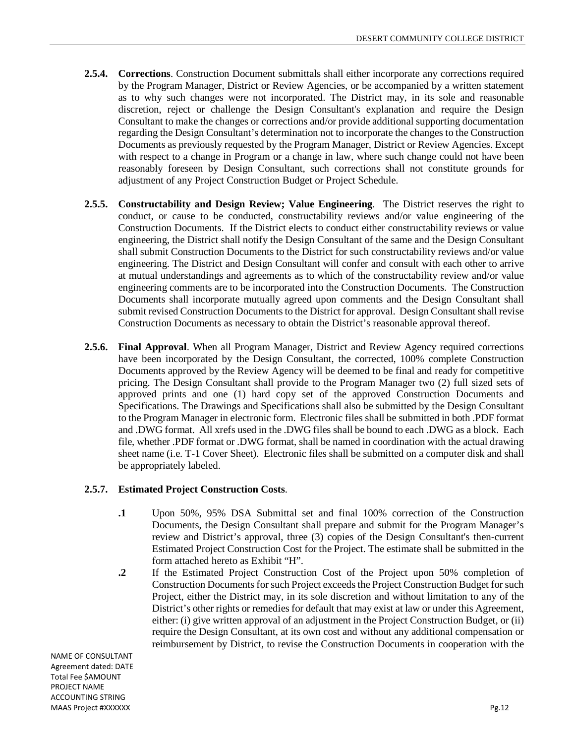**2.5.4. Corrections**. Construction Document submittals shall either incorporate any corrections required by the Program Manager, District or Review Agencies, or be accompanied by a written statement as to why such changes were not incorporated. The District may, in its sole and reasonable discretion, reject or challenge the Design Consultant's explanation and require the Design Consultant to make the changes or corrections and/or provide additional supporting documentation regarding the Design Consultant's determination not to incorporate the changes to the Construction Documents as previously requested by the Program Manager, District or Review Agencies. Except with respect to a change in Program or a change in law, where such change could not have been reasonably foreseen by Design Consultant, such corrections shall not constitute grounds for adjustment of any Project Construction Budget or Project Schedule.

**2.5.5. Constructability and Design Review; Value Engineering**. The District reserves the right to conduct, or cause to be conducted, constructability reviews and/or value engineering of the Construction Documents. If the District elects to conduct either constructability reviews or value engineering, the District shall notify the Design Consultant of the same and the Design Consultant shall submit Construction Documents to the District for such constructability reviews and/or value engineering. The District and Design Consultant will confer and consult with each other to arrive at mutual understandings and agreements as to which of the constructability review and/or value engineering comments are to be incorporated into the Construction Documents. The Construction Documents shall incorporate mutually agreed upon comments and the Design Consultant shall submit revised Construction Documents to the District for approval. Design Consultant shall revise Construction Documents as necessary to obtain the District's reasonable approval thereof.

**2.5.6. Final Approval**. When all Program Manager, District and Review Agency required corrections have been incorporated by the Design Consultant, the corrected, 100% complete Construction Documents approved by the Review Agency will be deemed to be final and ready for competitive pricing. The Design Consultant shall provide to the Program Manager two (2) full sized sets of approved prints and one (1) hard copy set of the approved Construction Documents and Specifications. The Drawings and Specifications shall also be submitted by the Design Consultant to the Program Manager in electronic form. Electronic files shall be submitted in both .PDF format and .DWG format. All xrefs used in the .DWG files shall be bound to each .DWG as a block. Each file, whether .PDF format or .DWG format, shall be named in coordination with the actual drawing sheet name (i.e. T-1 Cover Sheet). Electronic files shall be submitted on a computer disk and shall be appropriately labeled.

**2.5.7. Estimated Project Construction Costs**.

**.1** Upon 50%, 95% DSA Submittal set and final 100% correction of the Construction Documents, the Design Consultant shall prepare and submit for the Program Manager's review and District's approval, three (3) copies of the Design Consultant's then-current Estimated Project Construction Cost for the Project. The estimate shall be submitted in the form attached hereto as Exhibit "H".

**.2** If the Estimated Project Construction Cost of the Project upon 50% completion of Construction Documents for such Project exceeds the Project Construction Budget for such Project, either the District may, in its sole discretion and without limitation to any of the District's other rights or remedies for default that may exist at law or under this Agreement, either: (i) give written approval of an adjustment in the Project Construction Budget, or (ii) require the Design Consultant, at its own cost and without any additional compensation or reimbursement by District, to revise the Construction Documents in cooperation with the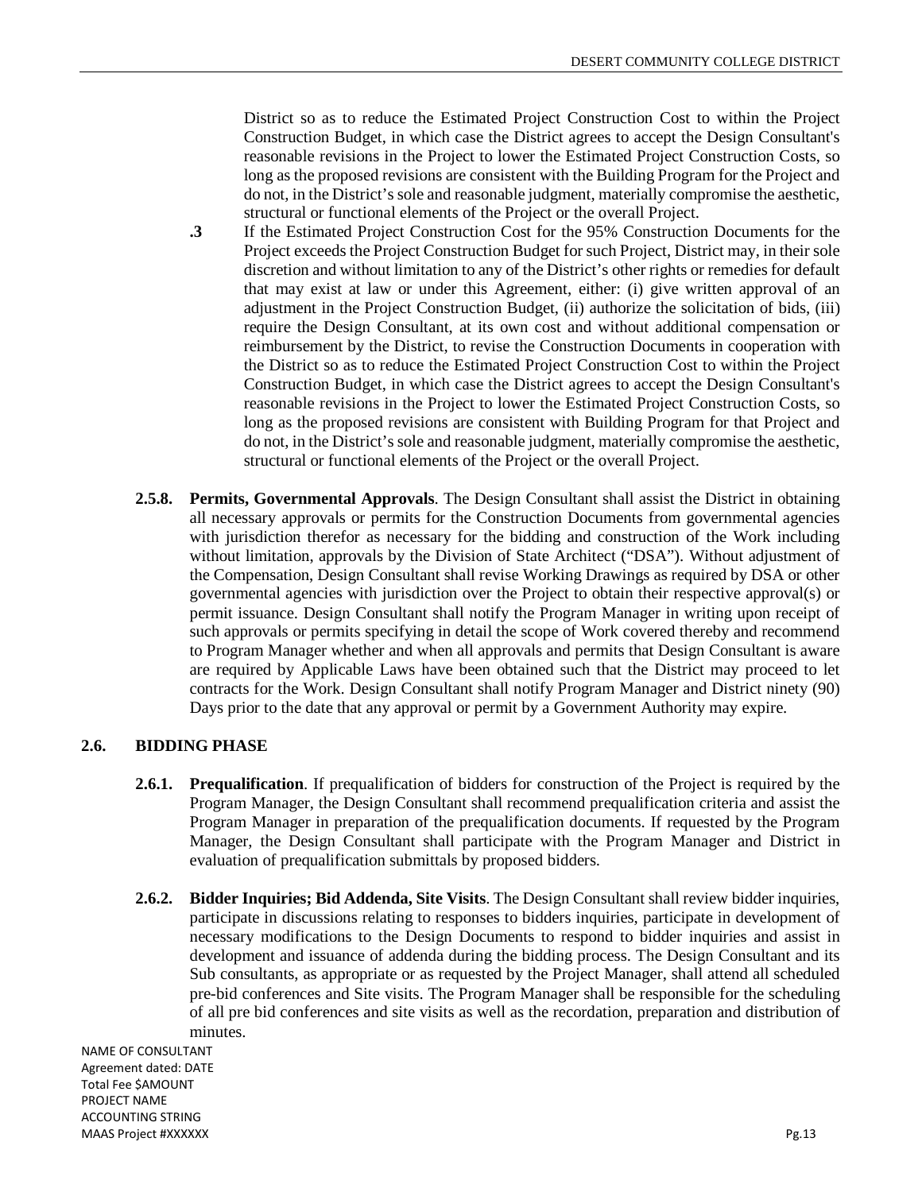District so as to reduce the Estimated Project Construction Cost to within the Project Construction Budget, in which case the District agrees to accept the Design Consultant's reasonable revisions in the Project to lower the Estimated Project Construction Costs, so long as the proposed revisions are consistent with the Building Program for the Project and do not, in the District's sole and reasonable judgment, materially compromise the aesthetic, structural or functional elements of the Project or the overall Project.

**.3** If the Estimated Project Construction Cost for the 95% Construction Documents for the Project exceeds the Project Construction Budget for such Project, District may, in their sole discretion and without limitation to any of the District's other rights or remedies for default that may exist at law or under this Agreement, either: (i) give written approval of an adjustment in the Project Construction Budget, (ii) authorize the solicitation of bids, (iii) require the Design Consultant, at its own cost and without additional compensation or reimbursement by the District, to revise the Construction Documents in cooperation with the District so as to reduce the Estimated Project Construction Cost to within the Project Construction Budget, in which case the District agrees to accept the Design Consultant's reasonable revisions in the Project to lower the Estimated Project Construction Costs, so long as the proposed revisions are consistent with Building Program for that Project and do not, in the District's sole and reasonable judgment, materially compromise the aesthetic, structural or functional elements of the Project or the overall Project.

**2.5.8. Permits, Governmental Approvals**. The Design Consultant shall assist the District in obtaining all necessary approvals or permits for the Construction Documents from governmental agencies with jurisdiction therefor as necessary for the bidding and construction of the Work including without limitation, approvals by the Division of State Architect ("DSA"). Without adjustment of the Compensation, Design Consultant shall revise Working Drawings as required by DSA or other governmental agencies with jurisdiction over the Project to obtain their respective approval(s) or permit issuance. Design Consultant shall notify the Program Manager in writing upon receipt of such approvals or permits specifying in detail the scope of Work covered thereby and recommend to Program Manager whether and when all approvals and permits that Design Consultant is aware are required by Applicable Laws have been obtained such that the District may proceed to let contracts for the Work. Design Consultant shall notify Program Manager and District ninety (90) Days prior to the date that any approval or permit by a Government Authority may expire.

## 2.6. BIDDING PHASE

**2.6.1. Prequalification**. If prequalification of bidders for construction of the Project is required by the Program Manager, the Design Consultant shall recommend prequalification criteria and assist the Program Manager in preparation of the prequalification documents. If requested by the Program Manager, the Design Consultant shall participate with the Program Manager and District in evaluation of prequalification submittals by proposed bidders.

**2.6.2. Bidder Inquiries; Bid Addenda, Site Visits**. The Design Consultant shall review bidder inquiries, participate in discussions relating to responses to bidders inquiries, participate in development of necessary modifications to the Design Documents to respond to bidder inquiries and assist in development and issuance of addenda during the bidding process. The Design Consultant and its Sub consultants, as appropriate or as requested by the Project Manager, shall attend all scheduled pre-bid conferences and Site visits. The Program Manager shall be responsible for the scheduling of all pre bid conferences and site visits as well as the recordation, preparation and distribution of minutes.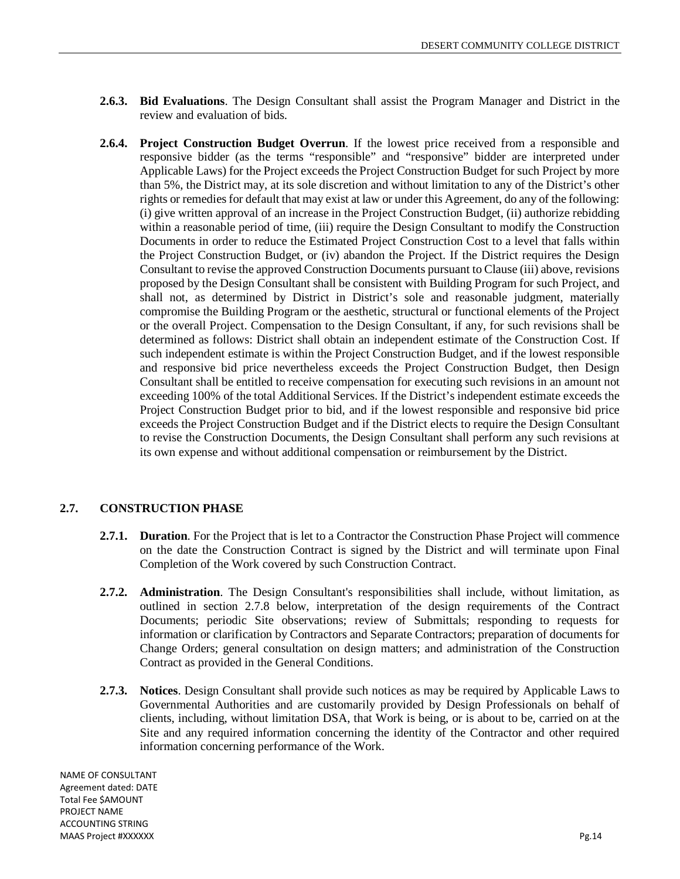**2.6.3. Bid Evaluations**. The Design Consultant shall assist the Program Manager and District in the review and evaluation of bids.

**2.6.4. Project Construction Budget Overrun**. If the lowest price received from a responsible and responsive bidder (as the terms "responsible" and "responsive" bidder are interpreted under Applicable Laws) for the Project exceeds the Project Construction Budget for such Project by more than 5%, the District may, at its sole discretion and without limitation to any of the District's other rights or remedies for default that may exist at law or under this Agreement, do any of the following: (i) give written approval of an increase in the Project Construction Budget, (ii) authorize rebidding within a reasonable period of time, (iii) require the Design Consultant to modify the Construction Documents in order to reduce the Estimated Project Construction Cost to a level that falls within the Project Construction Budget, or (iv) abandon the Project. If the District requires the Design Consultant to revise the approved Construction Documents pursuant to Clause (iii) above, revisions proposed by the Design Consultant shall be consistent with Building Program for such Project, and shall not, as determined by District in District's sole and reasonable judgment, materially compromise the Building Program or the aesthetic, structural or functional elements of the Project or the overall Project. Compensation to the Design Consultant, if any, for such revisions shall be determined as follows: District shall obtain an independent estimate of the Construction Cost. If such independent estimate is within the Project Construction Budget, and if the lowest responsible and responsive bid price nevertheless exceeds the Project Construction Budget, then Design Consultant shall be entitled to receive compensation for executing such revisions in an amount not exceeding 100% of the total Additional Services. If the District's independent estimate exceeds the Project Construction Budget prior to bid, and if the lowest responsible and responsive bid price exceeds the Project Construction Budget and if the District elects to require the Design Consultant to revise the Construction Documents, the Design Consultant shall perform any such revisions at its own expense and without additional compensation or reimbursement by the District.

## 2.7. CONSTRUCTION PHASE

**2.7.1. Duration**. For the Project that is let to a Contractor the Construction Phase Project will commence on the date the Construction Contract is signed by the District and will terminate upon Final Completion of the Work covered by such Construction Contract.

**2.7.2. Administration**. The Design Consultant's responsibilities shall include, without limitation, as outlined in section 2.7.8 below, interpretation of the design requirements of the Contract Documents; periodic Site observations; review of Submittals; responding to requests for information or clarification by Contractors and Separate Contractors; preparation of documents for Change Orders; general consultation on design matters; and administration of the Construction Contract as provided in the General Conditions.

**2.7.3. Notices**. Design Consultant shall provide such notices as may be required by Applicable Laws to Governmental Authorities and are customarily provided by Design Professionals on behalf of clients, including, without limitation DSA, that Work is being, or is about to be, carried on at the Site and any required information concerning the identity of the Contractor and other required information concerning performance of the Work.

NAME OF CONSULTANT
Agreement dated: DATE
Total Fee $AMOUNT
PROJECT NAME
ACCOUNTING STRING
MAAS Project #XXXXXX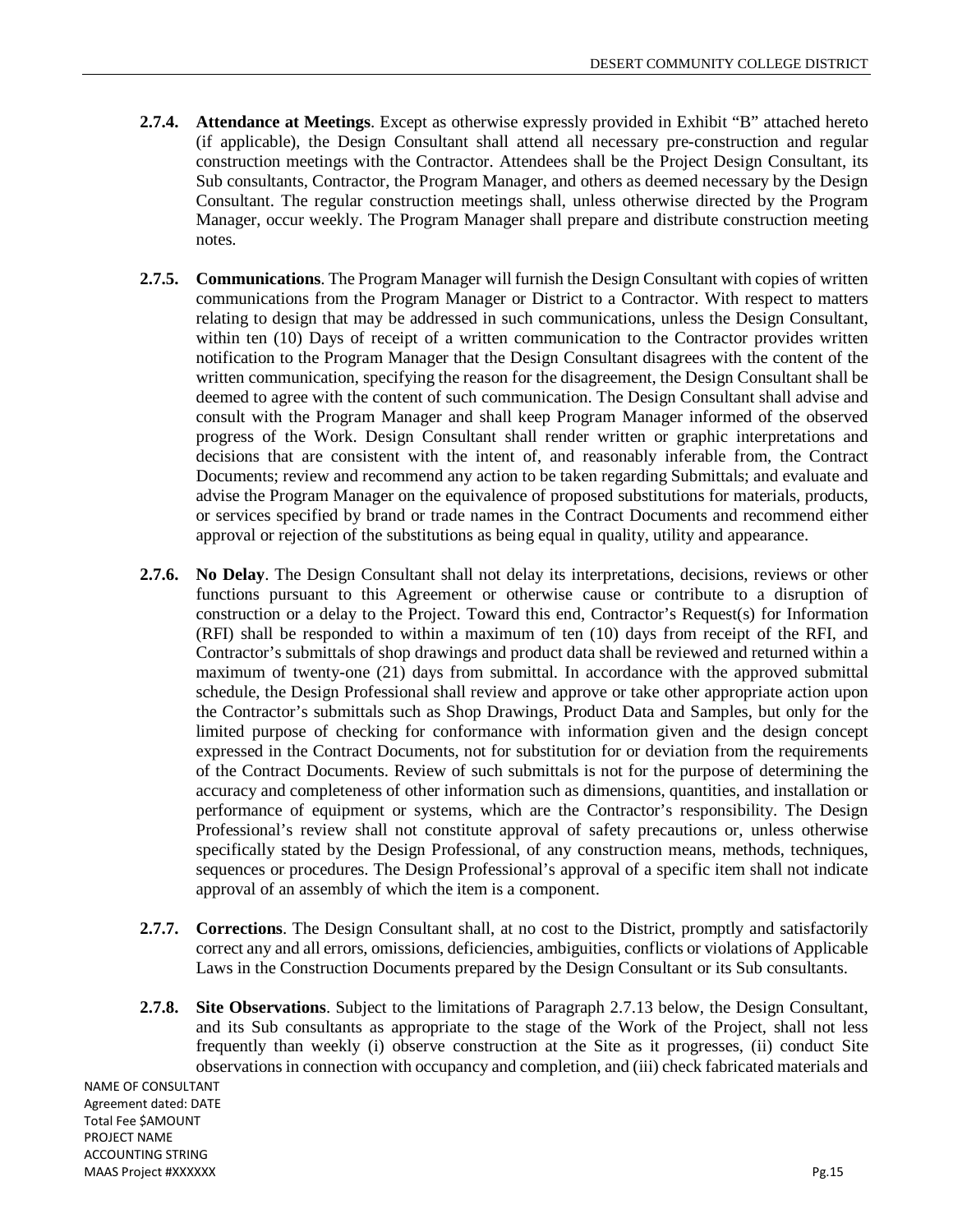**2.7.4. Attendance at Meetings**. Except as otherwise expressly provided in Exhibit "B" attached hereto (if applicable), the Design Consultant shall attend all necessary pre-construction and regular construction meetings with the Contractor. Attendees shall be the Project Design Consultant, its Sub consultants, Contractor, the Program Manager, and others as deemed necessary by the Design Consultant. The regular construction meetings shall, unless otherwise directed by the Program Manager, occur weekly. The Program Manager shall prepare and distribute construction meeting notes.

**2.7.5. Communications**. The Program Manager will furnish the Design Consultant with copies of written communications from the Program Manager or District to a Contractor. With respect to matters relating to design that may be addressed in such communications, unless the Design Consultant, within ten (10) Days of receipt of a written communication to the Contractor provides written notification to the Program Manager that the Design Consultant disagrees with the content of the written communication, specifying the reason for the disagreement, the Design Consultant shall be deemed to agree with the content of such communication. The Design Consultant shall advise and consult with the Program Manager and shall keep Program Manager informed of the observed progress of the Work. Design Consultant shall render written or graphic interpretations and decisions that are consistent with the intent of, and reasonably inferable from, the Contract Documents; review and recommend any action to be taken regarding Submittals; and evaluate and advise the Program Manager on the equivalence of proposed substitutions for materials, products, or services specified by brand or trade names in the Contract Documents and recommend either approval or rejection of the substitutions as being equal in quality, utility and appearance.

**2.7.6. No Delay**. The Design Consultant shall not delay its interpretations, decisions, reviews or other functions pursuant to this Agreement or otherwise cause or contribute to a disruption of construction or a delay to the Project. Toward this end, Contractor's Request(s) for Information (RFI) shall be responded to within a maximum of ten (10) days from receipt of the RFI, and Contractor's submittals of shop drawings and product data shall be reviewed and returned within a maximum of twenty-one (21) days from submittal. In accordance with the approved submittal schedule, the Design Professional shall review and approve or take other appropriate action upon the Contractor's submittals such as Shop Drawings, Product Data and Samples, but only for the limited purpose of checking for conformance with information given and the design concept expressed in the Contract Documents, not for substitution for or deviation from the requirements of the Contract Documents. Review of such submittals is not for the purpose of determining the accuracy and completeness of other information such as dimensions, quantities, and installation or performance of equipment or systems, which are the Contractor's responsibility. The Design Professional's review shall not constitute approval of safety precautions or, unless otherwise specifically stated by the Design Professional, of any construction means, methods, techniques, sequences or procedures. The Design Professional's approval of a specific item shall not indicate approval of an assembly of which the item is a component.

**2.7.7. Corrections**. The Design Consultant shall, at no cost to the District, promptly and satisfactorily correct any and all errors, omissions, deficiencies, ambiguities, conflicts or violations of Applicable Laws in the Construction Documents prepared by the Design Consultant or its Sub consultants.

**2.7.8. Site Observations**. Subject to the limitations of Paragraph 2.7.13 below, the Design Consultant, and its Sub consultants as appropriate to the stage of the Work of the Project, shall not less frequently than weekly (i) observe construction at the Site as it progresses, (ii) conduct Site observations in connection with occupancy and completion, and (iii) check fabricated materials and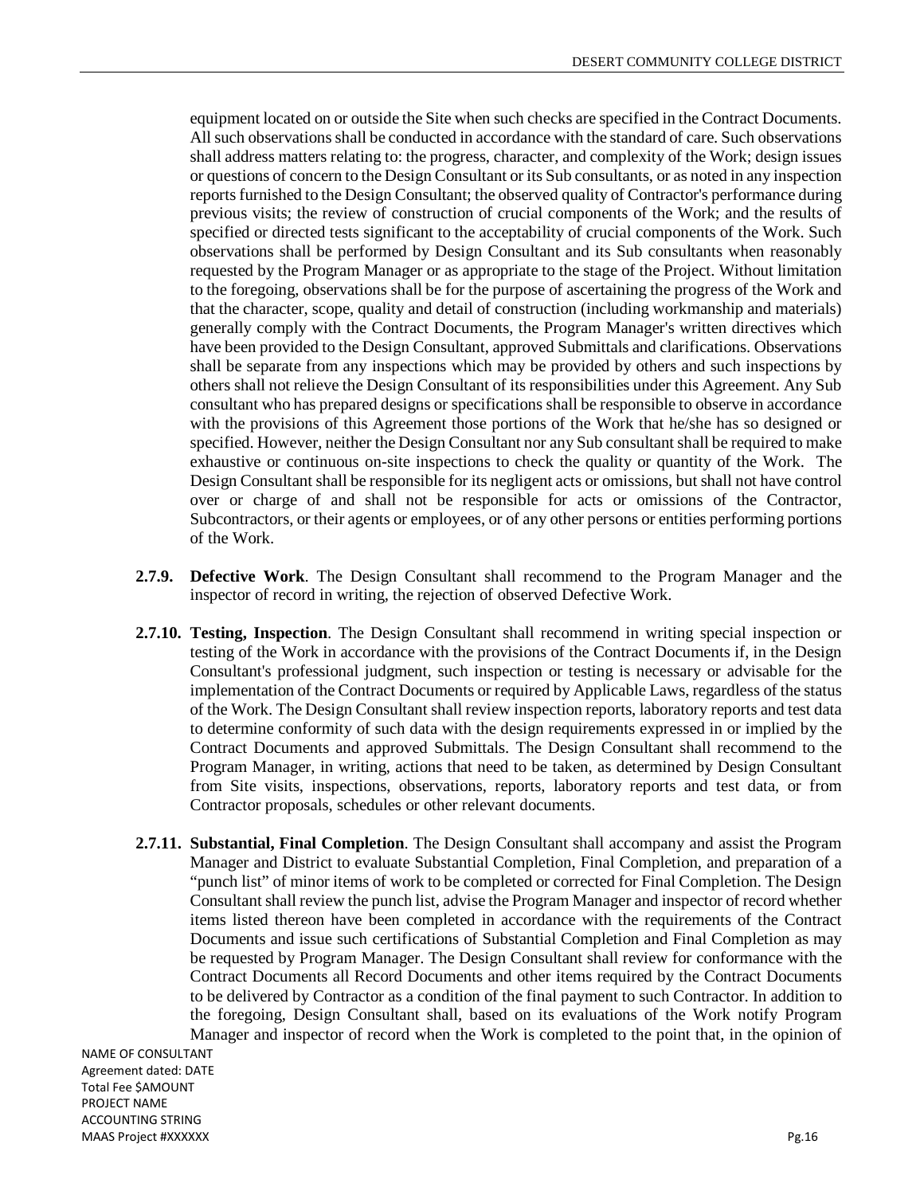equipment located on or outside the Site when such checks are specified in the Contract Documents. All such observations shall be conducted in accordance with the standard of care. Such observations shall address matters relating to: the progress, character, and complexity of the Work; design issues or questions of concern to the Design Consultant or its Sub consultants, or as noted in any inspection reports furnished to the Design Consultant; the observed quality of Contractor's performance during previous visits; the review of construction of crucial components of the Work; and the results of specified or directed tests significant to the acceptability of crucial components of the Work. Such observations shall be performed by Design Consultant and its Sub consultants when reasonably requested by the Program Manager or as appropriate to the stage of the Project. Without limitation to the foregoing, observations shall be for the purpose of ascertaining the progress of the Work and that the character, scope, quality and detail of construction (including workmanship and materials) generally comply with the Contract Documents, the Program Manager's written directives which have been provided to the Design Consultant, approved Submittals and clarifications. Observations shall be separate from any inspections which may be provided by others and such inspections by others shall not relieve the Design Consultant of its responsibilities under this Agreement. Any Sub consultant who has prepared designs or specifications shall be responsible to observe in accordance with the provisions of this Agreement those portions of the Work that he/she has so designed or specified. However, neither the Design Consultant nor any Sub consultant shall be required to make exhaustive or continuous on-site inspections to check the quality or quantity of the Work. The Design Consultant shall be responsible for its negligent acts or omissions, but shall not have control over or charge of and shall not be responsible for acts or omissions of the Contractor, Subcontractors, or their agents or employees, or of any other persons or entities performing portions of the Work.

**2.7.9. Defective Work**. The Design Consultant shall recommend to the Program Manager and the inspector of record in writing, the rejection of observed Defective Work.

**2.7.10. Testing, Inspection**. The Design Consultant shall recommend in writing special inspection or testing of the Work in accordance with the provisions of the Contract Documents if, in the Design Consultant's professional judgment, such inspection or testing is necessary or advisable for the implementation of the Contract Documents or required by Applicable Laws, regardless of the status of the Work. The Design Consultant shall review inspection reports, laboratory reports and test data to determine conformity of such data with the design requirements expressed in or implied by the Contract Documents and approved Submittals. The Design Consultant shall recommend to the Program Manager, in writing, actions that need to be taken, as determined by Design Consultant from Site visits, inspections, observations, reports, laboratory reports and test data, or from Contractor proposals, schedules or other relevant documents.

**2.7.11. Substantial, Final Completion**. The Design Consultant shall accompany and assist the Program Manager and District to evaluate Substantial Completion, Final Completion, and preparation of a "punch list" of minor items of work to be completed or corrected for Final Completion. The Design Consultant shall review the punch list, advise the Program Manager and inspector of record whether items listed thereon have been completed in accordance with the requirements of the Contract Documents and issue such certifications of Substantial Completion and Final Completion as may be requested by Program Manager. The Design Consultant shall review for conformance with the Contract Documents all Record Documents and other items required by the Contract Documents to be delivered by Contractor as a condition of the final payment to such Contractor. In addition to the foregoing, Design Consultant shall, based on its evaluations of the Work notify Program Manager and inspector of record when the Work is completed to the point that, in the opinion of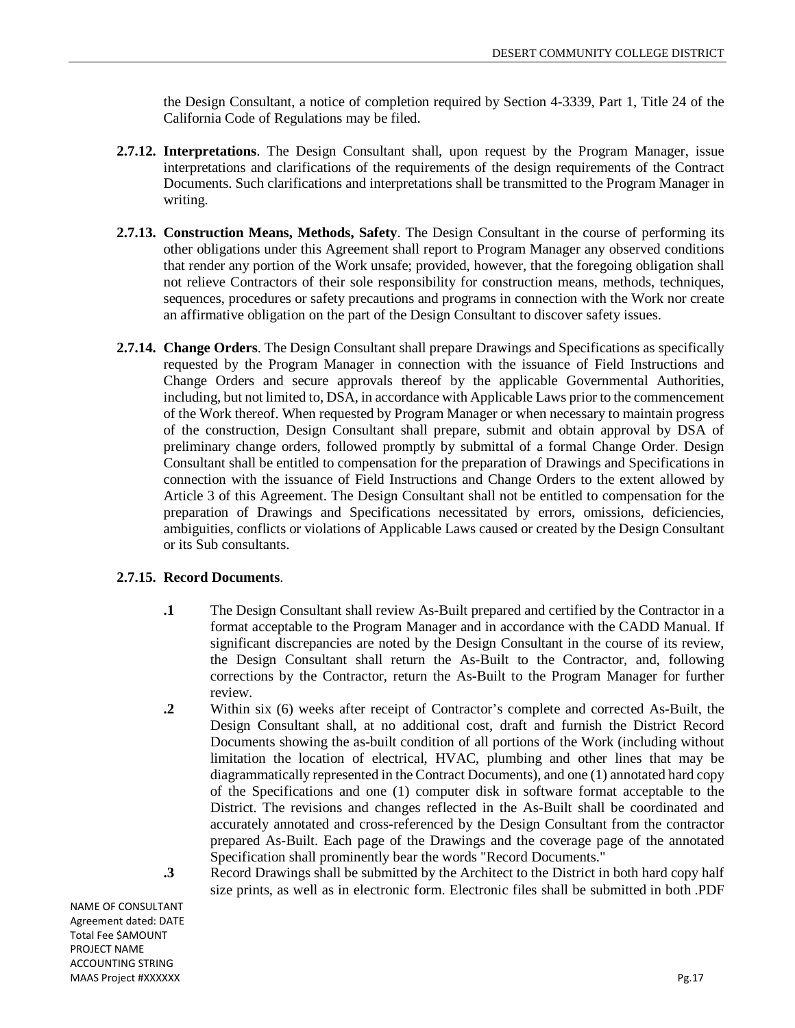the Design Consultant, a notice of completion required by Section 4-3339, Part 1, Title 24 of the California Code of Regulations may be filed.

**2.7.12. Interpretations**. The Design Consultant shall, upon request by the Program Manager, issue interpretations and clarifications of the requirements of the design requirements of the Contract Documents. Such clarifications and interpretations shall be transmitted to the Program Manager in writing.

**2.7.13. Construction Means, Methods, Safety**. The Design Consultant in the course of performing its other obligations under this Agreement shall report to Program Manager any observed conditions that render any portion of the Work unsafe; provided, however, that the foregoing obligation shall not relieve Contractors of their sole responsibility for construction means, methods, techniques, sequences, procedures or safety precautions and programs in connection with the Work nor create an affirmative obligation on the part of the Design Consultant to discover safety issues.

**2.7.14. Change Orders**. The Design Consultant shall prepare Drawings and Specifications as specifically requested by the Program Manager in connection with the issuance of Field Instructions and Change Orders and secure approvals thereof by the applicable Governmental Authorities, including, but not limited to, DSA, in accordance with Applicable Laws prior to the commencement of the Work thereof. When requested by Program Manager or when necessary to maintain progress of the construction, Design Consultant shall prepare, submit and obtain approval by DSA of preliminary change orders, followed promptly by submittal of a formal Change Order. Design Consultant shall be entitled to compensation for the preparation of Drawings and Specifications in connection with the issuance of Field Instructions and Change Orders to the extent allowed by Article 3 of this Agreement. The Design Consultant shall not be entitled to compensation for the preparation of Drawings and Specifications necessitated by errors, omissions, deficiencies, ambiguities, conflicts or violations of Applicable Laws caused or created by the Design Consultant or its Sub consultants.

**2.7.15. Record Documents**.

**.1** The Design Consultant shall review As-Built prepared and certified by the Contractor in a format acceptable to the Program Manager and in accordance with the CADD Manual. If significant discrepancies are noted by the Design Consultant in the course of its review, the Design Consultant shall return the As-Built to the Contractor, and, following corrections by the Contractor, return the As-Built to the Program Manager for further review.

**.2** Within six (6) weeks after receipt of Contractor's complete and corrected As-Built, the Design Consultant shall, at no additional cost, draft and furnish the District Record Documents showing the as-built condition of all portions of the Work (including without limitation the location of electrical, HVAC, plumbing and other lines that may be diagrammatically represented in the Contract Documents), and one (1) annotated hard copy of the Specifications and one (1) computer disk in software format acceptable to the District. The revisions and changes reflected in the As-Built shall be coordinated and accurately annotated and cross-referenced by the Design Consultant from the contractor prepared As-Built. Each page of the Drawings and the coverage page of the annotated Specification shall prominently bear the words "Record Documents."

**.3** Record Drawings shall be submitted by the Architect to the District in both hard copy half size prints, as well as in electronic form. Electronic files shall be submitted in both .PDF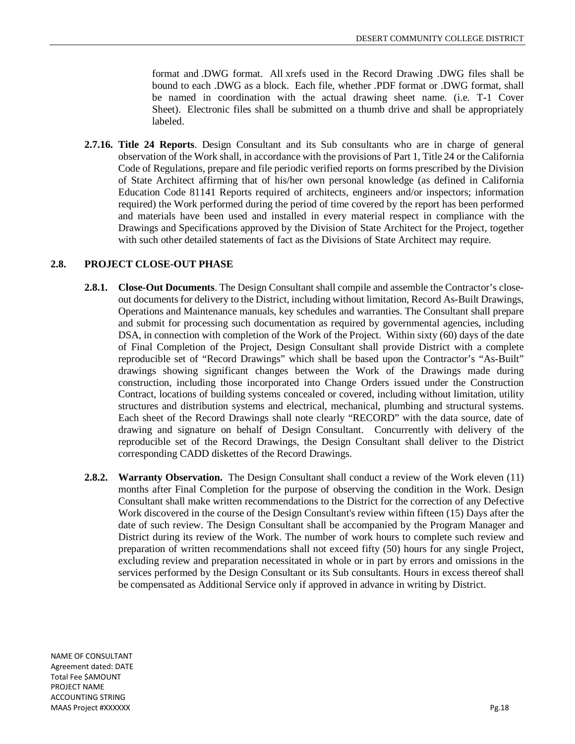format and .DWG format. All xrefs used in the Record Drawing .DWG files shall be bound to each .DWG as a block. Each file, whether .PDF format or .DWG format, shall be named in coordination with the actual drawing sheet name. (i.e. T-1 Cover Sheet). Electronic files shall be submitted on a thumb drive and shall be appropriately labeled.

**2.7.16. Title 24 Reports**. Design Consultant and its Sub consultants who are in charge of general observation of the Work shall, in accordance with the provisions of Part 1, Title 24 or the California Code of Regulations, prepare and file periodic verified reports on forms prescribed by the Division of State Architect affirming that of his/her own personal knowledge (as defined in California Education Code 81141 Reports required of architects, engineers and/or inspectors; information required) the Work performed during the period of time covered by the report has been performed and materials have been used and installed in every material respect in compliance with the Drawings and Specifications approved by the Division of State Architect for the Project, together with such other detailed statements of fact as the Divisions of State Architect may require.

## 2.8. PROJECT CLOSE-OUT PHASE

**2.8.1. Close-Out Documents**. The Design Consultant shall compile and assemble the Contractor's close-out documents for delivery to the District, including without limitation, Record As-Built Drawings, Operations and Maintenance manuals, key schedules and warranties. The Consultant shall prepare and submit for processing such documentation as required by governmental agencies, including DSA, in connection with completion of the Work of the Project. Within sixty (60) days of the date of Final Completion of the Project, Design Consultant shall provide District with a complete reproducible set of "Record Drawings" which shall be based upon the Contractor's "As-Built" drawings showing significant changes between the Work of the Drawings made during construction, including those incorporated into Change Orders issued under the Construction Contract, locations of building systems concealed or covered, including without limitation, utility structures and distribution systems and electrical, mechanical, plumbing and structural systems. Each sheet of the Record Drawings shall note clearly "RECORD" with the data source, date of drawing and signature on behalf of Design Consultant. Concurrently with delivery of the reproducible set of the Record Drawings, the Design Consultant shall deliver to the District corresponding CADD diskettes of the Record Drawings.

**2.8.2. Warranty Observation.** The Design Consultant shall conduct a review of the Work eleven (11) months after Final Completion for the purpose of observing the condition in the Work. Design Consultant shall make written recommendations to the District for the correction of any Defective Work discovered in the course of the Design Consultant's review within fifteen (15) Days after the date of such review. The Design Consultant shall be accompanied by the Program Manager and District during its review of the Work. The number of work hours to complete such review and preparation of written recommendations shall not exceed fifty (50) hours for any single Project, excluding review and preparation necessitated in whole or in part by errors and omissions in the services performed by the Design Consultant or its Sub consultants. Hours in excess thereof shall be compensated as Additional Service only if approved in advance in writing by District.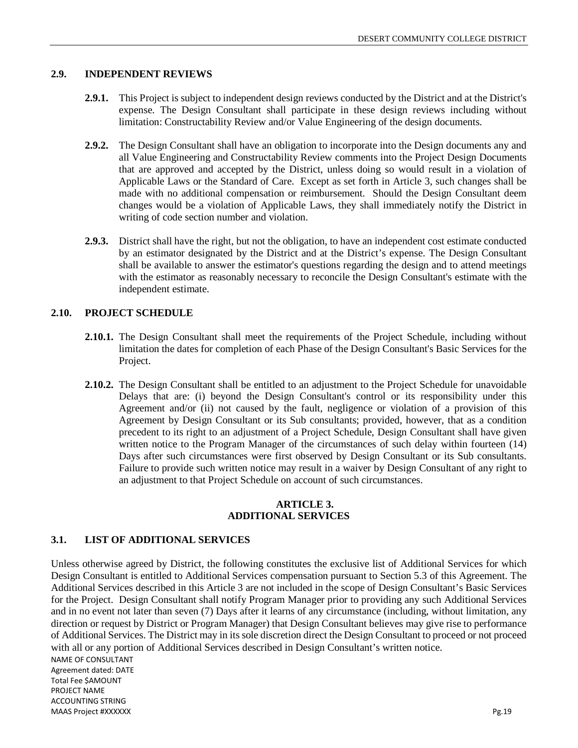## 2.9. INDEPENDENT REVIEWS

**2.9.1.** This Project is subject to independent design reviews conducted by the District and at the District's expense. The Design Consultant shall participate in these design reviews including without limitation: Constructability Review and/or Value Engineering of the design documents.

**2.9.2.** The Design Consultant shall have an obligation to incorporate into the Design documents any and all Value Engineering and Constructability Review comments into the Project Design Documents that are approved and accepted by the District, unless doing so would result in a violation of Applicable Laws or the Standard of Care. Except as set forth in Article 3, such changes shall be made with no additional compensation or reimbursement. Should the Design Consultant deem changes would be a violation of Applicable Laws, they shall immediately notify the District in writing of code section number and violation.

**2.9.3.** District shall have the right, but not the obligation, to have an independent cost estimate conducted by an estimator designated by the District and at the District's expense. The Design Consultant shall be available to answer the estimator's questions regarding the design and to attend meetings with the estimator as reasonably necessary to reconcile the Design Consultant's estimate with the independent estimate.

## 2.10. PROJECT SCHEDULE

**2.10.1.** The Design Consultant shall meet the requirements of the Project Schedule, including without limitation the dates for completion of each Phase of the Design Consultant's Basic Services for the Project.

**2.10.2.** The Design Consultant shall be entitled to an adjustment to the Project Schedule for unavoidable Delays that are: (i) beyond the Design Consultant's control or its responsibility under this Agreement and/or (ii) not caused by the fault, negligence or violation of a provision of this Agreement by Design Consultant or its Sub consultants; provided, however, that as a condition precedent to its right to an adjustment of a Project Schedule, Design Consultant shall have given written notice to the Program Manager of the circumstances of such delay within fourteen (14) Days after such circumstances were first observed by Design Consultant or its Sub consultants. Failure to provide such written notice may result in a waiver by Design Consultant of any right to an adjustment to that Project Schedule on account of such circumstances.

# ARTICLE 3.
# ADDITIONAL SERVICES

## 3.1. LIST OF ADDITIONAL SERVICES

Unless otherwise agreed by District, the following constitutes the exclusive list of Additional Services for which Design Consultant is entitled to Additional Services compensation pursuant to Section 5.3 of this Agreement. The Additional Services described in this Article 3 are not included in the scope of Design Consultant's Basic Services for the Project. Design Consultant shall notify Program Manager prior to providing any such Additional Services and in no event not later than seven (7) Days after it learns of any circumstance (including, without limitation, any direction or request by District or Program Manager) that Design Consultant believes may give rise to performance of Additional Services. The District may in its sole discretion direct the Design Consultant to proceed or not proceed with all or any portion of Additional Services described in Design Consultant's written notice.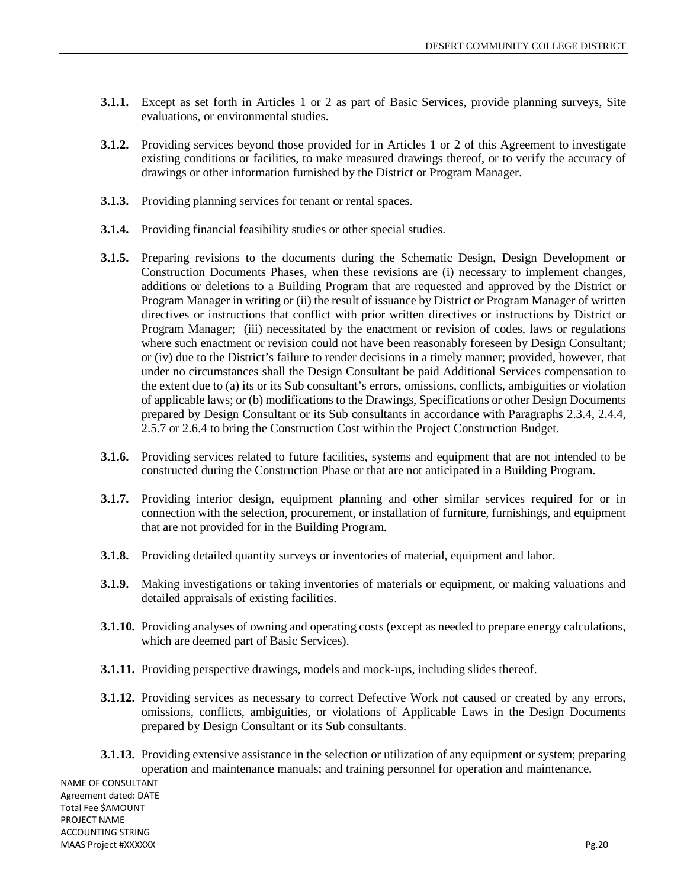**3.1.1.** Except as set forth in Articles 1 or 2 as part of Basic Services, provide planning surveys, Site evaluations, or environmental studies.

**3.1.2.** Providing services beyond those provided for in Articles 1 or 2 of this Agreement to investigate existing conditions or facilities, to make measured drawings thereof, or to verify the accuracy of drawings or other information furnished by the District or Program Manager.

**3.1.3.** Providing planning services for tenant or rental spaces.

**3.1.4.** Providing financial feasibility studies or other special studies.

**3.1.5.** Preparing revisions to the documents during the Schematic Design, Design Development or Construction Documents Phases, when these revisions are (i) necessary to implement changes, additions or deletions to a Building Program that are requested and approved by the District or Program Manager in writing or (ii) the result of issuance by District or Program Manager of written directives or instructions that conflict with prior written directives or instructions by District or Program Manager; (iii) necessitated by the enactment or revision of codes, laws or regulations where such enactment or revision could not have been reasonably foreseen by Design Consultant; or (iv) due to the District's failure to render decisions in a timely manner; provided, however, that under no circumstances shall the Design Consultant be paid Additional Services compensation to the extent due to (a) its or its Sub consultant's errors, omissions, conflicts, ambiguities or violation of applicable laws; or (b) modifications to the Drawings, Specifications or other Design Documents prepared by Design Consultant or its Sub consultants in accordance with Paragraphs 2.3.4, 2.4.4, 2.5.7 or 2.6.4 to bring the Construction Cost within the Project Construction Budget.

**3.1.6.** Providing services related to future facilities, systems and equipment that are not intended to be constructed during the Construction Phase or that are not anticipated in a Building Program.

**3.1.7.** Providing interior design, equipment planning and other similar services required for or in connection with the selection, procurement, or installation of furniture, furnishings, and equipment that are not provided for in the Building Program.

**3.1.8.** Providing detailed quantity surveys or inventories of material, equipment and labor.

**3.1.9.** Making investigations or taking inventories of materials or equipment, or making valuations and detailed appraisals of existing facilities.

**3.1.10.** Providing analyses of owning and operating costs (except as needed to prepare energy calculations, which are deemed part of Basic Services).

**3.1.11.** Providing perspective drawings, models and mock-ups, including slides thereof.

**3.1.12.** Providing services as necessary to correct Defective Work not caused or created by any errors, omissions, conflicts, ambiguities, or violations of Applicable Laws in the Design Documents prepared by Design Consultant or its Sub consultants.

**3.1.13.** Providing extensive assistance in the selection or utilization of any equipment or system; preparing operation and maintenance manuals; and training personnel for operation and maintenance.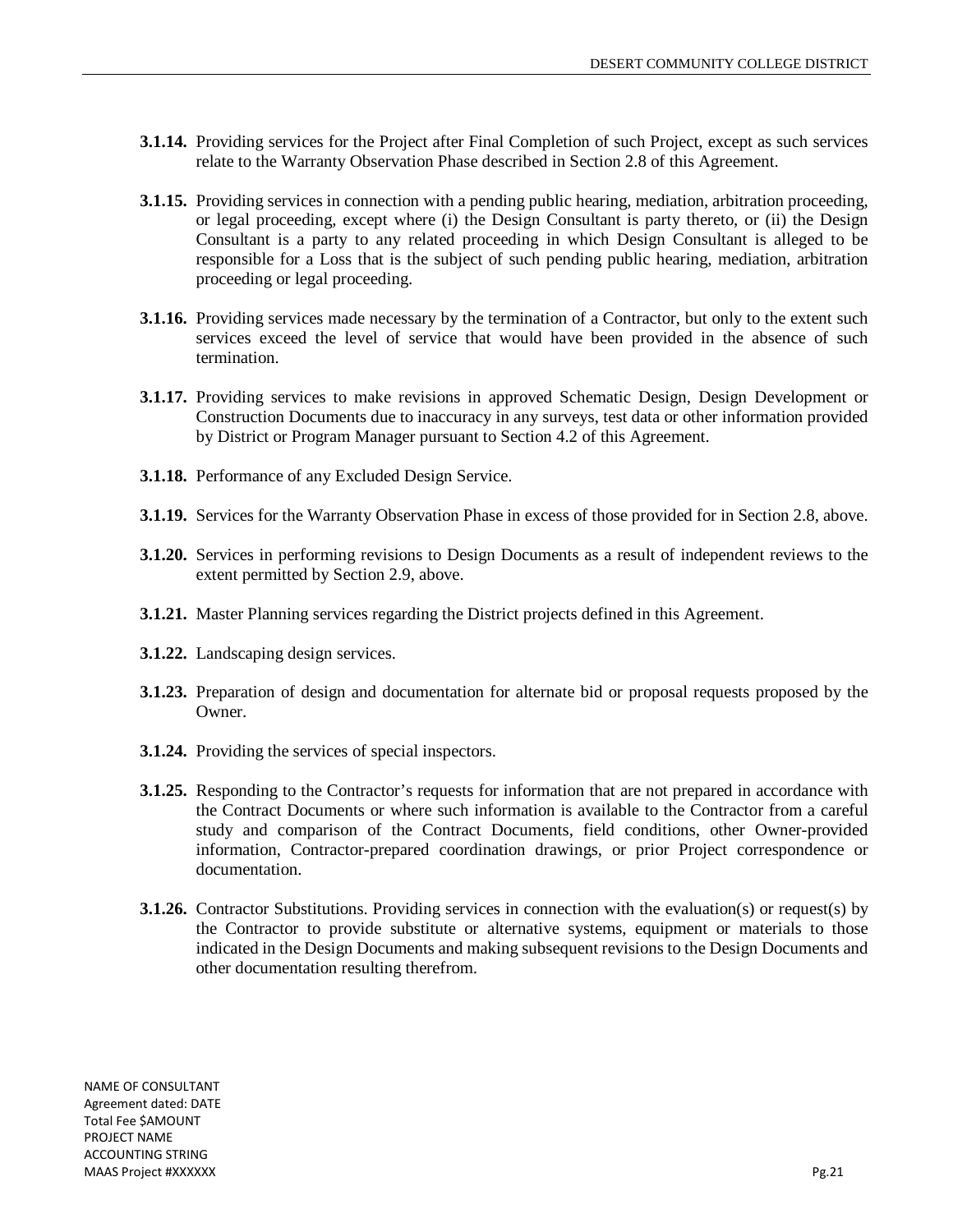**3.1.14.** Providing services for the Project after Final Completion of such Project, except as such services relate to the Warranty Observation Phase described in Section 2.8 of this Agreement.

**3.1.15.** Providing services in connection with a pending public hearing, mediation, arbitration proceeding, or legal proceeding, except where (i) the Design Consultant is party thereto, or (ii) the Design Consultant is a party to any related proceeding in which Design Consultant is alleged to be responsible for a Loss that is the subject of such pending public hearing, mediation, arbitration proceeding or legal proceeding.

**3.1.16.** Providing services made necessary by the termination of a Contractor, but only to the extent such services exceed the level of service that would have been provided in the absence of such termination.

**3.1.17.** Providing services to make revisions in approved Schematic Design, Design Development or Construction Documents due to inaccuracy in any surveys, test data or other information provided by District or Program Manager pursuant to Section 4.2 of this Agreement.

**3.1.18.** Performance of any Excluded Design Service.

**3.1.19.** Services for the Warranty Observation Phase in excess of those provided for in Section 2.8, above.

**3.1.20.** Services in performing revisions to Design Documents as a result of independent reviews to the extent permitted by Section 2.9, above.

**3.1.21.** Master Planning services regarding the District projects defined in this Agreement.

**3.1.22.** Landscaping design services.

**3.1.23.** Preparation of design and documentation for alternate bid or proposal requests proposed by the Owner.

**3.1.24.** Providing the services of special inspectors.

**3.1.25.** Responding to the Contractor's requests for information that are not prepared in accordance with the Contract Documents or where such information is available to the Contractor from a careful study and comparison of the Contract Documents, field conditions, other Owner-provided information, Contractor-prepared coordination drawings, or prior Project correspondence or documentation.

**3.1.26.** Contractor Substitutions. Providing services in connection with the evaluation(s) or request(s) by the Contractor to provide substitute or alternative systems, equipment or materials to those indicated in the Design Documents and making subsequent revisions to the Design Documents and other documentation resulting therefrom.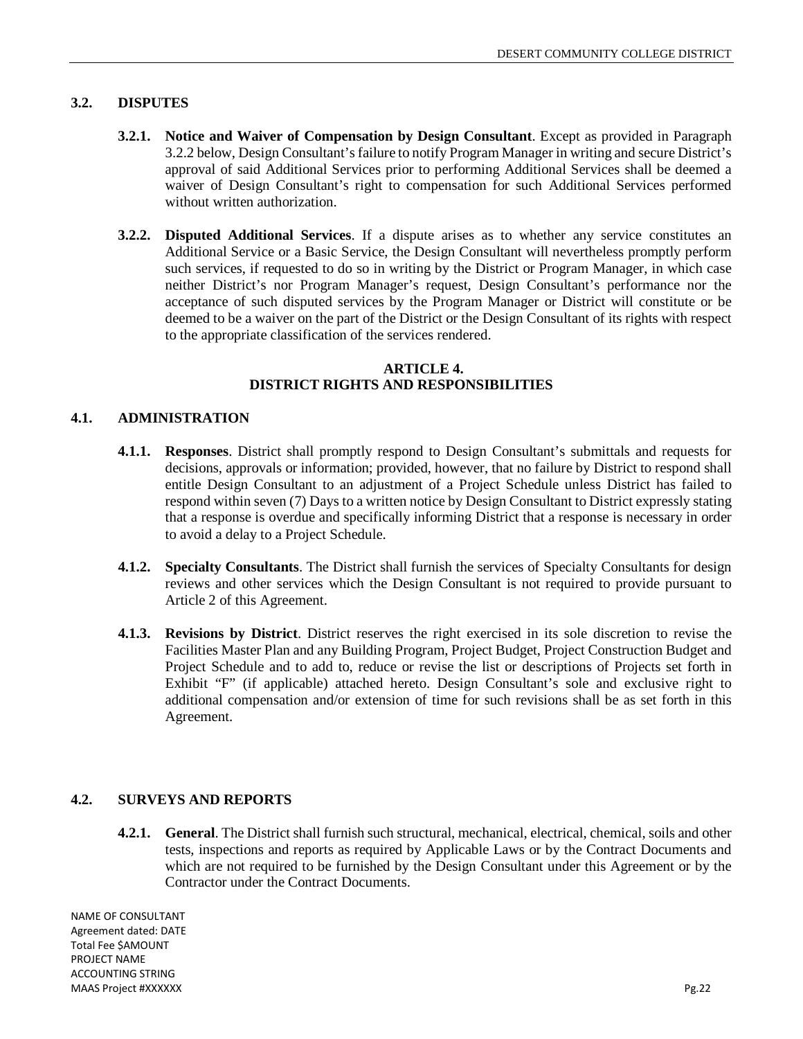### 3.2. DISPUTES

**3.2.1. Notice and Waiver of Compensation by Design Consultant**. Except as provided in Paragraph 3.2.2 below, Design Consultant's failure to notify Program Manager in writing and secure District's approval of said Additional Services prior to performing Additional Services shall be deemed a waiver of Design Consultant's right to compensation for such Additional Services performed without written authorization.

**3.2.2. Disputed Additional Services**. If a dispute arises as to whether any service constitutes an Additional Service or a Basic Service, the Design Consultant will nevertheless promptly perform such services, if requested to do so in writing by the District or Program Manager, in which case neither District's nor Program Manager's request, Design Consultant's performance nor the acceptance of such disputed services by the Program Manager or District will constitute or be deemed to be a waiver on the part of the District or the Design Consultant of its rights with respect to the appropriate classification of the services rendered.

## ARTICLE 4. DISTRICT RIGHTS AND RESPONSIBILITIES

### 4.1. ADMINISTRATION

**4.1.1. Responses**. District shall promptly respond to Design Consultant's submittals and requests for decisions, approvals or information; provided, however, that no failure by District to respond shall entitle Design Consultant to an adjustment of a Project Schedule unless District has failed to respond within seven (7) Days to a written notice by Design Consultant to District expressly stating that a response is overdue and specifically informing District that a response is necessary in order to avoid a delay to a Project Schedule.

**4.1.2. Specialty Consultants**. The District shall furnish the services of Specialty Consultants for design reviews and other services which the Design Consultant is not required to provide pursuant to Article 2 of this Agreement.

**4.1.3. Revisions by District**. District reserves the right exercised in its sole discretion to revise the Facilities Master Plan and any Building Program, Project Budget, Project Construction Budget and Project Schedule and to add to, reduce or revise the list or descriptions of Projects set forth in Exhibit "F" (if applicable) attached hereto. Design Consultant's sole and exclusive right to additional compensation and/or extension of time for such revisions shall be as set forth in this Agreement.

### 4.2. SURVEYS AND REPORTS

**4.2.1. General**. The District shall furnish such structural, mechanical, electrical, chemical, soils and other tests, inspections and reports as required by Applicable Laws or by the Contract Documents and which are not required to be furnished by the Design Consultant under this Agreement or by the Contractor under the Contract Documents.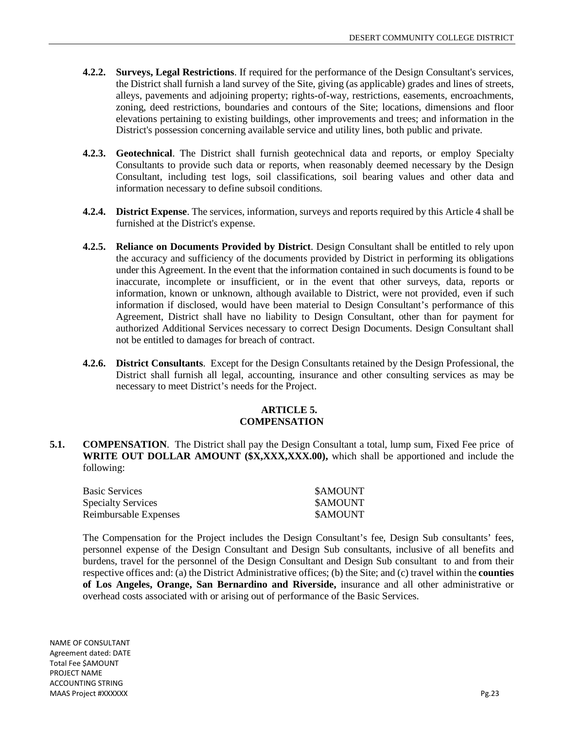**4.2.2. Surveys, Legal Restrictions**. If required for the performance of the Design Consultant's services, the District shall furnish a land survey of the Site, giving (as applicable) grades and lines of streets, alleys, pavements and adjoining property; rights-of-way, restrictions, easements, encroachments, zoning, deed restrictions, boundaries and contours of the Site; locations, dimensions and floor elevations pertaining to existing buildings, other improvements and trees; and information in the District's possession concerning available service and utility lines, both public and private.

**4.2.3. Geotechnical**. The District shall furnish geotechnical data and reports, or employ Specialty Consultants to provide such data or reports, when reasonably deemed necessary by the Design Consultant, including test logs, soil classifications, soil bearing values and other data and information necessary to define subsoil conditions.

**4.2.4. District Expense**. The services, information, surveys and reports required by this Article 4 shall be furnished at the District's expense.

**4.2.5. Reliance on Documents Provided by District**. Design Consultant shall be entitled to rely upon the accuracy and sufficiency of the documents provided by District in performing its obligations under this Agreement. In the event that the information contained in such documents is found to be inaccurate, incomplete or insufficient, or in the event that other surveys, data, reports or information, known or unknown, although available to District, were not provided, even if such information if disclosed, would have been material to Design Consultant's performance of this Agreement, District shall have no liability to Design Consultant, other than for payment for authorized Additional Services necessary to correct Design Documents. Design Consultant shall not be entitled to damages for breach of contract.

**4.2.6. District Consultants**. Except for the Design Consultants retained by the Design Professional, the District shall furnish all legal, accounting, insurance and other consulting services as may be necessary to meet District's needs for the Project.

## ARTICLE 5.
## COMPENSATION

**5.1. COMPENSATION**. The District shall pay the Design Consultant a total, lump sum, Fixed Fee price of **WRITE OUT DOLLAR AMOUNT ($X,XXX,XXX.00),** which shall be apportioned and include the following:

| | |
|---|---|
| Basic Services | $AMOUNT |
| Specialty Services | $AMOUNT |
| Reimbursable Expenses | $AMOUNT |

The Compensation for the Project includes the Design Consultant's fee, Design Sub consultants' fees, personnel expense of the Design Consultant and Design Sub consultants, inclusive of all benefits and burdens, travel for the personnel of the Design Consultant and Design Sub consultant to and from their respective offices and: (a) the District Administrative offices; (b) the Site; and (c) travel within the **counties of Los Angeles, Orange, San Bernardino and Riverside,** insurance and all other administrative or overhead costs associated with or arising out of performance of the Basic Services.

NAME OF CONSULTANT
Agreement dated: DATE
Total Fee $AMOUNT
PROJECT NAME
ACCOUNTING STRING
MAAS Project #XXXXXX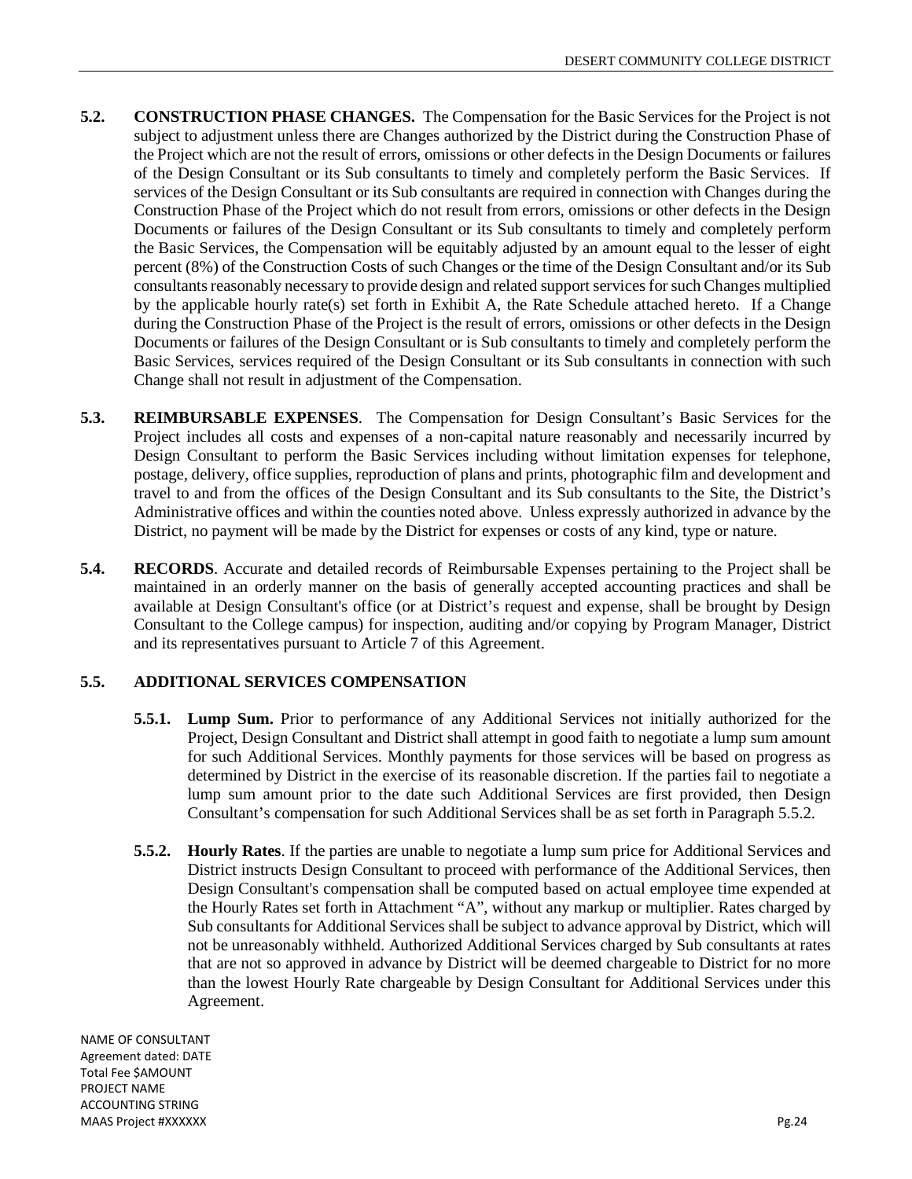**5.2. CONSTRUCTION PHASE CHANGES.** The Compensation for the Basic Services for the Project is not subject to adjustment unless there are Changes authorized by the District during the Construction Phase of the Project which are not the result of errors, omissions or other defects in the Design Documents or failures of the Design Consultant or its Sub consultants to timely and completely perform the Basic Services. If services of the Design Consultant or its Sub consultants are required in connection with Changes during the Construction Phase of the Project which do not result from errors, omissions or other defects in the Design Documents or failures of the Design Consultant or its Sub consultants to timely and completely perform the Basic Services, the Compensation will be equitably adjusted by an amount equal to the lesser of eight percent (8%) of the Construction Costs of such Changes or the time of the Design Consultant and/or its Sub consultants reasonably necessary to provide design and related support services for such Changes multiplied by the applicable hourly rate(s) set forth in Exhibit A, the Rate Schedule attached hereto. If a Change during the Construction Phase of the Project is the result of errors, omissions or other defects in the Design Documents or failures of the Design Consultant or is Sub consultants to timely and completely perform the Basic Services, services required of the Design Consultant or its Sub consultants in connection with such Change shall not result in adjustment of the Compensation.

**5.3. REIMBURSABLE EXPENSES**. The Compensation for Design Consultant's Basic Services for the Project includes all costs and expenses of a non-capital nature reasonably and necessarily incurred by Design Consultant to perform the Basic Services including without limitation expenses for telephone, postage, delivery, office supplies, reproduction of plans and prints, photographic film and development and travel to and from the offices of the Design Consultant and its Sub consultants to the Site, the District's Administrative offices and within the counties noted above. Unless expressly authorized in advance by the District, no payment will be made by the District for expenses or costs of any kind, type or nature.

**5.4. RECORDS**. Accurate and detailed records of Reimbursable Expenses pertaining to the Project shall be maintained in an orderly manner on the basis of generally accepted accounting practices and shall be available at Design Consultant's office (or at District's request and expense, shall be brought by Design Consultant to the College campus) for inspection, auditing and/or copying by Program Manager, District and its representatives pursuant to Article 7 of this Agreement.

**5.5. ADDITIONAL SERVICES COMPENSATION**

**5.5.1. Lump Sum.** Prior to performance of any Additional Services not initially authorized for the Project, Design Consultant and District shall attempt in good faith to negotiate a lump sum amount for such Additional Services. Monthly payments for those services will be based on progress as determined by District in the exercise of its reasonable discretion. If the parties fail to negotiate a lump sum amount prior to the date such Additional Services are first provided, then Design Consultant's compensation for such Additional Services shall be as set forth in Paragraph 5.5.2.

**5.5.2. Hourly Rates**. If the parties are unable to negotiate a lump sum price for Additional Services and District instructs Design Consultant to proceed with performance of the Additional Services, then Design Consultant's compensation shall be computed based on actual employee time expended at the Hourly Rates set forth in Attachment "A", without any markup or multiplier. Rates charged by Sub consultants for Additional Services shall be subject to advance approval by District, which will not be unreasonably withheld. Authorized Additional Services charged by Sub consultants at rates that are not so approved in advance by District will be deemed chargeable to District for no more than the lowest Hourly Rate chargeable by Design Consultant for Additional Services under this Agreement.

NAME OF CONSULTANT
Agreement dated: DATE
Total Fee $AMOUNT
PROJECT NAME
ACCOUNTING STRING
MAAS Project #XXXXXX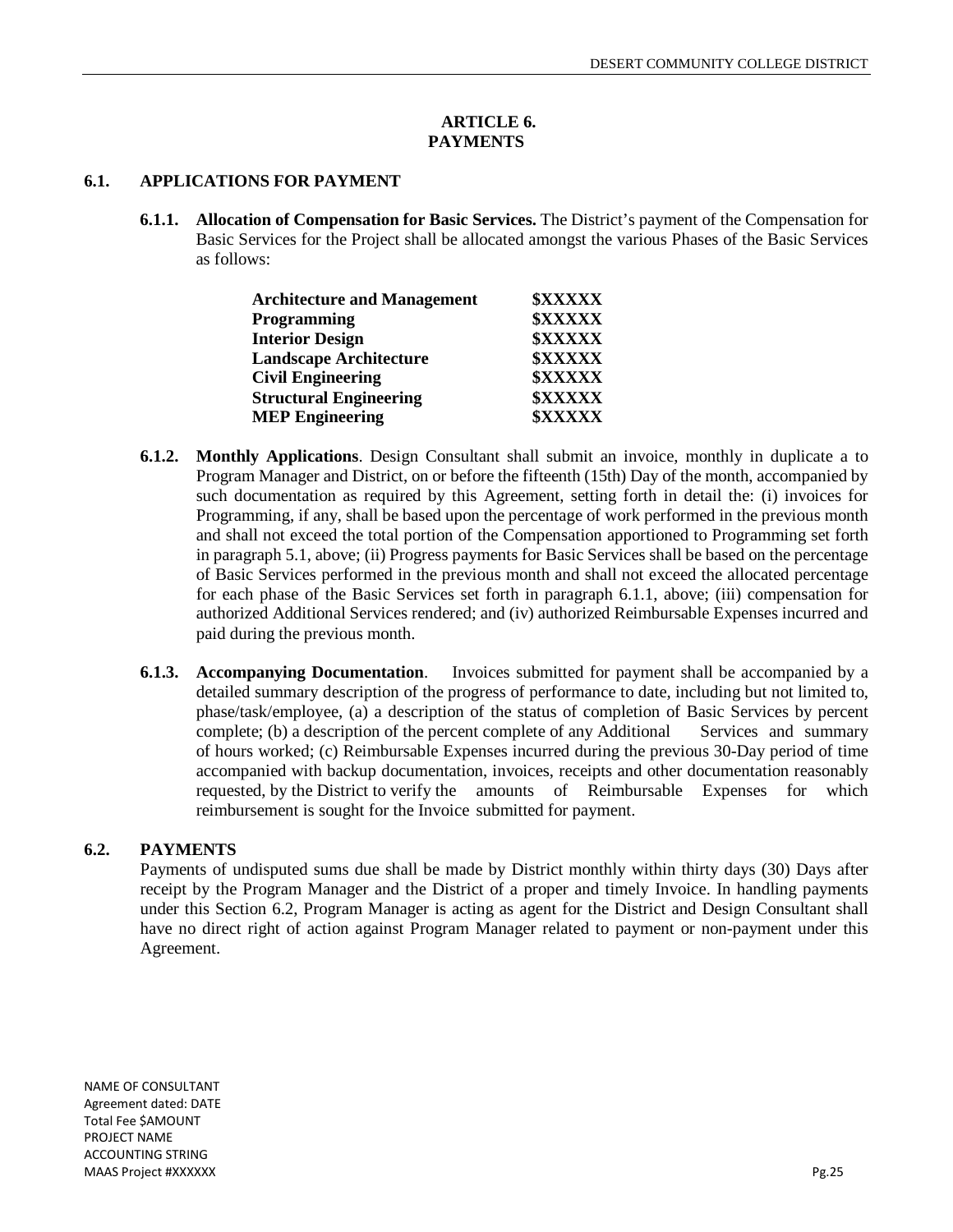# ARTICLE 6. PAYMENTS

## 6.1. APPLICATIONS FOR PAYMENT

**6.1.1. Allocation of Compensation for Basic Services.** The District's payment of the Compensation for Basic Services for the Project shall be allocated amongst the various Phases of the Basic Services as follows:

| | |
|---|---|
| **Architecture and Management** | **$XXXXX** |
| **Programming** | **$XXXXX** |
| **Interior Design** | **$XXXXX** |
| **Landscape Architecture** | **$XXXXX** |
| **Civil Engineering** | **$XXXXX** |
| **Structural Engineering** | **$XXXXX** |
| **MEP Engineering** | **$XXXXX** |

**6.1.2. Monthly Applications**. Design Consultant shall submit an invoice, monthly in duplicate a to Program Manager and District, on or before the fifteenth (15th) Day of the month, accompanied by such documentation as required by this Agreement, setting forth in detail the: (i) invoices for Programming, if any, shall be based upon the percentage of work performed in the previous month and shall not exceed the total portion of the Compensation apportioned to Programming set forth in paragraph 5.1, above; (ii) Progress payments for Basic Services shall be based on the percentage of Basic Services performed in the previous month and shall not exceed the allocated percentage for each phase of the Basic Services set forth in paragraph 6.1.1, above; (iii) compensation for authorized Additional Services rendered; and (iv) authorized Reimbursable Expenses incurred and paid during the previous month.

**6.1.3. Accompanying Documentation**. Invoices submitted for payment shall be accompanied by a detailed summary description of the progress of performance to date, including but not limited to, phase/task/employee, (a) a description of the status of completion of Basic Services by percent complete; (b) a description of the percent complete of any Additional Services and summary of hours worked; (c) Reimbursable Expenses incurred during the previous 30-Day period of time accompanied with backup documentation, invoices, receipts and other documentation reasonably requested, by the District to verify the amounts of Reimbursable Expenses for which reimbursement is sought for the Invoice submitted for payment.

## 6.2. PAYMENTS

Payments of undisputed sums due shall be made by District monthly within thirty days (30) Days after receipt by the Program Manager and the District of a proper and timely Invoice. In handling payments under this Section 6.2, Program Manager is acting as agent for the District and Design Consultant shall have no direct right of action against Program Manager related to payment or non-payment under this Agreement.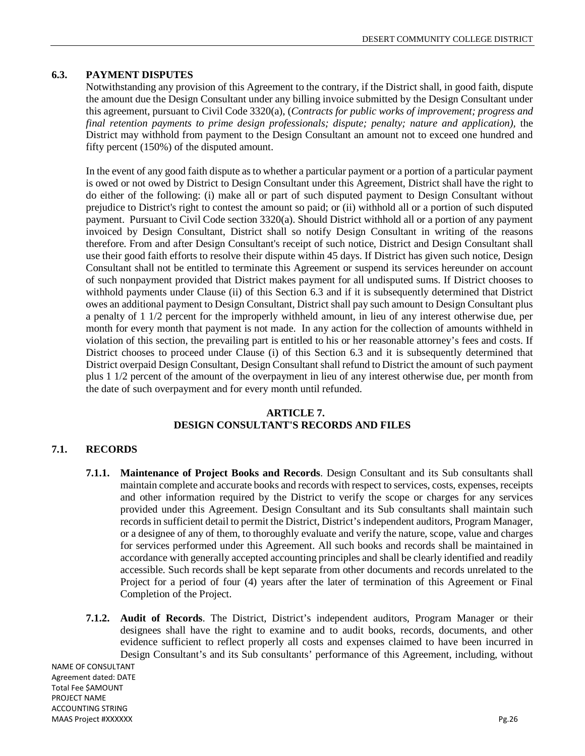### 6.3. PAYMENT DISPUTES

Notwithstanding any provision of this Agreement to the contrary, if the District shall, in good faith, dispute the amount due the Design Consultant under any billing invoice submitted by the Design Consultant under this agreement, pursuant to Civil Code 3320(a), (*Contracts for public works of improvement; progress and final retention payments to prime design professionals; dispute; penalty; nature and application)*, the District may withhold from payment to the Design Consultant an amount not to exceed one hundred and fifty percent (150%) of the disputed amount.

In the event of any good faith dispute as to whether a particular payment or a portion of a particular payment is owed or not owed by District to Design Consultant under this Agreement, District shall have the right to do either of the following: (i) make all or part of such disputed payment to Design Consultant without prejudice to District's right to contest the amount so paid; or (ii) withhold all or a portion of such disputed payment. Pursuant to Civil Code section 3320(a). Should District withhold all or a portion of any payment invoiced by Design Consultant, District shall so notify Design Consultant in writing of the reasons therefore. From and after Design Consultant's receipt of such notice, District and Design Consultant shall use their good faith efforts to resolve their dispute within 45 days. If District has given such notice, Design Consultant shall not be entitled to terminate this Agreement or suspend its services hereunder on account of such nonpayment provided that District makes payment for all undisputed sums. If District chooses to withhold payments under Clause (ii) of this Section 6.3 and if it is subsequently determined that District owes an additional payment to Design Consultant, District shall pay such amount to Design Consultant plus a penalty of 1 1/2 percent for the improperly withheld amount, in lieu of any interest otherwise due, per month for every month that payment is not made. In any action for the collection of amounts withheld in violation of this section, the prevailing part is entitled to his or her reasonable attorney's fees and costs. If District chooses to proceed under Clause (i) of this Section 6.3 and it is subsequently determined that District overpaid Design Consultant, Design Consultant shall refund to District the amount of such payment plus 1 1/2 percent of the amount of the overpayment in lieu of any interest otherwise due, per month from the date of such overpayment and for every month until refunded.

## ARTICLE 7.
## DESIGN CONSULTANT'S RECORDS AND FILES

### 7.1. RECORDS

**7.1.1. Maintenance of Project Books and Records**. Design Consultant and its Sub consultants shall maintain complete and accurate books and records with respect to services, costs, expenses, receipts and other information required by the District to verify the scope or charges for any services provided under this Agreement. Design Consultant and its Sub consultants shall maintain such records in sufficient detail to permit the District, District's independent auditors, Program Manager, or a designee of any of them, to thoroughly evaluate and verify the nature, scope, value and charges for services performed under this Agreement. All such books and records shall be maintained in accordance with generally accepted accounting principles and shall be clearly identified and readily accessible. Such records shall be kept separate from other documents and records unrelated to the Project for a period of four (4) years after the later of termination of this Agreement or Final Completion of the Project.

**7.1.2. Audit of Records**. The District, District's independent auditors, Program Manager or their designees shall have the right to examine and to audit books, records, documents, and other evidence sufficient to reflect properly all costs and expenses claimed to have been incurred in Design Consultant's and its Sub consultants' performance of this Agreement, including, without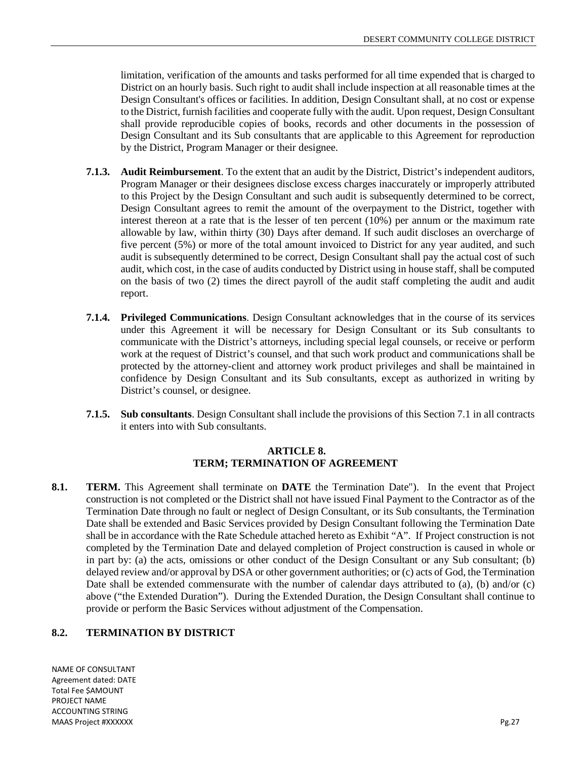limitation, verification of the amounts and tasks performed for all time expended that is charged to District on an hourly basis. Such right to audit shall include inspection at all reasonable times at the Design Consultant's offices or facilities. In addition, Design Consultant shall, at no cost or expense to the District, furnish facilities and cooperate fully with the audit. Upon request, Design Consultant shall provide reproducible copies of books, records and other documents in the possession of Design Consultant and its Sub consultants that are applicable to this Agreement for reproduction by the District, Program Manager or their designee.

**7.1.3. Audit Reimbursement**. To the extent that an audit by the District, District's independent auditors, Program Manager or their designees disclose excess charges inaccurately or improperly attributed to this Project by the Design Consultant and such audit is subsequently determined to be correct, Design Consultant agrees to remit the amount of the overpayment to the District, together with interest thereon at a rate that is the lesser of ten percent (10%) per annum or the maximum rate allowable by law, within thirty (30) Days after demand. If such audit discloses an overcharge of five percent (5%) or more of the total amount invoiced to District for any year audited, and such audit is subsequently determined to be correct, Design Consultant shall pay the actual cost of such audit, which cost, in the case of audits conducted by District using in house staff, shall be computed on the basis of two (2) times the direct payroll of the audit staff completing the audit and audit report.

**7.1.4. Privileged Communications**. Design Consultant acknowledges that in the course of its services under this Agreement it will be necessary for Design Consultant or its Sub consultants to communicate with the District's attorneys, including special legal counsels, or receive or perform work at the request of District's counsel, and that such work product and communications shall be protected by the attorney-client and attorney work product privileges and shall be maintained in confidence by Design Consultant and its Sub consultants, except as authorized in writing by District's counsel, or designee.

**7.1.5. Sub consultants**. Design Consultant shall include the provisions of this Section 7.1 in all contracts it enters into with Sub consultants.

## ARTICLE 8. TERM; TERMINATION OF AGREEMENT

**8.1. TERM.** This Agreement shall terminate on **DATE** the Termination Date"). In the event that Project construction is not completed or the District shall not have issued Final Payment to the Contractor as of the Termination Date through no fault or neglect of Design Consultant, or its Sub consultants, the Termination Date shall be extended and Basic Services provided by Design Consultant following the Termination Date shall be in accordance with the Rate Schedule attached hereto as Exhibit "A". If Project construction is not completed by the Termination Date and delayed completion of Project construction is caused in whole or in part by: (a) the acts, omissions or other conduct of the Design Consultant or any Sub consultant; (b) delayed review and/or approval by DSA or other government authorities; or (c) acts of God, the Termination Date shall be extended commensurate with the number of calendar days attributed to (a), (b) and/or (c) above ("the Extended Duration"). During the Extended Duration, the Design Consultant shall continue to provide or perform the Basic Services without adjustment of the Compensation.

**8.2. TERMINATION BY DISTRICT**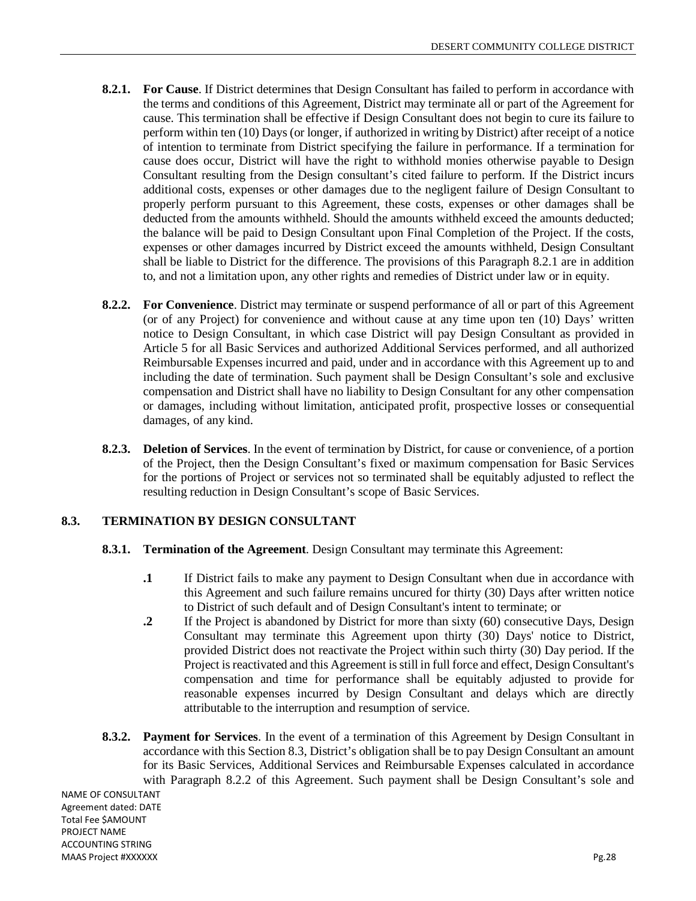**8.2.1. For Cause**. If District determines that Design Consultant has failed to perform in accordance with the terms and conditions of this Agreement, District may terminate all or part of the Agreement for cause. This termination shall be effective if Design Consultant does not begin to cure its failure to perform within ten (10) Days (or longer, if authorized in writing by District) after receipt of a notice of intention to terminate from District specifying the failure in performance. If a termination for cause does occur, District will have the right to withhold monies otherwise payable to Design Consultant resulting from the Design consultant's cited failure to perform. If the District incurs additional costs, expenses or other damages due to the negligent failure of Design Consultant to properly perform pursuant to this Agreement, these costs, expenses or other damages shall be deducted from the amounts withheld. Should the amounts withheld exceed the amounts deducted; the balance will be paid to Design Consultant upon Final Completion of the Project. If the costs, expenses or other damages incurred by District exceed the amounts withheld, Design Consultant shall be liable to District for the difference. The provisions of this Paragraph 8.2.1 are in addition to, and not a limitation upon, any other rights and remedies of District under law or in equity.

**8.2.2. For Convenience**. District may terminate or suspend performance of all or part of this Agreement (or of any Project) for convenience and without cause at any time upon ten (10) Days' written notice to Design Consultant, in which case District will pay Design Consultant as provided in Article 5 for all Basic Services and authorized Additional Services performed, and all authorized Reimbursable Expenses incurred and paid, under and in accordance with this Agreement up to and including the date of termination. Such payment shall be Design Consultant's sole and exclusive compensation and District shall have no liability to Design Consultant for any other compensation or damages, including without limitation, anticipated profit, prospective losses or consequential damages, of any kind.

**8.2.3. Deletion of Services**. In the event of termination by District, for cause or convenience, of a portion of the Project, then the Design Consultant's fixed or maximum compensation for Basic Services for the portions of Project or services not so terminated shall be equitably adjusted to reflect the resulting reduction in Design Consultant's scope of Basic Services.

## 8.3. TERMINATION BY DESIGN CONSULTANT

**8.3.1. Termination of the Agreement**. Design Consultant may terminate this Agreement:

**.1** If District fails to make any payment to Design Consultant when due in accordance with this Agreement and such failure remains uncured for thirty (30) Days after written notice to District of such default and of Design Consultant's intent to terminate; or

**.2** If the Project is abandoned by District for more than sixty (60) consecutive Days, Design Consultant may terminate this Agreement upon thirty (30) Days' notice to District, provided District does not reactivate the Project within such thirty (30) Day period. If the Project is reactivated and this Agreement is still in full force and effect, Design Consultant's compensation and time for performance shall be equitably adjusted to provide for reasonable expenses incurred by Design Consultant and delays which are directly attributable to the interruption and resumption of service.

**8.3.2. Payment for Services**. In the event of a termination of this Agreement by Design Consultant in accordance with this Section 8.3, District's obligation shall be to pay Design Consultant an amount for its Basic Services, Additional Services and Reimbursable Expenses calculated in accordance with Paragraph 8.2.2 of this Agreement. Such payment shall be Design Consultant's sole and

NAME OF CONSULTANT
Agreement dated: DATE
Total Fee $AMOUNT
PROJECT NAME
ACCOUNTING STRING
MAAS Project #XXXXXX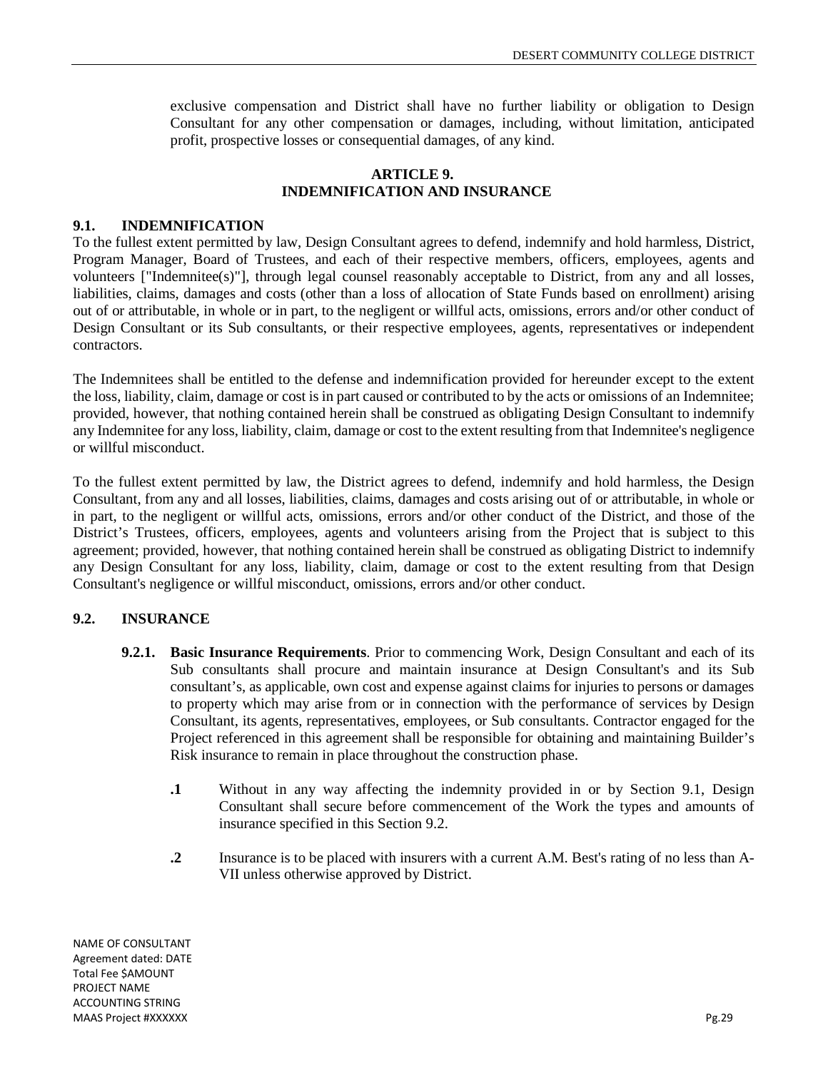exclusive compensation and District shall have no further liability or obligation to Design Consultant for any other compensation or damages, including, without limitation, anticipated profit, prospective losses or consequential damages, of any kind.

## ARTICLE 9. INDEMNIFICATION AND INSURANCE

### 9.1. INDEMNIFICATION

To the fullest extent permitted by law, Design Consultant agrees to defend, indemnify and hold harmless, District, Program Manager, Board of Trustees, and each of their respective members, officers, employees, agents and volunteers ["Indemnitee(s)"], through legal counsel reasonably acceptable to District, from any and all losses, liabilities, claims, damages and costs (other than a loss of allocation of State Funds based on enrollment) arising out of or attributable, in whole or in part, to the negligent or willful acts, omissions, errors and/or other conduct of Design Consultant or its Sub consultants, or their respective employees, agents, representatives or independent contractors.

The Indemnitees shall be entitled to the defense and indemnification provided for hereunder except to the extent the loss, liability, claim, damage or cost is in part caused or contributed to by the acts or omissions of an Indemnitee; provided, however, that nothing contained herein shall be construed as obligating Design Consultant to indemnify any Indemnitee for any loss, liability, claim, damage or cost to the extent resulting from that Indemnitee's negligence or willful misconduct.

To the fullest extent permitted by law, the District agrees to defend, indemnify and hold harmless, the Design Consultant, from any and all losses, liabilities, claims, damages and costs arising out of or attributable, in whole or in part, to the negligent or willful acts, omissions, errors and/or other conduct of the District, and those of the District's Trustees, officers, employees, agents and volunteers arising from the Project that is subject to this agreement; provided, however, that nothing contained herein shall be construed as obligating District to indemnify any Design Consultant for any loss, liability, claim, damage or cost to the extent resulting from that Design Consultant's negligence or willful misconduct, omissions, errors and/or other conduct.

### 9.2. INSURANCE

**9.2.1. Basic Insurance Requirements**. Prior to commencing Work, Design Consultant and each of its Sub consultants shall procure and maintain insurance at Design Consultant's and its Sub consultant's, as applicable, own cost and expense against claims for injuries to persons or damages to property which may arise from or in connection with the performance of services by Design Consultant, its agents, representatives, employees, or Sub consultants. Contractor engaged for the Project referenced in this agreement shall be responsible for obtaining and maintaining Builder's Risk insurance to remain in place throughout the construction phase.

**.1** Without in any way affecting the indemnity provided in or by Section 9.1, Design Consultant shall secure before commencement of the Work the types and amounts of insurance specified in this Section 9.2.

**.2** Insurance is to be placed with insurers with a current A.M. Best's rating of no less than A-VII unless otherwise approved by District.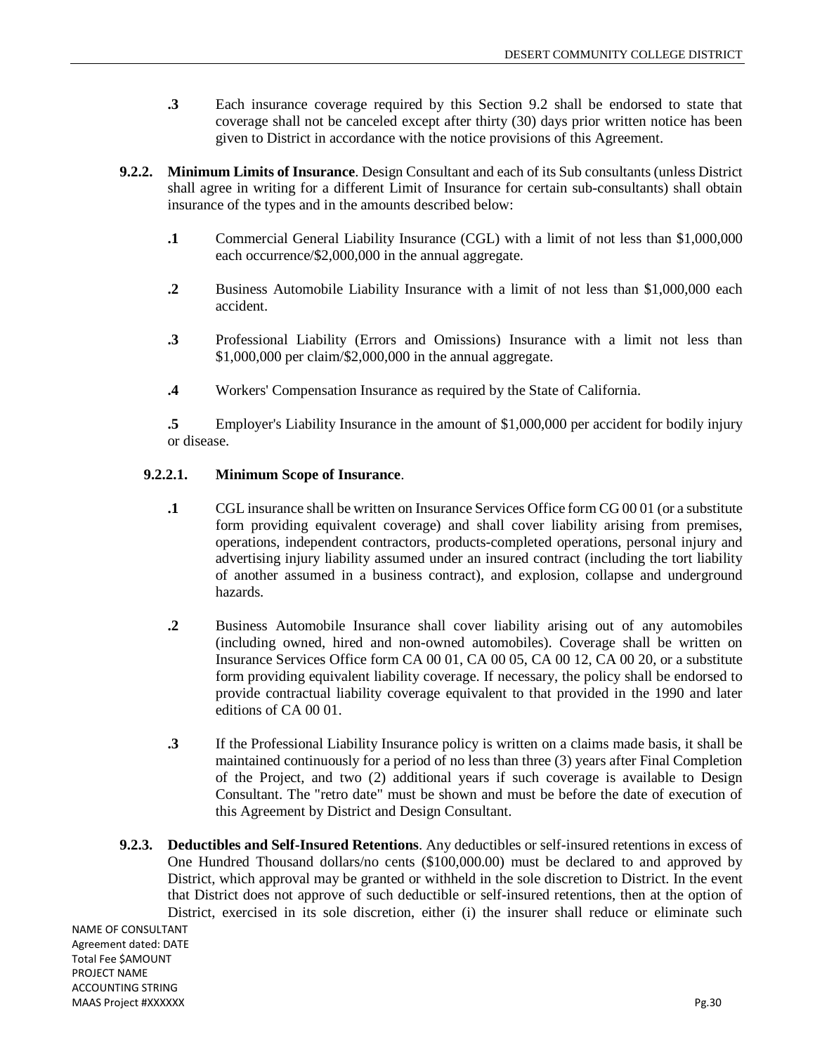**.3** Each insurance coverage required by this Section 9.2 shall be endorsed to state that coverage shall not be canceled except after thirty (30) days prior written notice has been given to District in accordance with the notice provisions of this Agreement.

**9.2.2. Minimum Limits of Insurance**. Design Consultant and each of its Sub consultants (unless District shall agree in writing for a different Limit of Insurance for certain sub-consultants) shall obtain insurance of the types and in the amounts described below:

**.1** Commercial General Liability Insurance (CGL) with a limit of not less than $1,000,000 each occurrence/$2,000,000 in the annual aggregate.

**.2** Business Automobile Liability Insurance with a limit of not less than $1,000,000 each accident.

**.3** Professional Liability (Errors and Omissions) Insurance with a limit not less than $1,000,000 per claim/$2,000,000 in the annual aggregate.

**.4** Workers' Compensation Insurance as required by the State of California.

**.5** Employer's Liability Insurance in the amount of $1,000,000 per accident for bodily injury or disease.

**9.2.2.1. Minimum Scope of Insurance**.

**.1** CGL insurance shall be written on Insurance Services Office form CG 00 01 (or a substitute form providing equivalent coverage) and shall cover liability arising from premises, operations, independent contractors, products-completed operations, personal injury and advertising injury liability assumed under an insured contract (including the tort liability of another assumed in a business contract), and explosion, collapse and underground hazards.

**.2** Business Automobile Insurance shall cover liability arising out of any automobiles (including owned, hired and non-owned automobiles). Coverage shall be written on Insurance Services Office form CA 00 01, CA 00 05, CA 00 12, CA 00 20, or a substitute form providing equivalent liability coverage. If necessary, the policy shall be endorsed to provide contractual liability coverage equivalent to that provided in the 1990 and later editions of CA 00 01.

**.3** If the Professional Liability Insurance policy is written on a claims made basis, it shall be maintained continuously for a period of no less than three (3) years after Final Completion of the Project, and two (2) additional years if such coverage is available to Design Consultant. The "retro date" must be shown and must be before the date of execution of this Agreement by District and Design Consultant.

**9.2.3. Deductibles and Self-Insured Retentions**. Any deductibles or self-insured retentions in excess of One Hundred Thousand dollars/no cents ($100,000.00) must be declared to and approved by District, which approval may be granted or withheld in the sole discretion to District. In the event that District does not approve of such deductible or self-insured retentions, then at the option of District, exercised in its sole discretion, either (i) the insurer shall reduce or eliminate such

NAME OF CONSULTANT
Agreement dated: DATE
Total Fee $AMOUNT
PROJECT NAME
ACCOUNTING STRING
MAAS Project #XXXXXX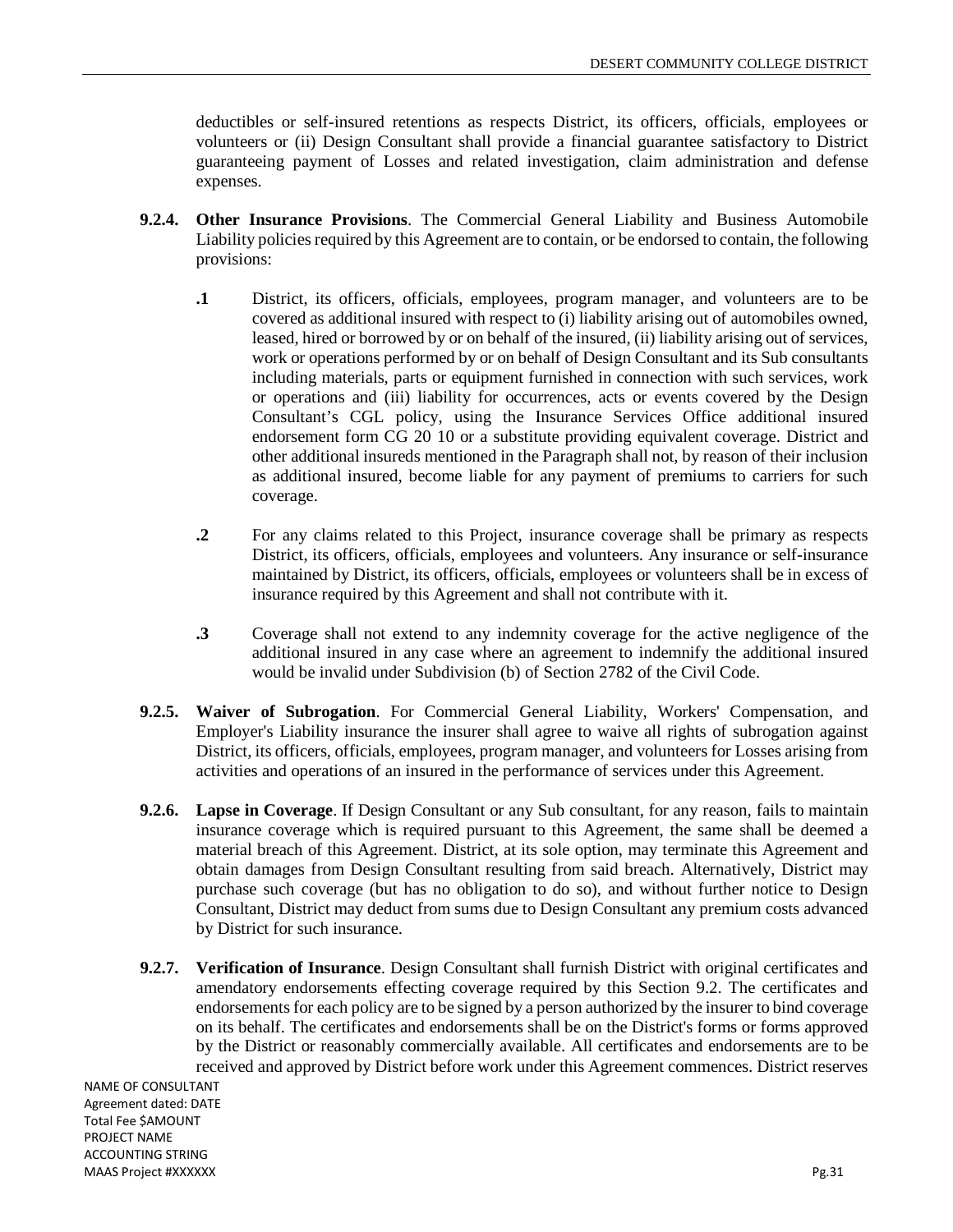deductibles or self-insured retentions as respects District, its officers, officials, employees or volunteers or (ii) Design Consultant shall provide a financial guarantee satisfactory to District guaranteeing payment of Losses and related investigation, claim administration and defense expenses.

**9.2.4. Other Insurance Provisions**. The Commercial General Liability and Business Automobile Liability policies required by this Agreement are to contain, or be endorsed to contain, the following provisions:

**.1** District, its officers, officials, employees, program manager, and volunteers are to be covered as additional insured with respect to (i) liability arising out of automobiles owned, leased, hired or borrowed by or on behalf of the insured, (ii) liability arising out of services, work or operations performed by or on behalf of Design Consultant and its Sub consultants including materials, parts or equipment furnished in connection with such services, work or operations and (iii) liability for occurrences, acts or events covered by the Design Consultant's CGL policy, using the Insurance Services Office additional insured endorsement form CG 20 10 or a substitute providing equivalent coverage. District and other additional insureds mentioned in the Paragraph shall not, by reason of their inclusion as additional insured, become liable for any payment of premiums to carriers for such coverage.

**.2** For any claims related to this Project, insurance coverage shall be primary as respects District, its officers, officials, employees and volunteers. Any insurance or self-insurance maintained by District, its officers, officials, employees or volunteers shall be in excess of insurance required by this Agreement and shall not contribute with it.

**.3** Coverage shall not extend to any indemnity coverage for the active negligence of the additional insured in any case where an agreement to indemnify the additional insured would be invalid under Subdivision (b) of Section 2782 of the Civil Code.

**9.2.5. Waiver of Subrogation**. For Commercial General Liability, Workers' Compensation, and Employer's Liability insurance the insurer shall agree to waive all rights of subrogation against District, its officers, officials, employees, program manager, and volunteers for Losses arising from activities and operations of an insured in the performance of services under this Agreement.

**9.2.6. Lapse in Coverage**. If Design Consultant or any Sub consultant, for any reason, fails to maintain insurance coverage which is required pursuant to this Agreement, the same shall be deemed a material breach of this Agreement. District, at its sole option, may terminate this Agreement and obtain damages from Design Consultant resulting from said breach. Alternatively, District may purchase such coverage (but has no obligation to do so), and without further notice to Design Consultant, District may deduct from sums due to Design Consultant any premium costs advanced by District for such insurance.

**9.2.7. Verification of Insurance**. Design Consultant shall furnish District with original certificates and amendatory endorsements effecting coverage required by this Section 9.2. The certificates and endorsements for each policy are to be signed by a person authorized by the insurer to bind coverage on its behalf. The certificates and endorsements shall be on the District's forms or forms approved by the District or reasonably commercially available. All certificates and endorsements are to be received and approved by District before work under this Agreement commences. District reserves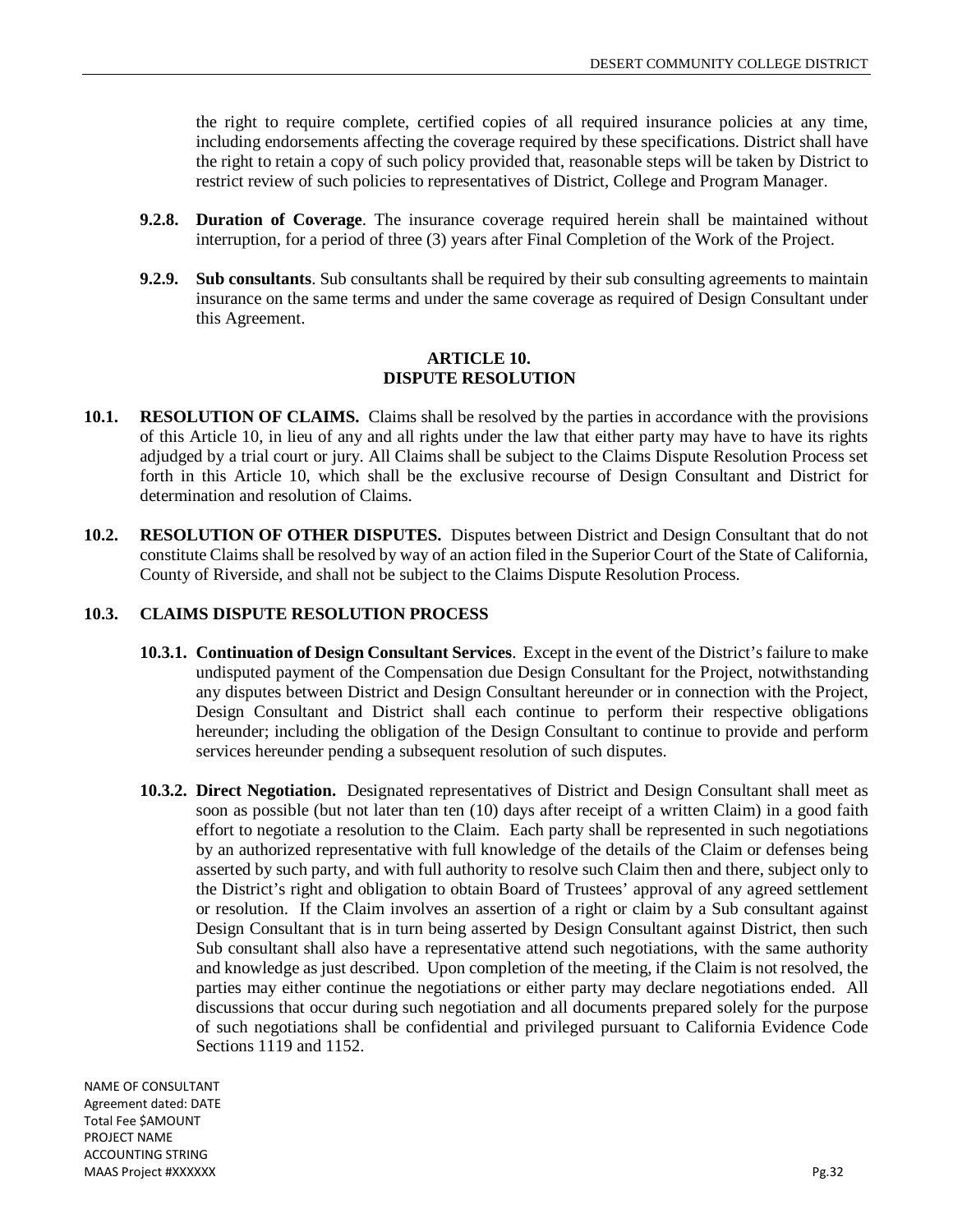the right to require complete, certified copies of all required insurance policies at any time, including endorsements affecting the coverage required by these specifications. District shall have the right to retain a copy of such policy provided that, reasonable steps will be taken by District to restrict review of such policies to representatives of District, College and Program Manager.

**9.2.8. Duration of Coverage**. The insurance coverage required herein shall be maintained without interruption, for a period of three (3) years after Final Completion of the Work of the Project.

**9.2.9. Sub consultants**. Sub consultants shall be required by their sub consulting agreements to maintain insurance on the same terms and under the same coverage as required of Design Consultant under this Agreement.

## ARTICLE 10.
## DISPUTE RESOLUTION

**10.1. RESOLUTION OF CLAIMS.** Claims shall be resolved by the parties in accordance with the provisions of this Article 10, in lieu of any and all rights under the law that either party may have to have its rights adjudged by a trial court or jury. All Claims shall be subject to the Claims Dispute Resolution Process set forth in this Article 10, which shall be the exclusive recourse of Design Consultant and District for determination and resolution of Claims.

**10.2. RESOLUTION OF OTHER DISPUTES.** Disputes between District and Design Consultant that do not constitute Claims shall be resolved by way of an action filed in the Superior Court of the State of California, County of Riverside, and shall not be subject to the Claims Dispute Resolution Process.

**10.3. CLAIMS DISPUTE RESOLUTION PROCESS**

**10.3.1. Continuation of Design Consultant Services**. Except in the event of the District's failure to make undisputed payment of the Compensation due Design Consultant for the Project, notwithstanding any disputes between District and Design Consultant hereunder or in connection with the Project, Design Consultant and District shall each continue to perform their respective obligations hereunder; including the obligation of the Design Consultant to continue to provide and perform services hereunder pending a subsequent resolution of such disputes.

**10.3.2. Direct Negotiation.** Designated representatives of District and Design Consultant shall meet as soon as possible (but not later than ten (10) days after receipt of a written Claim) in a good faith effort to negotiate a resolution to the Claim. Each party shall be represented in such negotiations by an authorized representative with full knowledge of the details of the Claim or defenses being asserted by such party, and with full authority to resolve such Claim then and there, subject only to the District's right and obligation to obtain Board of Trustees' approval of any agreed settlement or resolution. If the Claim involves an assertion of a right or claim by a Sub consultant against Design Consultant that is in turn being asserted by Design Consultant against District, then such Sub consultant shall also have a representative attend such negotiations, with the same authority and knowledge as just described. Upon completion of the meeting, if the Claim is not resolved, the parties may either continue the negotiations or either party may declare negotiations ended. All discussions that occur during such negotiation and all documents prepared solely for the purpose of such negotiations shall be confidential and privileged pursuant to California Evidence Code Sections 1119 and 1152.

NAME OF CONSULTANT
Agreement dated: DATE
Total Fee $AMOUNT
PROJECT NAME
ACCOUNTING STRING
MAAS Project #XXXXXX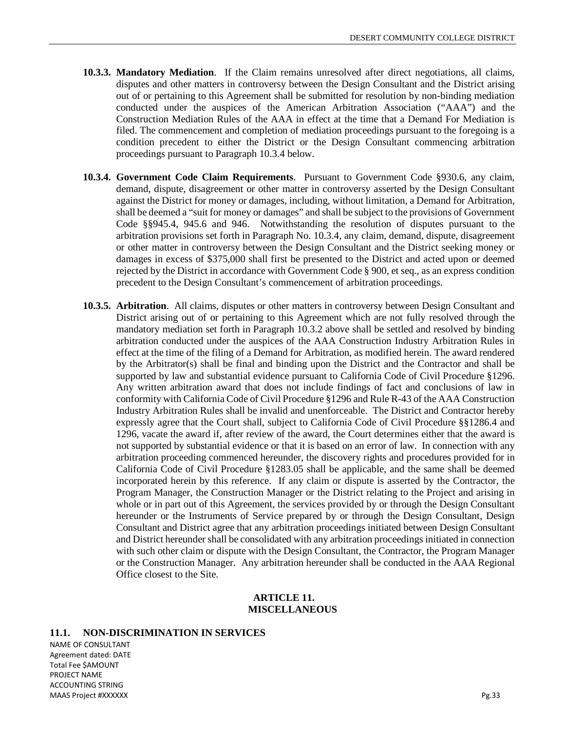**10.3.3. Mandatory Mediation**. If the Claim remains unresolved after direct negotiations, all claims, disputes and other matters in controversy between the Design Consultant and the District arising out of or pertaining to this Agreement shall be submitted for resolution by non-binding mediation conducted under the auspices of the American Arbitration Association ("AAA") and the Construction Mediation Rules of the AAA in effect at the time that a Demand For Mediation is filed. The commencement and completion of mediation proceedings pursuant to the foregoing is a condition precedent to either the District or the Design Consultant commencing arbitration proceedings pursuant to Paragraph 10.3.4 below.

**10.3.4. Government Code Claim Requirements**. Pursuant to Government Code §930.6, any claim, demand, dispute, disagreement or other matter in controversy asserted by the Design Consultant against the District for money or damages, including, without limitation, a Demand for Arbitration, shall be deemed a "suit for money or damages" and shall be subject to the provisions of Government Code §§945.4, 945.6 and 946. Notwithstanding the resolution of disputes pursuant to the arbitration provisions set forth in Paragraph No. 10.3.4, any claim, demand, dispute, disagreement or other matter in controversy between the Design Consultant and the District seeking money or damages in excess of $375,000 shall first be presented to the District and acted upon or deemed rejected by the District in accordance with Government Code § 900, et seq., as an express condition precedent to the Design Consultant's commencement of arbitration proceedings.

**10.3.5. Arbitration**. All claims, disputes or other matters in controversy between Design Consultant and District arising out of or pertaining to this Agreement which are not fully resolved through the mandatory mediation set forth in Paragraph 10.3.2 above shall be settled and resolved by binding arbitration conducted under the auspices of the AAA Construction Industry Arbitration Rules in effect at the time of the filing of a Demand for Arbitration, as modified herein. The award rendered by the Arbitrator(s) shall be final and binding upon the District and the Contractor and shall be supported by law and substantial evidence pursuant to California Code of Civil Procedure §1296. Any written arbitration award that does not include findings of fact and conclusions of law in conformity with California Code of Civil Procedure §1296 and Rule R-43 of the AAA Construction Industry Arbitration Rules shall be invalid and unenforceable. The District and Contractor hereby expressly agree that the Court shall, subject to California Code of Civil Procedure §§1286.4 and 1296, vacate the award if, after review of the award, the Court determines either that the award is not supported by substantial evidence or that it is based on an error of law. In connection with any arbitration proceeding commenced hereunder, the discovery rights and procedures provided for in California Code of Civil Procedure §1283.05 shall be applicable, and the same shall be deemed incorporated herein by this reference. If any claim or dispute is asserted by the Contractor, the Program Manager, the Construction Manager or the District relating to the Project and arising in whole or in part out of this Agreement, the services provided by or through the Design Consultant hereunder or the Instruments of Service prepared by or through the Design Consultant, Design Consultant and District agree that any arbitration proceedings initiated between Design Consultant and District hereunder shall be consolidated with any arbitration proceedings initiated in connection with such other claim or dispute with the Design Consultant, the Contractor, the Program Manager or the Construction Manager. Any arbitration hereunder shall be conducted in the AAA Regional Office closest to the Site.

## ARTICLE 11. MISCELLANEOUS

### 11.1. NON-DISCRIMINATION IN SERVICES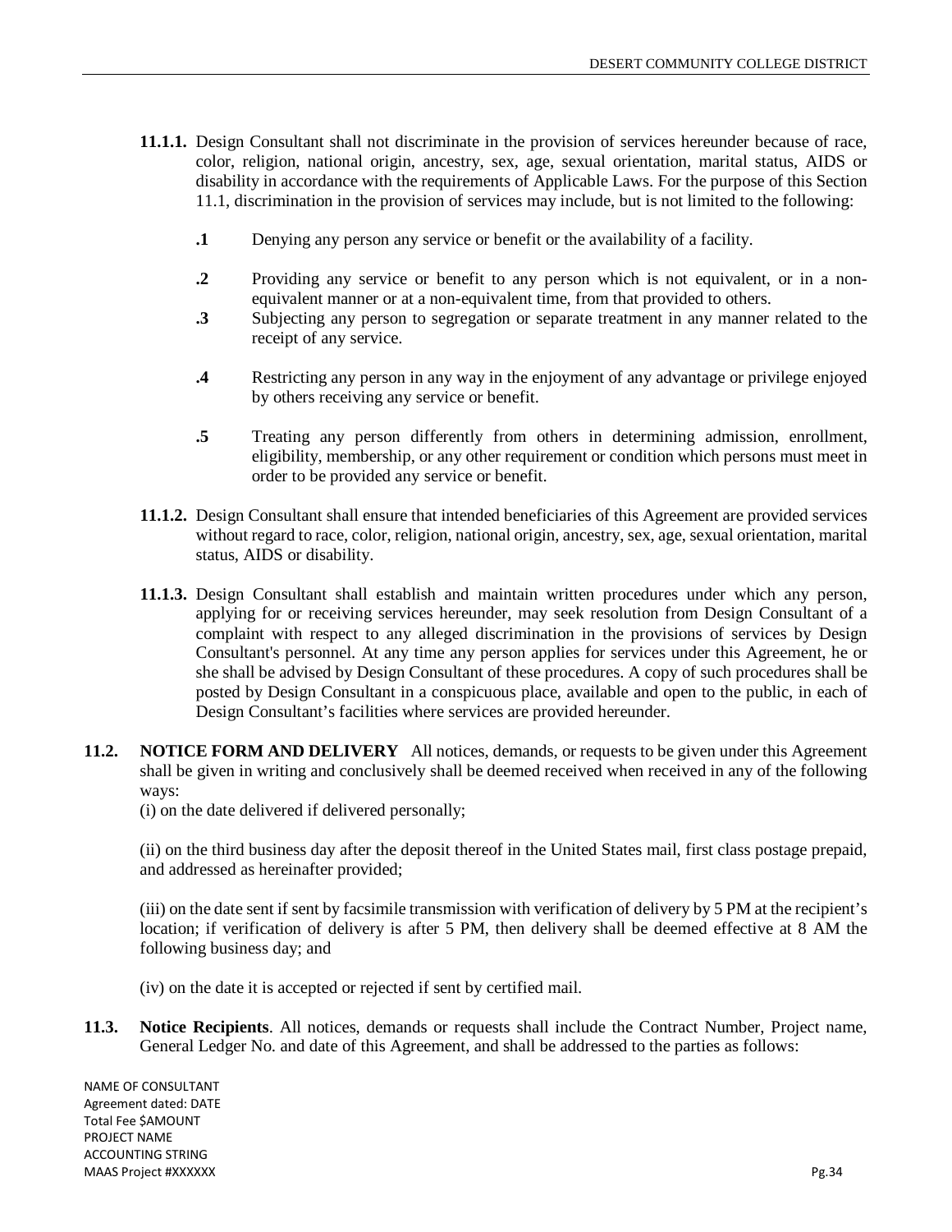**11.1.1.** Design Consultant shall not discriminate in the provision of services hereunder because of race, color, religion, national origin, ancestry, sex, age, sexual orientation, marital status, AIDS or disability in accordance with the requirements of Applicable Laws. For the purpose of this Section 11.1, discrimination in the provision of services may include, but is not limited to the following:

**.1** Denying any person any service or benefit or the availability of a facility.

**.2** Providing any service or benefit to any person which is not equivalent, or in a non-equivalent manner or at a non-equivalent time, from that provided to others.

**.3** Subjecting any person to segregation or separate treatment in any manner related to the receipt of any service.

**.4** Restricting any person in any way in the enjoyment of any advantage or privilege enjoyed by others receiving any service or benefit.

**.5** Treating any person differently from others in determining admission, enrollment, eligibility, membership, or any other requirement or condition which persons must meet in order to be provided any service or benefit.

**11.1.2.** Design Consultant shall ensure that intended beneficiaries of this Agreement are provided services without regard to race, color, religion, national origin, ancestry, sex, age, sexual orientation, marital status, AIDS or disability.

**11.1.3.** Design Consultant shall establish and maintain written procedures under which any person, applying for or receiving services hereunder, may seek resolution from Design Consultant of a complaint with respect to any alleged discrimination in the provisions of services by Design Consultant's personnel. At any time any person applies for services under this Agreement, he or she shall be advised by Design Consultant of these procedures. A copy of such procedures shall be posted by Design Consultant in a conspicuous place, available and open to the public, in each of Design Consultant's facilities where services are provided hereunder.

**11.2. NOTICE FORM AND DELIVERY** All notices, demands, or requests to be given under this Agreement shall be given in writing and conclusively shall be deemed received when received in any of the following ways:

(i) on the date delivered if delivered personally;

(ii) on the third business day after the deposit thereof in the United States mail, first class postage prepaid, and addressed as hereinafter provided;

(iii) on the date sent if sent by facsimile transmission with verification of delivery by 5 PM at the recipient's location; if verification of delivery is after 5 PM, then delivery shall be deemed effective at 8 AM the following business day; and

(iv) on the date it is accepted or rejected if sent by certified mail.

**11.3. Notice Recipients**. All notices, demands or requests shall include the Contract Number, Project name, General Ledger No. and date of this Agreement, and shall be addressed to the parties as follows:

NAME OF CONSULTANT
Agreement dated: DATE
Total Fee $AMOUNT
PROJECT NAME
ACCOUNTING STRING
MAAS Project #XXXXXX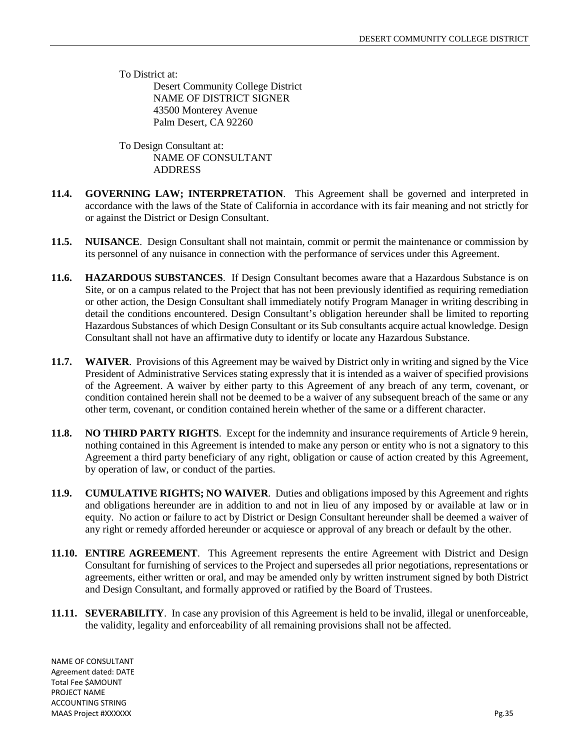To District at:

Desert Community College District
NAME OF DISTRICT SIGNER
43500 Monterey Avenue
Palm Desert, CA 92260

To Design Consultant at:

NAME OF CONSULTANT
ADDRESS

**11.4. GOVERNING LAW; INTERPRETATION**. This Agreement shall be governed and interpreted in accordance with the laws of the State of California in accordance with its fair meaning and not strictly for or against the District or Design Consultant.

**11.5. NUISANCE**. Design Consultant shall not maintain, commit or permit the maintenance or commission by its personnel of any nuisance in connection with the performance of services under this Agreement.

**11.6. HAZARDOUS SUBSTANCES**. If Design Consultant becomes aware that a Hazardous Substance is on Site, or on a campus related to the Project that has not been previously identified as requiring remediation or other action, the Design Consultant shall immediately notify Program Manager in writing describing in detail the conditions encountered. Design Consultant's obligation hereunder shall be limited to reporting Hazardous Substances of which Design Consultant or its Sub consultants acquire actual knowledge. Design Consultant shall not have an affirmative duty to identify or locate any Hazardous Substance.

**11.7. WAIVER**. Provisions of this Agreement may be waived by District only in writing and signed by the Vice President of Administrative Services stating expressly that it is intended as a waiver of specified provisions of the Agreement. A waiver by either party to this Agreement of any breach of any term, covenant, or condition contained herein shall not be deemed to be a waiver of any subsequent breach of the same or any other term, covenant, or condition contained herein whether of the same or a different character.

**11.8. NO THIRD PARTY RIGHTS**. Except for the indemnity and insurance requirements of Article 9 herein, nothing contained in this Agreement is intended to make any person or entity who is not a signatory to this Agreement a third party beneficiary of any right, obligation or cause of action created by this Agreement, by operation of law, or conduct of the parties.

**11.9. CUMULATIVE RIGHTS; NO WAIVER**. Duties and obligations imposed by this Agreement and rights and obligations hereunder are in addition to and not in lieu of any imposed by or available at law or in equity. No action or failure to act by District or Design Consultant hereunder shall be deemed a waiver of any right or remedy afforded hereunder or acquiesce or approval of any breach or default by the other.

**11.10. ENTIRE AGREEMENT**. This Agreement represents the entire Agreement with District and Design Consultant for furnishing of services to the Project and supersedes all prior negotiations, representations or agreements, either written or oral, and may be amended only by written instrument signed by both District and Design Consultant, and formally approved or ratified by the Board of Trustees.

**11.11. SEVERABILITY**. In case any provision of this Agreement is held to be invalid, illegal or unenforceable, the validity, legality and enforceability of all remaining provisions shall not be affected.

NAME OF CONSULTANT
Agreement dated: DATE
Total Fee $AMOUNT
PROJECT NAME
ACCOUNTING STRING
MAAS Project #XXXXXX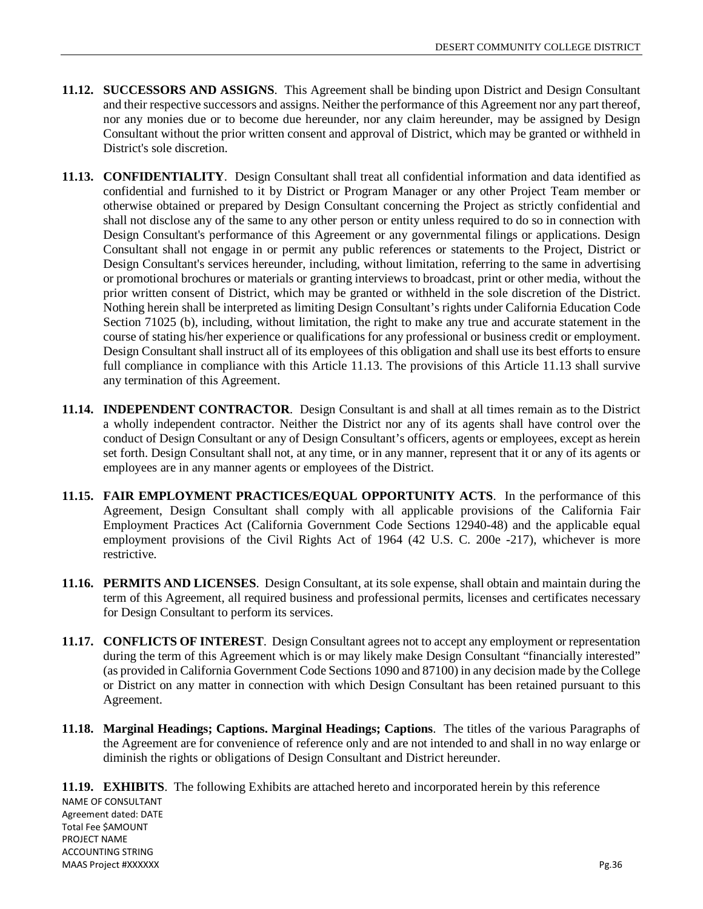**11.12. SUCCESSORS AND ASSIGNS**. This Agreement shall be binding upon District and Design Consultant and their respective successors and assigns. Neither the performance of this Agreement nor any part thereof, nor any monies due or to become due hereunder, nor any claim hereunder, may be assigned by Design Consultant without the prior written consent and approval of District, which may be granted or withheld in District's sole discretion.

**11.13. CONFIDENTIALITY**. Design Consultant shall treat all confidential information and data identified as confidential and furnished to it by District or Program Manager or any other Project Team member or otherwise obtained or prepared by Design Consultant concerning the Project as strictly confidential and shall not disclose any of the same to any other person or entity unless required to do so in connection with Design Consultant's performance of this Agreement or any governmental filings or applications. Design Consultant shall not engage in or permit any public references or statements to the Project, District or Design Consultant's services hereunder, including, without limitation, referring to the same in advertising or promotional brochures or materials or granting interviews to broadcast, print or other media, without the prior written consent of District, which may be granted or withheld in the sole discretion of the District. Nothing herein shall be interpreted as limiting Design Consultant's rights under California Education Code Section 71025 (b), including, without limitation, the right to make any true and accurate statement in the course of stating his/her experience or qualifications for any professional or business credit or employment. Design Consultant shall instruct all of its employees of this obligation and shall use its best efforts to ensure full compliance in compliance with this Article 11.13. The provisions of this Article 11.13 shall survive any termination of this Agreement.

**11.14. INDEPENDENT CONTRACTOR**. Design Consultant is and shall at all times remain as to the District a wholly independent contractor. Neither the District nor any of its agents shall have control over the conduct of Design Consultant or any of Design Consultant's officers, agents or employees, except as herein set forth. Design Consultant shall not, at any time, or in any manner, represent that it or any of its agents or employees are in any manner agents or employees of the District.

**11.15. FAIR EMPLOYMENT PRACTICES/EQUAL OPPORTUNITY ACTS**. In the performance of this Agreement, Design Consultant shall comply with all applicable provisions of the California Fair Employment Practices Act (California Government Code Sections 12940-48) and the applicable equal employment provisions of the Civil Rights Act of 1964 (42 U.S. C. 200e -217), whichever is more restrictive.

**11.16. PERMITS AND LICENSES**. Design Consultant, at its sole expense, shall obtain and maintain during the term of this Agreement, all required business and professional permits, licenses and certificates necessary for Design Consultant to perform its services.

**11.17. CONFLICTS OF INTEREST**. Design Consultant agrees not to accept any employment or representation during the term of this Agreement which is or may likely make Design Consultant "financially interested" (as provided in California Government Code Sections 1090 and 87100) in any decision made by the College or District on any matter in connection with which Design Consultant has been retained pursuant to this Agreement.

**11.18. Marginal Headings; Captions. Marginal Headings; Captions**. The titles of the various Paragraphs of the Agreement are for convenience of reference only and are not intended to and shall in no way enlarge or diminish the rights or obligations of Design Consultant and District hereunder.

**11.19. EXHIBITS**. The following Exhibits are attached hereto and incorporated herein by this reference

NAME OF CONSULTANT
Agreement dated: DATE
Total Fee $AMOUNT
PROJECT NAME
ACCOUNTING STRING
MAAS Project #XXXXXX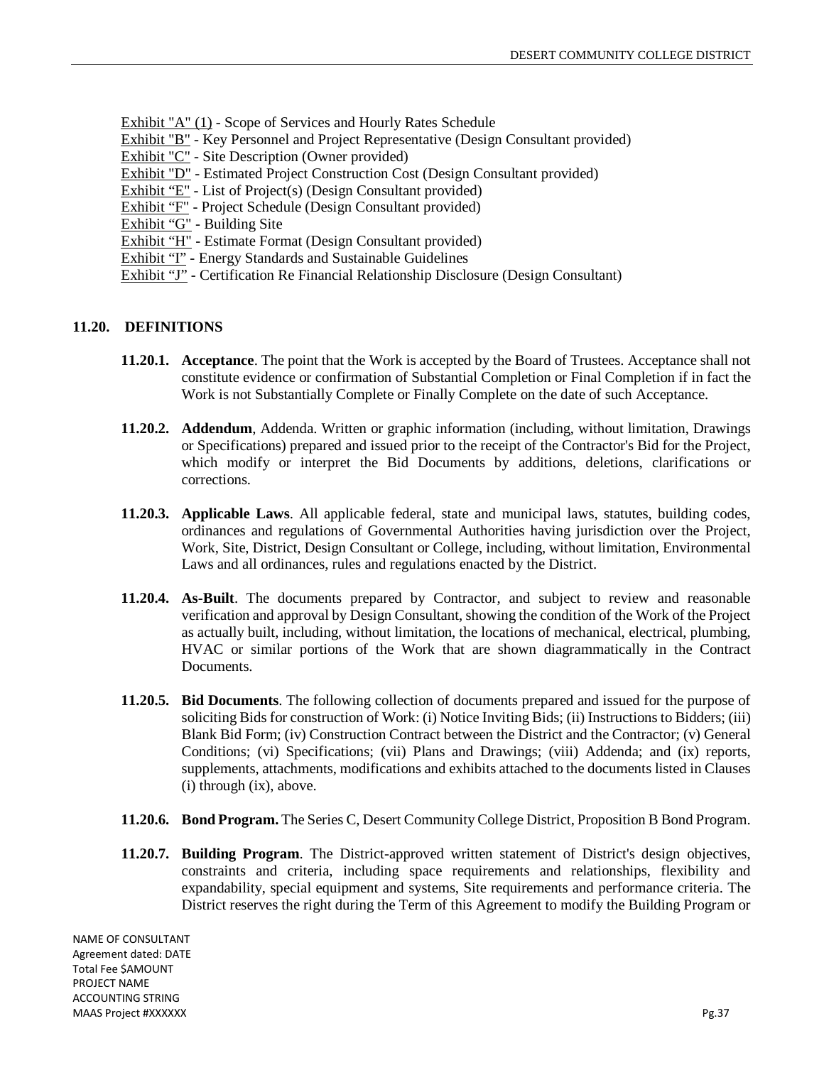Exhibit "A" (1) - Scope of Services and Hourly Rates Schedule
Exhibit "B" - Key Personnel and Project Representative (Design Consultant provided)
Exhibit "C" - Site Description (Owner provided)
Exhibit "D" - Estimated Project Construction Cost (Design Consultant provided)
Exhibit "E" - List of Project(s) (Design Consultant provided)
Exhibit "F" - Project Schedule (Design Consultant provided)
Exhibit "G" - Building Site
Exhibit "H" - Estimate Format (Design Consultant provided)
Exhibit "I" - Energy Standards and Sustainable Guidelines
Exhibit "J" - Certification Re Financial Relationship Disclosure (Design Consultant)

## 11.20. DEFINITIONS

**11.20.1. Acceptance**. The point that the Work is accepted by the Board of Trustees. Acceptance shall not constitute evidence or confirmation of Substantial Completion or Final Completion if in fact the Work is not Substantially Complete or Finally Complete on the date of such Acceptance.

**11.20.2. Addendum**, Addenda. Written or graphic information (including, without limitation, Drawings or Specifications) prepared and issued prior to the receipt of the Contractor's Bid for the Project, which modify or interpret the Bid Documents by additions, deletions, clarifications or corrections.

**11.20.3. Applicable Laws**. All applicable federal, state and municipal laws, statutes, building codes, ordinances and regulations of Governmental Authorities having jurisdiction over the Project, Work, Site, District, Design Consultant or College, including, without limitation, Environmental Laws and all ordinances, rules and regulations enacted by the District.

**11.20.4. As-Built**. The documents prepared by Contractor, and subject to review and reasonable verification and approval by Design Consultant, showing the condition of the Work of the Project as actually built, including, without limitation, the locations of mechanical, electrical, plumbing, HVAC or similar portions of the Work that are shown diagrammatically in the Contract Documents.

**11.20.5. Bid Documents**. The following collection of documents prepared and issued for the purpose of soliciting Bids for construction of Work: (i) Notice Inviting Bids; (ii) Instructions to Bidders; (iii) Blank Bid Form; (iv) Construction Contract between the District and the Contractor; (v) General Conditions; (vi) Specifications; (vii) Plans and Drawings; (viii) Addenda; and (ix) reports, supplements, attachments, modifications and exhibits attached to the documents listed in Clauses (i) through (ix), above.

**11.20.6. Bond Program.** The Series C, Desert Community College District, Proposition B Bond Program.

**11.20.7. Building Program**. The District-approved written statement of District's design objectives, constraints and criteria, including space requirements and relationships, flexibility and expandability, special equipment and systems, Site requirements and performance criteria. The District reserves the right during the Term of this Agreement to modify the Building Program or

NAME OF CONSULTANT
Agreement dated: DATE
Total Fee $AMOUNT
PROJECT NAME
ACCOUNTING STRING
MAAS Project #XXXXXX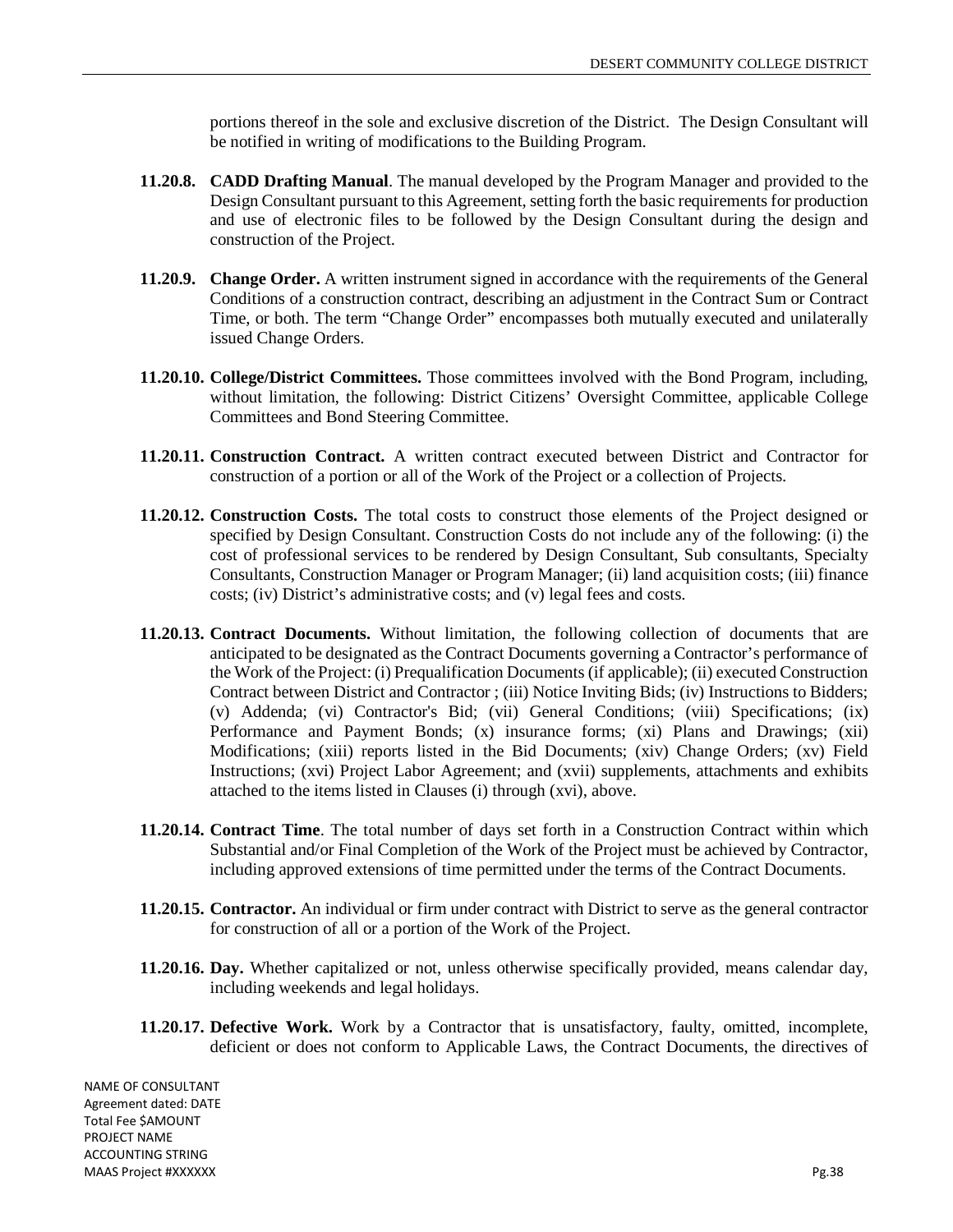portions thereof in the sole and exclusive discretion of the District. The Design Consultant will be notified in writing of modifications to the Building Program.

**11.20.8. CADD Drafting Manual**. The manual developed by the Program Manager and provided to the Design Consultant pursuant to this Agreement, setting forth the basic requirements for production and use of electronic files to be followed by the Design Consultant during the design and construction of the Project.

**11.20.9. Change Order.** A written instrument signed in accordance with the requirements of the General Conditions of a construction contract, describing an adjustment in the Contract Sum or Contract Time, or both. The term "Change Order" encompasses both mutually executed and unilaterally issued Change Orders.

**11.20.10. College/District Committees.** Those committees involved with the Bond Program, including, without limitation, the following: District Citizens' Oversight Committee, applicable College Committees and Bond Steering Committee.

**11.20.11. Construction Contract.** A written contract executed between District and Contractor for construction of a portion or all of the Work of the Project or a collection of Projects.

**11.20.12. Construction Costs.** The total costs to construct those elements of the Project designed or specified by Design Consultant. Construction Costs do not include any of the following: (i) the cost of professional services to be rendered by Design Consultant, Sub consultants, Specialty Consultants, Construction Manager or Program Manager; (ii) land acquisition costs; (iii) finance costs; (iv) District's administrative costs; and (v) legal fees and costs.

**11.20.13. Contract Documents.** Without limitation, the following collection of documents that are anticipated to be designated as the Contract Documents governing a Contractor's performance of the Work of the Project: (i) Prequalification Documents (if applicable); (ii) executed Construction Contract between District and Contractor ; (iii) Notice Inviting Bids; (iv) Instructions to Bidders; (v) Addenda; (vi) Contractor's Bid; (vii) General Conditions; (viii) Specifications; (ix) Performance and Payment Bonds; (x) insurance forms; (xi) Plans and Drawings; (xii) Modifications; (xiii) reports listed in the Bid Documents; (xiv) Change Orders; (xv) Field Instructions; (xvi) Project Labor Agreement; and (xvii) supplements, attachments and exhibits attached to the items listed in Clauses (i) through (xvi), above.

**11.20.14. Contract Time**. The total number of days set forth in a Construction Contract within which Substantial and/or Final Completion of the Work of the Project must be achieved by Contractor, including approved extensions of time permitted under the terms of the Contract Documents.

**11.20.15. Contractor.** An individual or firm under contract with District to serve as the general contractor for construction of all or a portion of the Work of the Project.

**11.20.16. Day.** Whether capitalized or not, unless otherwise specifically provided, means calendar day, including weekends and legal holidays.

**11.20.17. Defective Work.** Work by a Contractor that is unsatisfactory, faulty, omitted, incomplete, deficient or does not conform to Applicable Laws, the Contract Documents, the directives of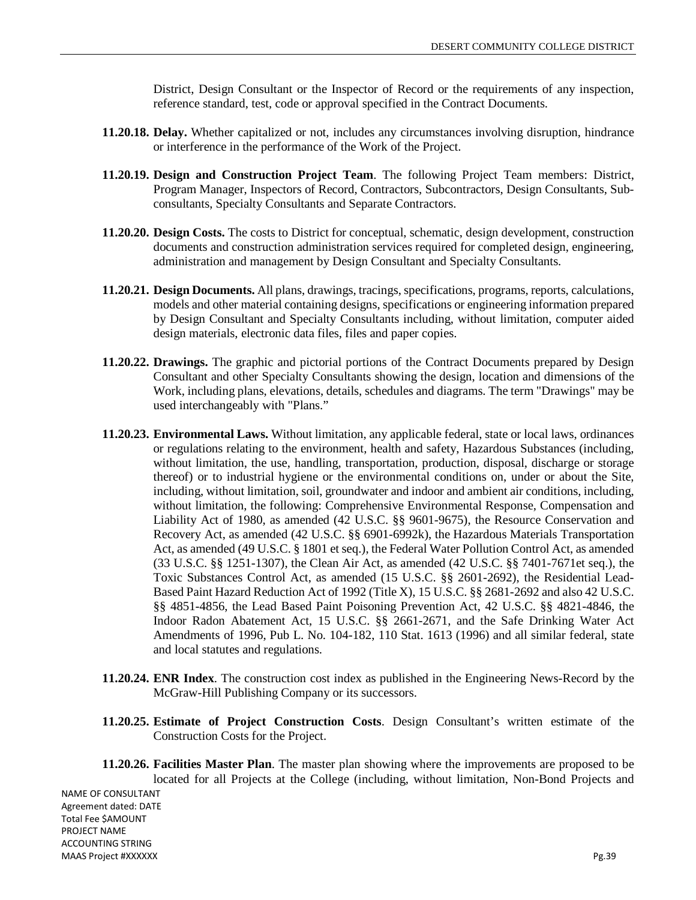District, Design Consultant or the Inspector of Record or the requirements of any inspection, reference standard, test, code or approval specified in the Contract Documents.

**11.20.18. Delay.** Whether capitalized or not, includes any circumstances involving disruption, hindrance or interference in the performance of the Work of the Project.

**11.20.19. Design and Construction Project Team**. The following Project Team members: District, Program Manager, Inspectors of Record, Contractors, Subcontractors, Design Consultants, Sub-consultants, Specialty Consultants and Separate Contractors.

**11.20.20. Design Costs.** The costs to District for conceptual, schematic, design development, construction documents and construction administration services required for completed design, engineering, administration and management by Design Consultant and Specialty Consultants.

**11.20.21. Design Documents.** All plans, drawings, tracings, specifications, programs, reports, calculations, models and other material containing designs, specifications or engineering information prepared by Design Consultant and Specialty Consultants including, without limitation, computer aided design materials, electronic data files, files and paper copies.

**11.20.22. Drawings.** The graphic and pictorial portions of the Contract Documents prepared by Design Consultant and other Specialty Consultants showing the design, location and dimensions of the Work, including plans, elevations, details, schedules and diagrams. The term "Drawings" may be used interchangeably with "Plans."

**11.20.23. Environmental Laws.** Without limitation, any applicable federal, state or local laws, ordinances or regulations relating to the environment, health and safety, Hazardous Substances (including, without limitation, the use, handling, transportation, production, disposal, discharge or storage thereof) or to industrial hygiene or the environmental conditions on, under or about the Site, including, without limitation, soil, groundwater and indoor and ambient air conditions, including, without limitation, the following: Comprehensive Environmental Response, Compensation and Liability Act of 1980, as amended (42 U.S.C. §§ 9601-9675), the Resource Conservation and Recovery Act, as amended (42 U.S.C. §§ 6901-6992k), the Hazardous Materials Transportation Act, as amended (49 U.S.C. § 1801 et seq.), the Federal Water Pollution Control Act, as amended (33 U.S.C. §§ 1251-1307), the Clean Air Act, as amended (42 U.S.C. §§ 7401-7671et seq.), the Toxic Substances Control Act, as amended (15 U.S.C. §§ 2601-2692), the Residential Lead-Based Paint Hazard Reduction Act of 1992 (Title X), 15 U.S.C. §§ 2681-2692 and also 42 U.S.C. §§ 4851-4856, the Lead Based Paint Poisoning Prevention Act, 42 U.S.C. §§ 4821-4846, the Indoor Radon Abatement Act, 15 U.S.C. §§ 2661-2671, and the Safe Drinking Water Act Amendments of 1996, Pub L. No. 104-182, 110 Stat. 1613 (1996) and all similar federal, state and local statutes and regulations.

**11.20.24. ENR Index**. The construction cost index as published in the Engineering News-Record by the McGraw-Hill Publishing Company or its successors.

**11.20.25. Estimate of Project Construction Costs**. Design Consultant's written estimate of the Construction Costs for the Project.

**11.20.26. Facilities Master Plan**. The master plan showing where the improvements are proposed to be located for all Projects at the College (including, without limitation, Non-Bond Projects and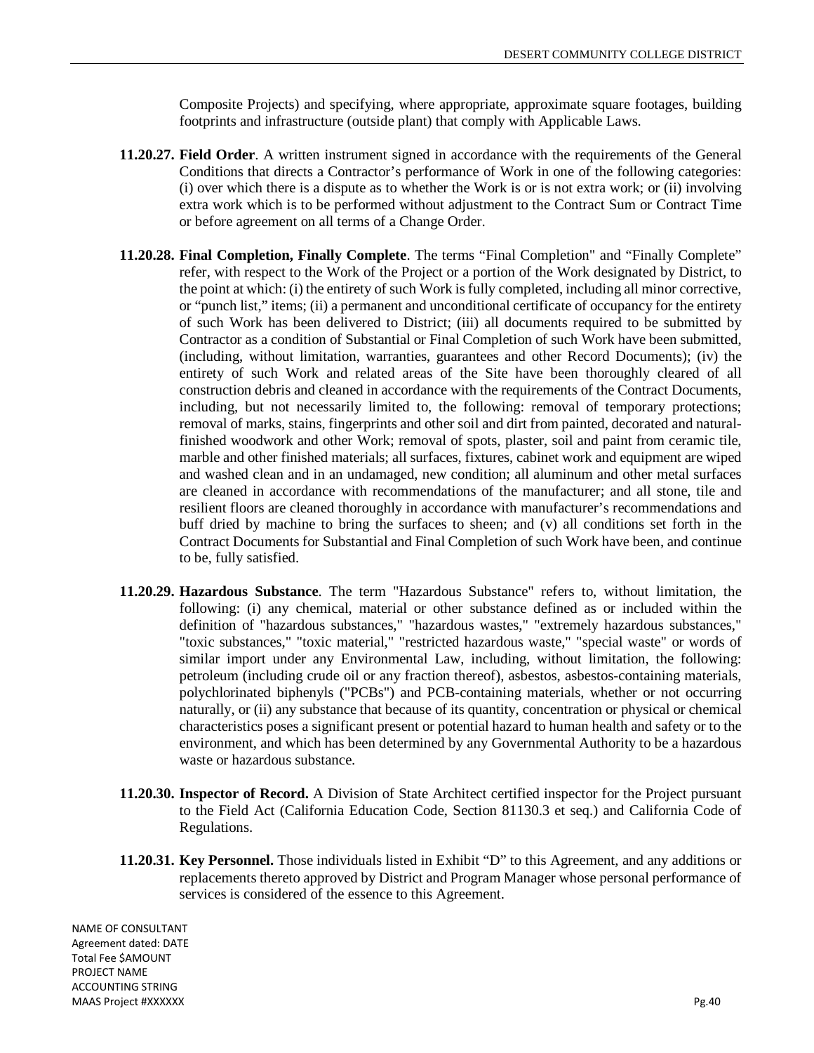Composite Projects) and specifying, where appropriate, approximate square footages, building footprints and infrastructure (outside plant) that comply with Applicable Laws.

**11.20.27. Field Order**. A written instrument signed in accordance with the requirements of the General Conditions that directs a Contractor's performance of Work in one of the following categories: (i) over which there is a dispute as to whether the Work is or is not extra work; or (ii) involving extra work which is to be performed without adjustment to the Contract Sum or Contract Time or before agreement on all terms of a Change Order.

**11.20.28. Final Completion, Finally Complete**. The terms "Final Completion" and "Finally Complete" refer, with respect to the Work of the Project or a portion of the Work designated by District, to the point at which: (i) the entirety of such Work is fully completed, including all minor corrective, or "punch list," items; (ii) a permanent and unconditional certificate of occupancy for the entirety of such Work has been delivered to District; (iii) all documents required to be submitted by Contractor as a condition of Substantial or Final Completion of such Work have been submitted, (including, without limitation, warranties, guarantees and other Record Documents); (iv) the entirety of such Work and related areas of the Site have been thoroughly cleared of all construction debris and cleaned in accordance with the requirements of the Contract Documents, including, but not necessarily limited to, the following: removal of temporary protections; removal of marks, stains, fingerprints and other soil and dirt from painted, decorated and natural-finished woodwork and other Work; removal of spots, plaster, soil and paint from ceramic tile, marble and other finished materials; all surfaces, fixtures, cabinet work and equipment are wiped and washed clean and in an undamaged, new condition; all aluminum and other metal surfaces are cleaned in accordance with recommendations of the manufacturer; and all stone, tile and resilient floors are cleaned thoroughly in accordance with manufacturer's recommendations and buff dried by machine to bring the surfaces to sheen; and (v) all conditions set forth in the Contract Documents for Substantial and Final Completion of such Work have been, and continue to be, fully satisfied.

**11.20.29. Hazardous Substance**. The term "Hazardous Substance" refers to, without limitation, the following: (i) any chemical, material or other substance defined as or included within the definition of "hazardous substances," "hazardous wastes," "extremely hazardous substances," "toxic substances," "toxic material," "restricted hazardous waste," "special waste" or words of similar import under any Environmental Law, including, without limitation, the following: petroleum (including crude oil or any fraction thereof), asbestos, asbestos-containing materials, polychlorinated biphenyls ("PCBs") and PCB-containing materials, whether or not occurring naturally, or (ii) any substance that because of its quantity, concentration or physical or chemical characteristics poses a significant present or potential hazard to human health and safety or to the environment, and which has been determined by any Governmental Authority to be a hazardous waste or hazardous substance.

**11.20.30. Inspector of Record.** A Division of State Architect certified inspector for the Project pursuant to the Field Act (California Education Code, Section 81130.3 et seq.) and California Code of Regulations.

**11.20.31. Key Personnel.** Those individuals listed in Exhibit "D" to this Agreement, and any additions or replacements thereto approved by District and Program Manager whose personal performance of services is considered of the essence to this Agreement.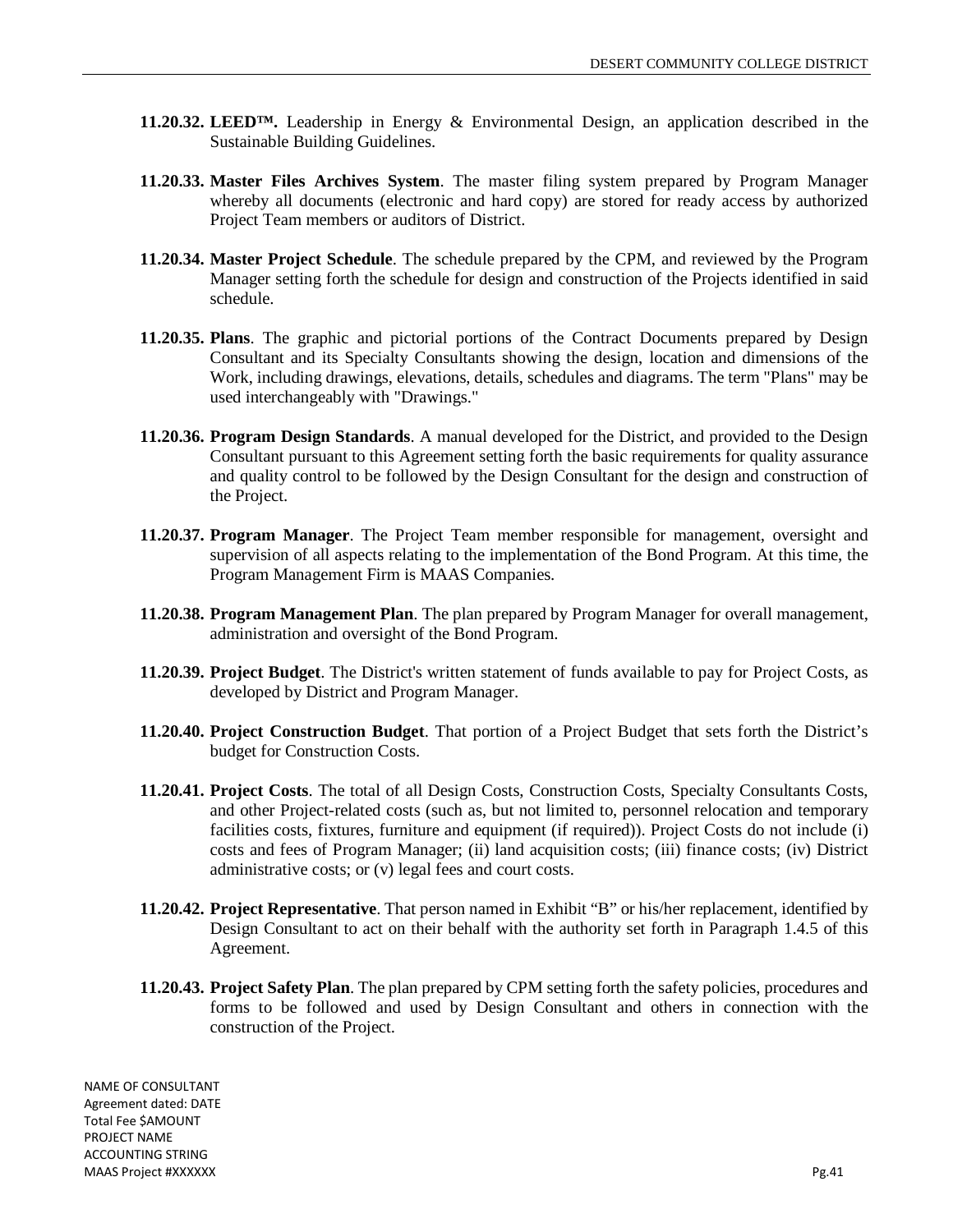**11.20.32. LEED™.** Leadership in Energy & Environmental Design, an application described in the Sustainable Building Guidelines.

**11.20.33. Master Files Archives System**. The master filing system prepared by Program Manager whereby all documents (electronic and hard copy) are stored for ready access by authorized Project Team members or auditors of District.

**11.20.34. Master Project Schedule**. The schedule prepared by the CPM, and reviewed by the Program Manager setting forth the schedule for design and construction of the Projects identified in said schedule.

**11.20.35. Plans**. The graphic and pictorial portions of the Contract Documents prepared by Design Consultant and its Specialty Consultants showing the design, location and dimensions of the Work, including drawings, elevations, details, schedules and diagrams. The term "Plans" may be used interchangeably with "Drawings."

**11.20.36. Program Design Standards**. A manual developed for the District, and provided to the Design Consultant pursuant to this Agreement setting forth the basic requirements for quality assurance and quality control to be followed by the Design Consultant for the design and construction of the Project.

**11.20.37. Program Manager**. The Project Team member responsible for management, oversight and supervision of all aspects relating to the implementation of the Bond Program. At this time, the Program Management Firm is MAAS Companies.

**11.20.38. Program Management Plan**. The plan prepared by Program Manager for overall management, administration and oversight of the Bond Program.

**11.20.39. Project Budget**. The District's written statement of funds available to pay for Project Costs, as developed by District and Program Manager.

**11.20.40. Project Construction Budget**. That portion of a Project Budget that sets forth the District's budget for Construction Costs.

**11.20.41. Project Costs**. The total of all Design Costs, Construction Costs, Specialty Consultants Costs, and other Project-related costs (such as, but not limited to, personnel relocation and temporary facilities costs, fixtures, furniture and equipment (if required)). Project Costs do not include (i) costs and fees of Program Manager; (ii) land acquisition costs; (iii) finance costs; (iv) District administrative costs; or (v) legal fees and court costs.

**11.20.42. Project Representative**. That person named in Exhibit "B" or his/her replacement, identified by Design Consultant to act on their behalf with the authority set forth in Paragraph 1.4.5 of this Agreement.

**11.20.43. Project Safety Plan**. The plan prepared by CPM setting forth the safety policies, procedures and forms to be followed and used by Design Consultant and others in connection with the construction of the Project.

NAME OF CONSULTANT
Agreement dated: DATE
Total Fee $AMOUNT
PROJECT NAME
ACCOUNTING STRING
MAAS Project #XXXXXX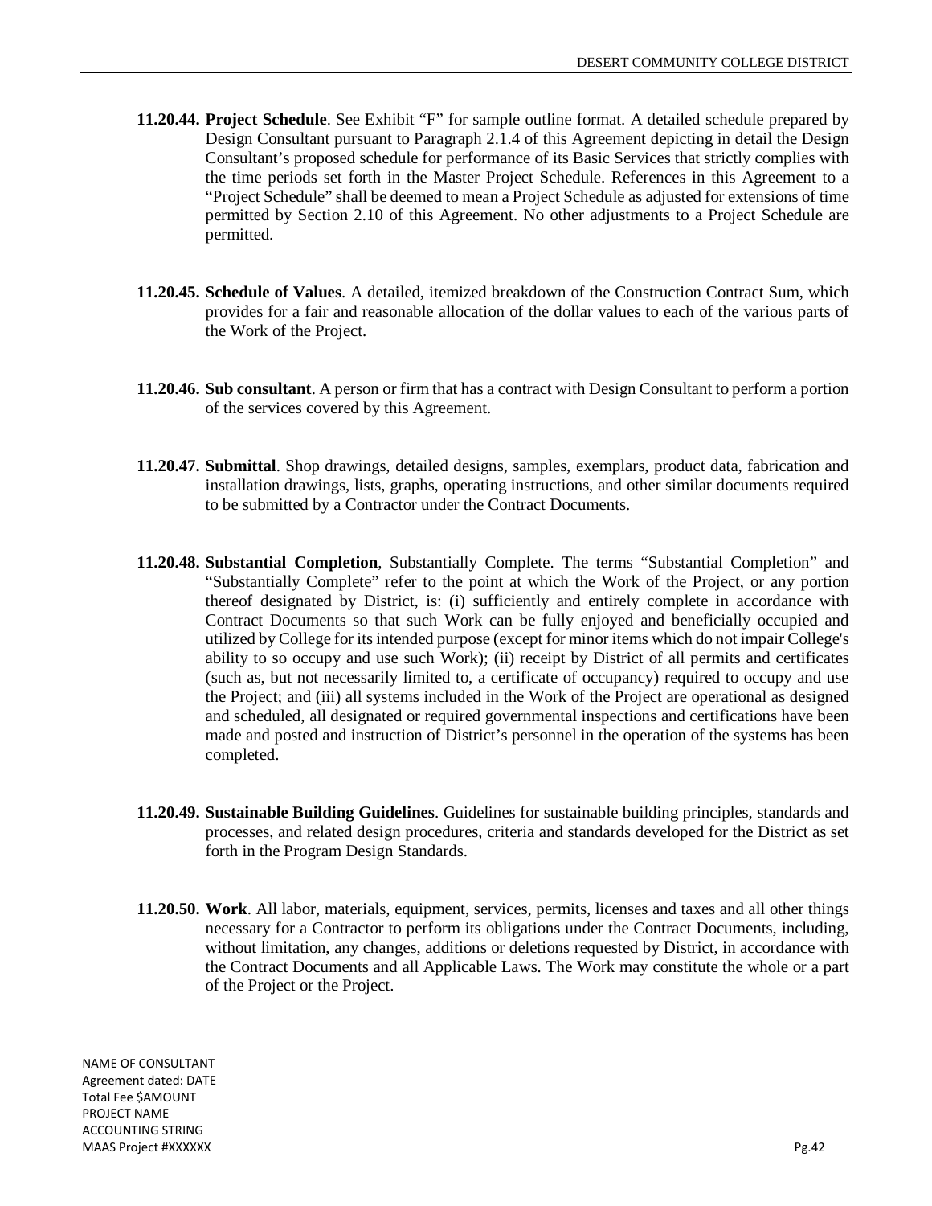**11.20.44. Project Schedule**. See Exhibit "F" for sample outline format. A detailed schedule prepared by Design Consultant pursuant to Paragraph 2.1.4 of this Agreement depicting in detail the Design Consultant's proposed schedule for performance of its Basic Services that strictly complies with the time periods set forth in the Master Project Schedule. References in this Agreement to a "Project Schedule" shall be deemed to mean a Project Schedule as adjusted for extensions of time permitted by Section 2.10 of this Agreement. No other adjustments to a Project Schedule are permitted.

**11.20.45. Schedule of Values**. A detailed, itemized breakdown of the Construction Contract Sum, which provides for a fair and reasonable allocation of the dollar values to each of the various parts of the Work of the Project.

**11.20.46. Sub consultant**. A person or firm that has a contract with Design Consultant to perform a portion of the services covered by this Agreement.

**11.20.47. Submittal**. Shop drawings, detailed designs, samples, exemplars, product data, fabrication and installation drawings, lists, graphs, operating instructions, and other similar documents required to be submitted by a Contractor under the Contract Documents.

**11.20.48. Substantial Completion**, Substantially Complete. The terms "Substantial Completion" and "Substantially Complete" refer to the point at which the Work of the Project, or any portion thereof designated by District, is: (i) sufficiently and entirely complete in accordance with Contract Documents so that such Work can be fully enjoyed and beneficially occupied and utilized by College for its intended purpose (except for minor items which do not impair College's ability to so occupy and use such Work); (ii) receipt by District of all permits and certificates (such as, but not necessarily limited to, a certificate of occupancy) required to occupy and use the Project; and (iii) all systems included in the Work of the Project are operational as designed and scheduled, all designated or required governmental inspections and certifications have been made and posted and instruction of District's personnel in the operation of the systems has been completed.

**11.20.49. Sustainable Building Guidelines**. Guidelines for sustainable building principles, standards and processes, and related design procedures, criteria and standards developed for the District as set forth in the Program Design Standards.

**11.20.50. Work**. All labor, materials, equipment, services, permits, licenses and taxes and all other things necessary for a Contractor to perform its obligations under the Contract Documents, including, without limitation, any changes, additions or deletions requested by District, in accordance with the Contract Documents and all Applicable Laws. The Work may constitute the whole or a part of the Project or the Project.

NAME OF CONSULTANT
Agreement dated: DATE
Total Fee $AMOUNT
PROJECT NAME
ACCOUNTING STRING
MAAS Project #XXXXXX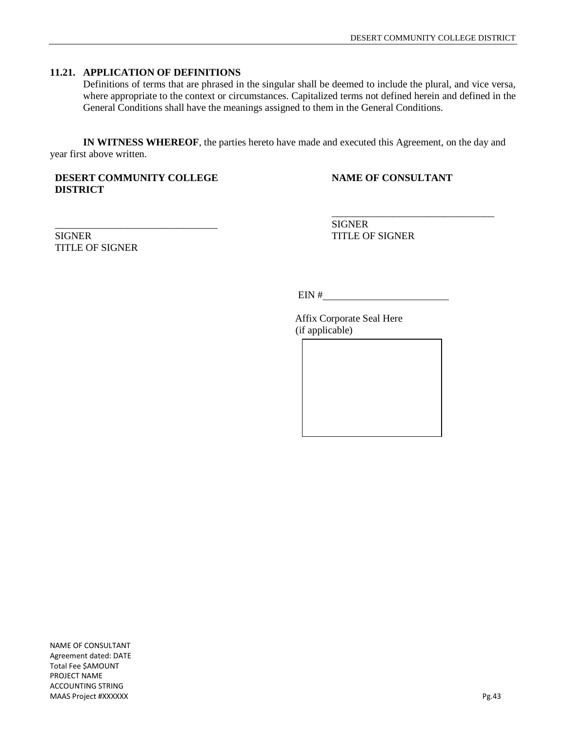### 11.21. APPLICATION OF DEFINITIONS

Definitions of terms that are phrased in the singular shall be deemed to include the plural, and vice versa, where appropriate to the context or circumstances. Capitalized terms not defined herein and defined in the General Conditions shall have the meanings assigned to them in the General Conditions.

**IN WITNESS WHEREOF**, the parties hereto have made and executed this Agreement, on the day and year first above written.

**DESERT COMMUNITY COLLEGE DISTRICT**

_________________________________
SIGNER
TITLE OF SIGNER

**NAME OF CONSULTANT**

_________________________________
SIGNER
TITLE OF SIGNER

EIN #________________________

Affix Corporate Seal Here
(if applicable)

NAME OF CONSULTANT
Agreement dated: DATE
Total Fee $AMOUNT
PROJECT NAME
ACCOUNTING STRING
MAAS Project #XXXXXX